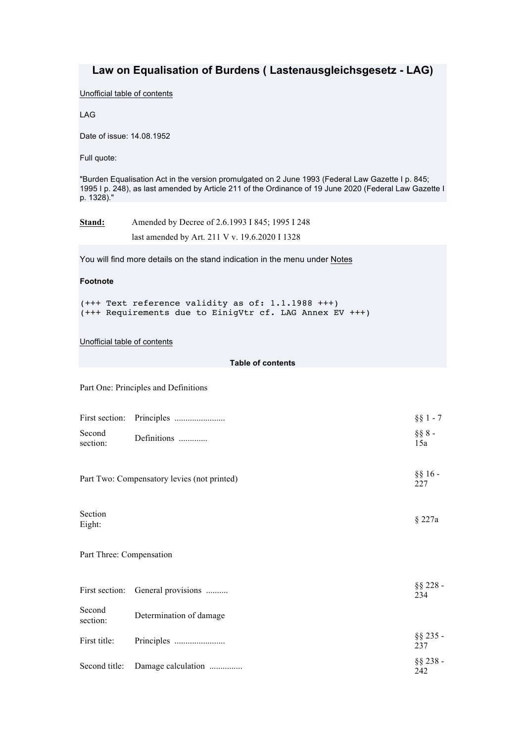# Law on Equalisation of Burdens ( Lastenausgleichsgesetz - LAG)

Unofficial table of contents

LAG

Date of issue: 14.08.1952

Full quote:

"Burden Equalisation Act in the version promulgated on 2 June 1993 (Federal Law Gazette I p. 845; 1995 I p. 248), as last amended by Article 211 of the Ordinance of 19 June 2020 (Federal Law Gazette I p. 1328)."

**Stand:** Amended by Decree of 2.6.1993 I 845; 1995 I 248

last amended by Art. 211 V v. 19.6.2020 I 1328

You will find more details on the stand indication in the menu under Notes

**Footnote**

```
(+++ Text reference validity as of: 1.1.1988 +++)
(+++ Requirements due to EinigVtr cf. LAG Annex EV +++)
```

Unofficial table of contents

**Table of contents**

Part One: Principles and Definitions

| | | |
|---|---|---|
| First section: | Principles ....................... | §§ 1 - 7 |
| Second section: | Definitions ............ | §§ 8 - 15a |

| | |
|---|---|
| Part Two: Compensatory levies (not printed) | §§ 16 - 227 |

| | | |
|---|---|---|
| Section Eight: | | § 227a |

Part Three: Compensation

| | | |
|---|---|---|
| First section: | General provisions .......... | §§ 228 - 234 |
| Second section: | Determination of damage | |
| First title: | Principles ....................... | §§ 235 - 237 |
| Second title: | Damage calculation ............... | §§ 238 - 242 |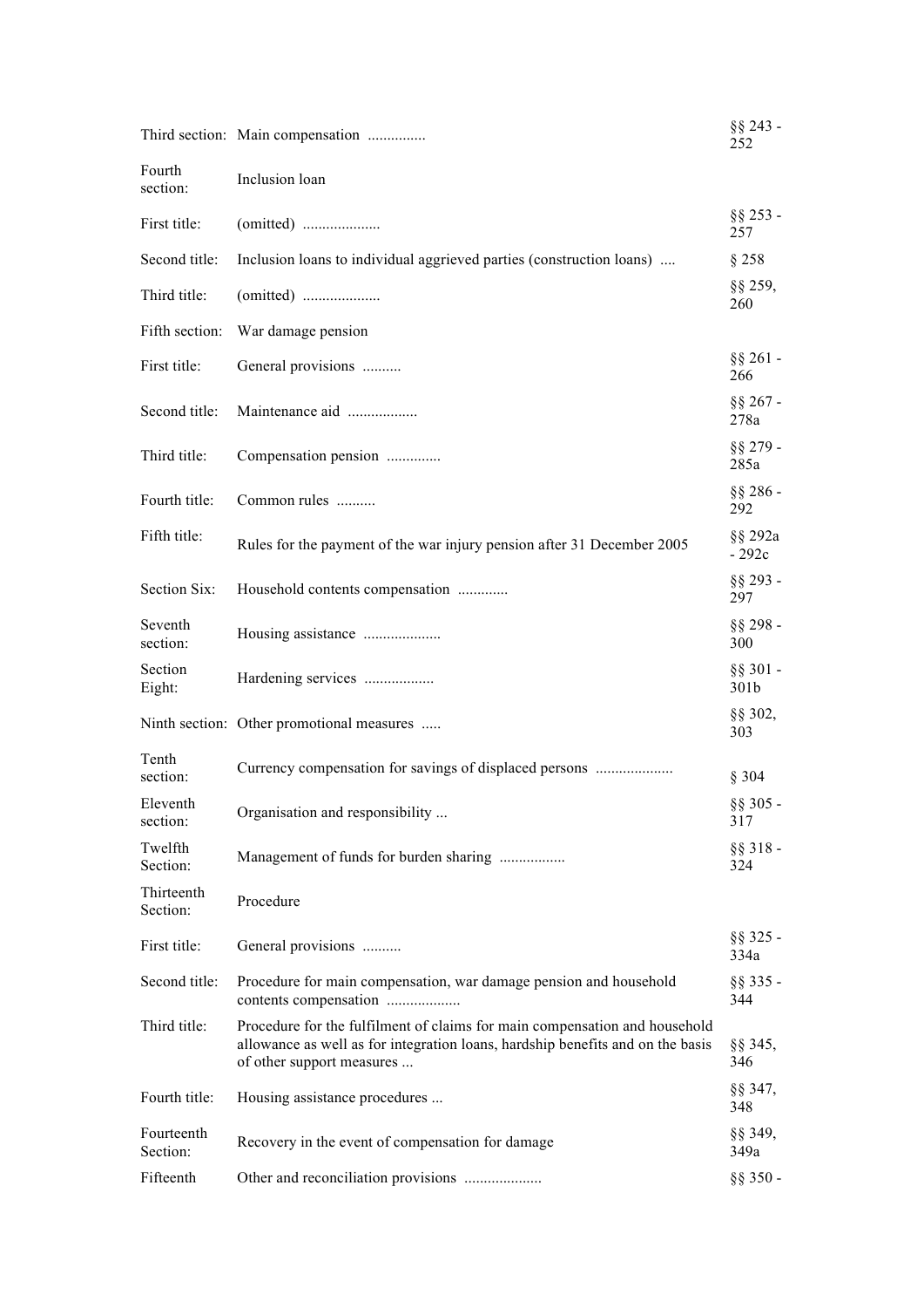| | | |
|---|---|---|
| Third section: | Main compensation ............... | §§ 243 - 252 |
| Fourth section: | Inclusion loan | |
| First title: | (omitted) .................... | §§ 253 - 257 |
| Second title: | Inclusion loans to individual aggrieved parties (construction loans) .... | § 258 |
| Third title: | (omitted) .................... | §§ 259, 260 |
| Fifth section: | War damage pension | |
| First title: | General provisions .......... | §§ 261 - 266 |
| Second title: | Maintenance aid .................. | §§ 267 - 278a |
| Third title: | Compensation pension .............. | §§ 279 - 285a |
| Fourth title: | Common rules .......... | §§ 286 - 292 |
| Fifth title: | Rules for the payment of the war injury pension after 31 December 2005 | §§ 292a - 292c |
| Section Six: | Household contents compensation ............ | §§ 293 - 297 |
| Seventh section: | Housing assistance .................... | §§ 298 - 300 |
| Section Eight: | Hardening services .................. | §§ 301 - 301b |
| Ninth section: | Other promotional measures ..... | §§ 302, 303 |
| Tenth section: | Currency compensation for savings of displaced persons .................... | § 304 |
| Eleventh section: | Organisation and responsibility ... | §§ 305 - 317 |
| Twelfth Section: | Management of funds for burden sharing ................. | §§ 318 - 324 |
| Thirteenth Section: | Procedure | |
| First title: | General provisions .......... | §§ 325 - 334a |
| Second title: | Procedure for main compensation, war damage pension and household contents compensation .................. | §§ 335 - 344 |
| Third title: | Procedure for the fulfilment of claims for main compensation and household allowance as well as for integration loans, hardship benefits and on the basis of other support measures ... | §§ 345, 346 |
| Fourth title: | Housing assistance procedures ... | §§ 347, 348 |
| Fourteenth Section: | Recovery in the event of compensation for damage | §§ 349, 349a |
| Fifteenth | Other and reconciliation provisions .................... | §§ 350 - |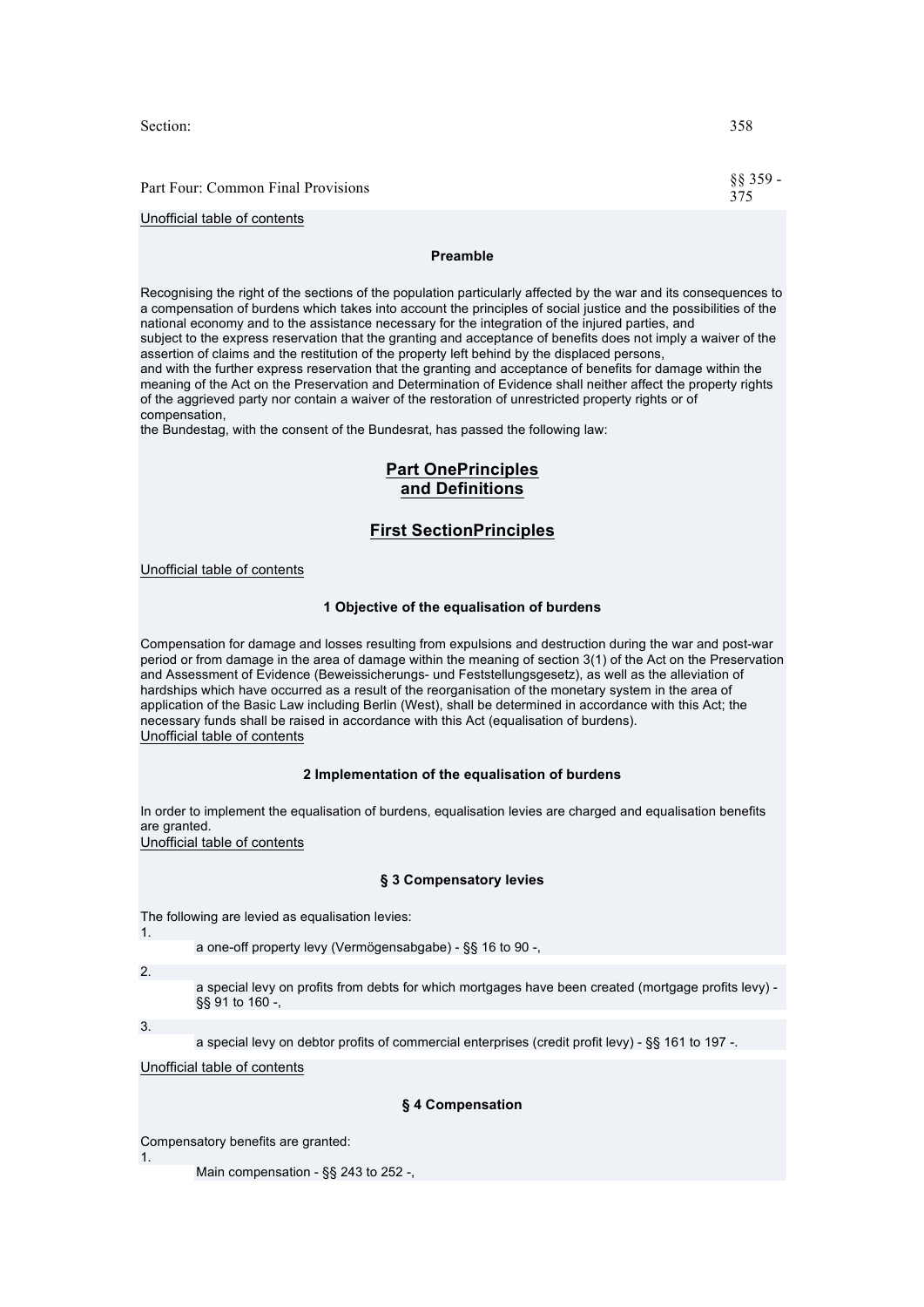| Section: | 358 |
| --- | --- |
| Part Four: Common Final Provisions | §§ 359 - 375 |

Unofficial table of contents

#### Preamble

Recognising the right of the sections of the population particularly affected by the war and its consequences to a compensation of burdens which takes into account the principles of social justice and the possibilities of the national economy and to the assistance necessary for the integration of the injured parties, and
subject to the express reservation that the granting and acceptance of benefits does not imply a waiver of the assertion of claims and the restitution of the property left behind by the displaced persons,
and with the further express reservation that the granting and acceptance of benefits for damage within the meaning of the Act on the Preservation and Determination of Evidence shall neither affect the property rights of the aggrieved party nor contain a waiver of the restoration of unrestricted property rights or of compensation,
the Bundestag, with the consent of the Bundesrat, has passed the following law:

## Part OnePrinciples and Definitions

## First SectionPrinciples

Unofficial table of contents

#### 1 Objective of the equalisation of burdens

Compensation for damage and losses resulting from expulsions and destruction during the war and post-war period or from damage in the area of damage within the meaning of section 3(1) of the Act on the Preservation and Assessment of Evidence (Beweissicherungs- und Feststellungsgesetz), as well as the alleviation of hardships which have occurred as a result of the reorganisation of the monetary system in the area of application of the Basic Law including Berlin (West), shall be determined in accordance with this Act; the necessary funds shall be raised in accordance with this Act (equalisation of burdens).
Unofficial table of contents

#### 2 Implementation of the equalisation of burdens

In order to implement the equalisation of burdens, equalisation levies are charged and equalisation benefits are granted.
Unofficial table of contents

#### § 3 Compensatory levies

The following are levied as equalisation levies:

1. a one-off property levy (Vermögensabgabe) - §§ 16 to 90 -,
2. a special levy on profits from debts for which mortgages have been created (mortgage profits levy) - §§ 91 to 160 -,
3. a special levy on debtor profits of commercial enterprises (credit profit levy) - §§ 161 to 197 -.

Unofficial table of contents

#### § 4 Compensation

Compensatory benefits are granted:

1. Main compensation - §§ 243 to 252 -,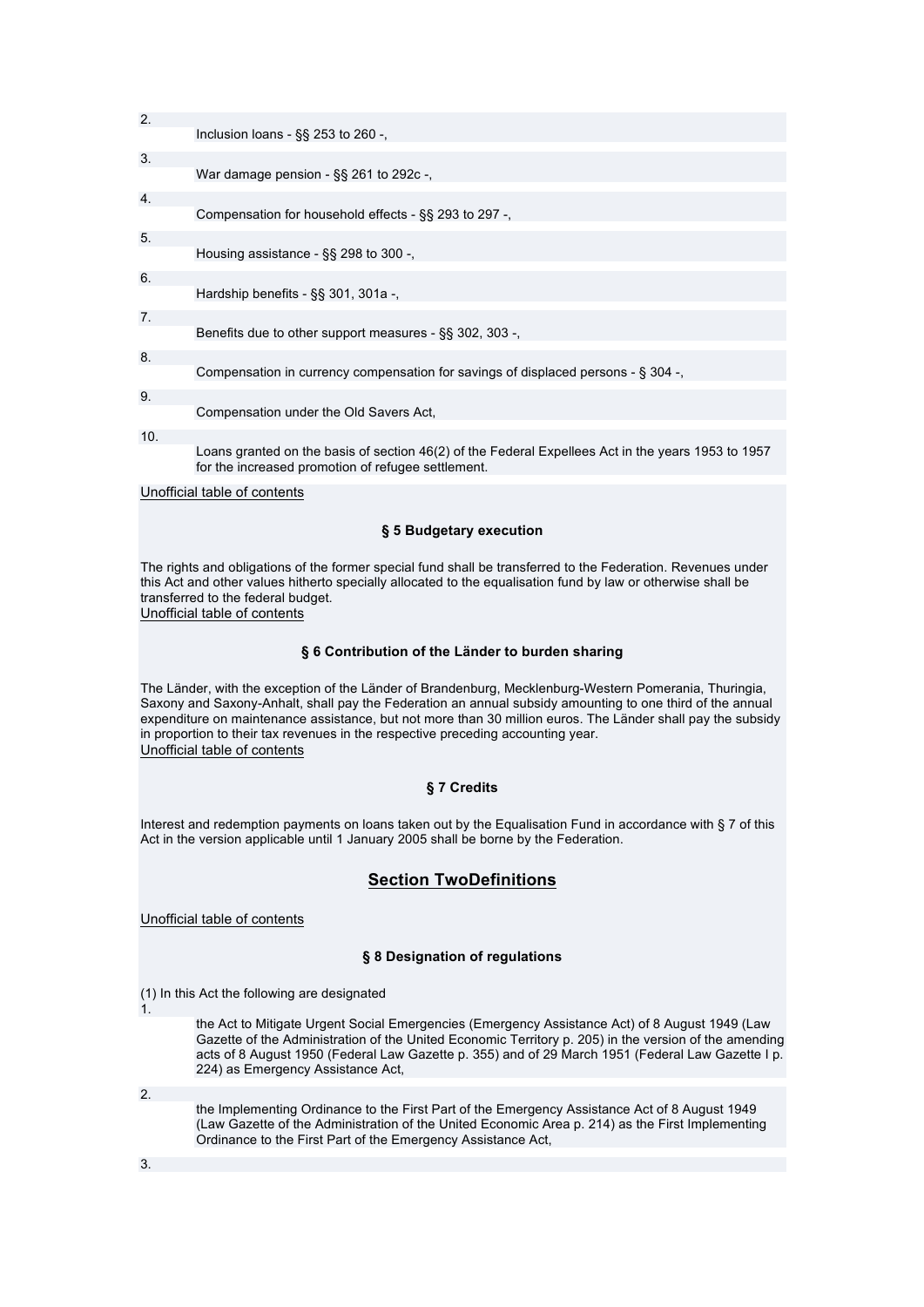2. Inclusion loans - §§ 253 to 260 -,

3. War damage pension - §§ 261 to 292c -,

4. Compensation for household effects - §§ 293 to 297 -,

5. Housing assistance - §§ 298 to 300 -,

6. Hardship benefits - §§ 301, 301a -,

7. Benefits due to other support measures - §§ 302, 303 -,

8. Compensation in currency compensation for savings of displaced persons - § 304 -,

9. Compensation under the Old Savers Act,

10. Loans granted on the basis of section 46(2) of the Federal Expellees Act in the years 1953 to 1957 for the increased promotion of refugee settlement.

Unofficial table of contents

### § 5 Budgetary execution

The rights and obligations of the former special fund shall be transferred to the Federation. Revenues under this Act and other values hitherto specially allocated to the equalisation fund by law or otherwise shall be transferred to the federal budget.

Unofficial table of contents

### § 6 Contribution of the Länder to burden sharing

The Länder, with the exception of the Länder of Brandenburg, Mecklenburg-Western Pomerania, Thuringia, Saxony and Saxony-Anhalt, shall pay the Federation an annual subsidy amounting to one third of the annual expenditure on maintenance assistance, but not more than 30 million euros. The Länder shall pay the subsidy in proportion to their tax revenues in the respective preceding accounting year.

Unofficial table of contents

### § 7 Credits

Interest and redemption payments on loans taken out by the Equalisation Fund in accordance with § 7 of this Act in the version applicable until 1 January 2005 shall be borne by the Federation.

## Section TwoDefinitions

Unofficial table of contents

### § 8 Designation of regulations

(1) In this Act the following are designated

1. the Act to Mitigate Urgent Social Emergencies (Emergency Assistance Act) of 8 August 1949 (Law Gazette of the Administration of the United Economic Territory p. 205) in the version of the amending acts of 8 August 1950 (Federal Law Gazette p. 355) and of 29 March 1951 (Federal Law Gazette I p. 224) as Emergency Assistance Act,

2. the Implementing Ordinance to the First Part of the Emergency Assistance Act of 8 August 1949 (Law Gazette of the Administration of the United Economic Area p. 214) as the First Implementing Ordinance to the First Part of the Emergency Assistance Act,

3.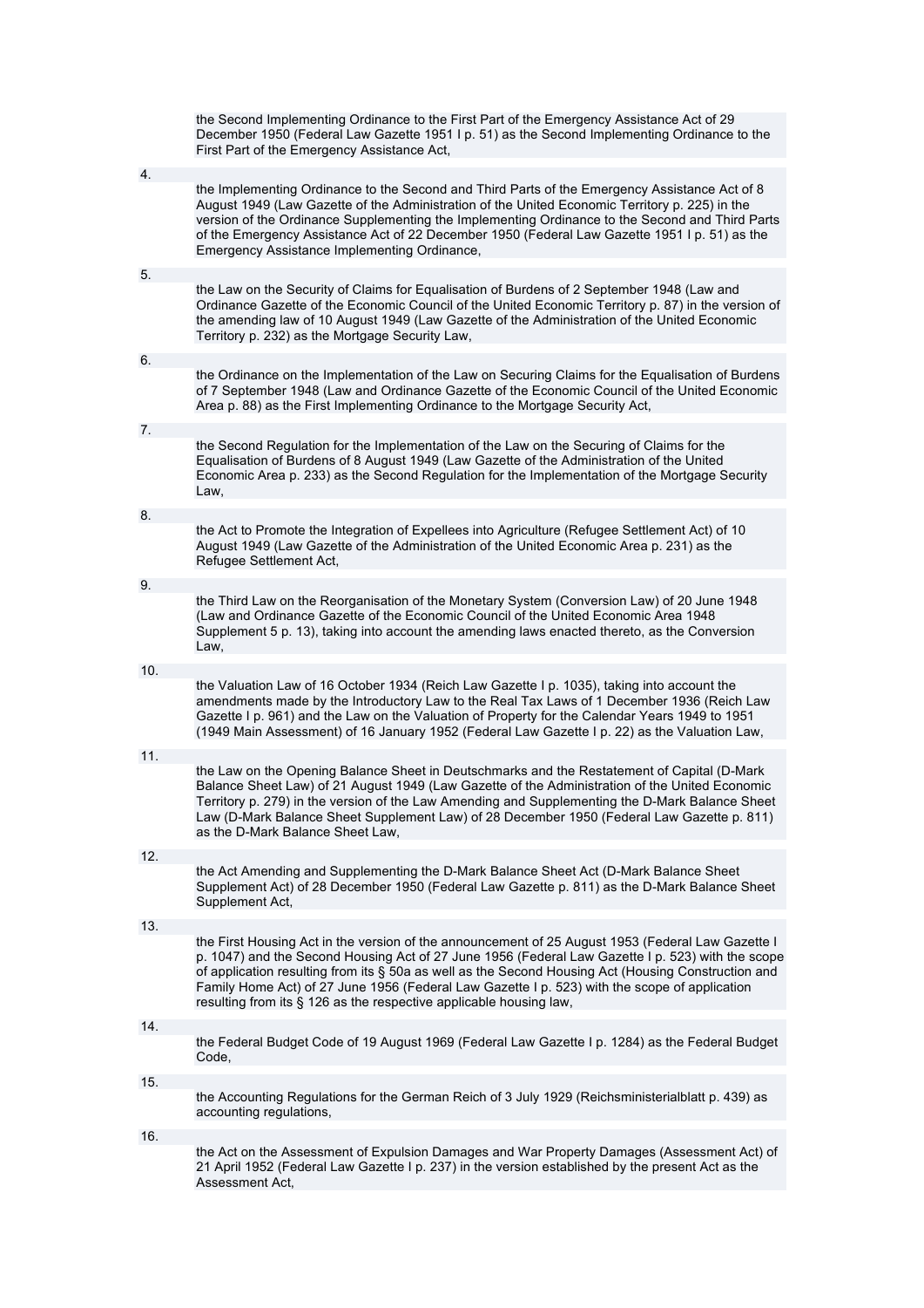the Second Implementing Ordinance to the First Part of the Emergency Assistance Act of 29 December 1950 (Federal Law Gazette 1951 I p. 51) as the Second Implementing Ordinance to the First Part of the Emergency Assistance Act,

4. the Implementing Ordinance to the Second and Third Parts of the Emergency Assistance Act of 8 August 1949 (Law Gazette of the Administration of the United Economic Territory p. 225) in the version of the Ordinance Supplementing the Implementing Ordinance to the Second and Third Parts of the Emergency Assistance Act of 22 December 1950 (Federal Law Gazette 1951 I p. 51) as the Emergency Assistance Implementing Ordinance,

5. the Law on the Security of Claims for Equalisation of Burdens of 2 September 1948 (Law and Ordinance Gazette of the Economic Council of the United Economic Territory p. 87) in the version of the amending law of 10 August 1949 (Law Gazette of the Administration of the United Economic Territory p. 232) as the Mortgage Security Law,

6. the Ordinance on the Implementation of the Law on Securing Claims for the Equalisation of Burdens of 7 September 1948 (Law and Ordinance Gazette of the Economic Council of the United Economic Area p. 88) as the First Implementing Ordinance to the Mortgage Security Act,

7. the Second Regulation for the Implementation of the Law on the Securing of Claims for the Equalisation of Burdens of 8 August 1949 (Law Gazette of the Administration of the United Economic Area p. 233) as the Second Regulation for the Implementation of the Mortgage Security Law,

8. the Act to Promote the Integration of Expellees into Agriculture (Refugee Settlement Act) of 10 August 1949 (Law Gazette of the Administration of the United Economic Area p. 231) as the Refugee Settlement Act,

9. the Third Law on the Reorganisation of the Monetary System (Conversion Law) of 20 June 1948 (Law and Ordinance Gazette of the Economic Council of the United Economic Area 1948 Supplement 5 p. 13), taking into account the amending laws enacted thereto, as the Conversion Law,

10. the Valuation Law of 16 October 1934 (Reich Law Gazette I p. 1035), taking into account the amendments made by the Introductory Law to the Real Tax Laws of 1 December 1936 (Reich Law Gazette I p. 961) and the Law on the Valuation of Property for the Calendar Years 1949 to 1951 (1949 Main Assessment) of 16 January 1952 (Federal Law Gazette I p. 22) as the Valuation Law,

11. the Law on the Opening Balance Sheet in Deutschmarks and the Restatement of Capital (D-Mark Balance Sheet Law) of 21 August 1949 (Law Gazette of the Administration of the United Economic Territory p. 279) in the version of the Law Amending and Supplementing the D-Mark Balance Sheet Law (D-Mark Balance Sheet Supplement Law) of 28 December 1950 (Federal Law Gazette p. 811) as the D-Mark Balance Sheet Law,

12. the Act Amending and Supplementing the D-Mark Balance Sheet Act (D-Mark Balance Sheet Supplement Act) of 28 December 1950 (Federal Law Gazette p. 811) as the D-Mark Balance Sheet Supplement Act,

13. the First Housing Act in the version of the announcement of 25 August 1953 (Federal Law Gazette I p. 1047) and the Second Housing Act of 27 June 1956 (Federal Law Gazette I p. 523) with the scope of application resulting from its § 50a as well as the Second Housing Act (Housing Construction and Family Home Act) of 27 June 1956 (Federal Law Gazette I p. 523) with the scope of application resulting from its § 126 as the respective applicable housing law,

14. the Federal Budget Code of 19 August 1969 (Federal Law Gazette I p. 1284) as the Federal Budget Code,

15. the Accounting Regulations for the German Reich of 3 July 1929 (Reichsministerialblatt p. 439) as accounting regulations,

16. the Act on the Assessment of Expulsion Damages and War Property Damages (Assessment Act) of 21 April 1952 (Federal Law Gazette I p. 237) in the version established by the present Act as the Assessment Act,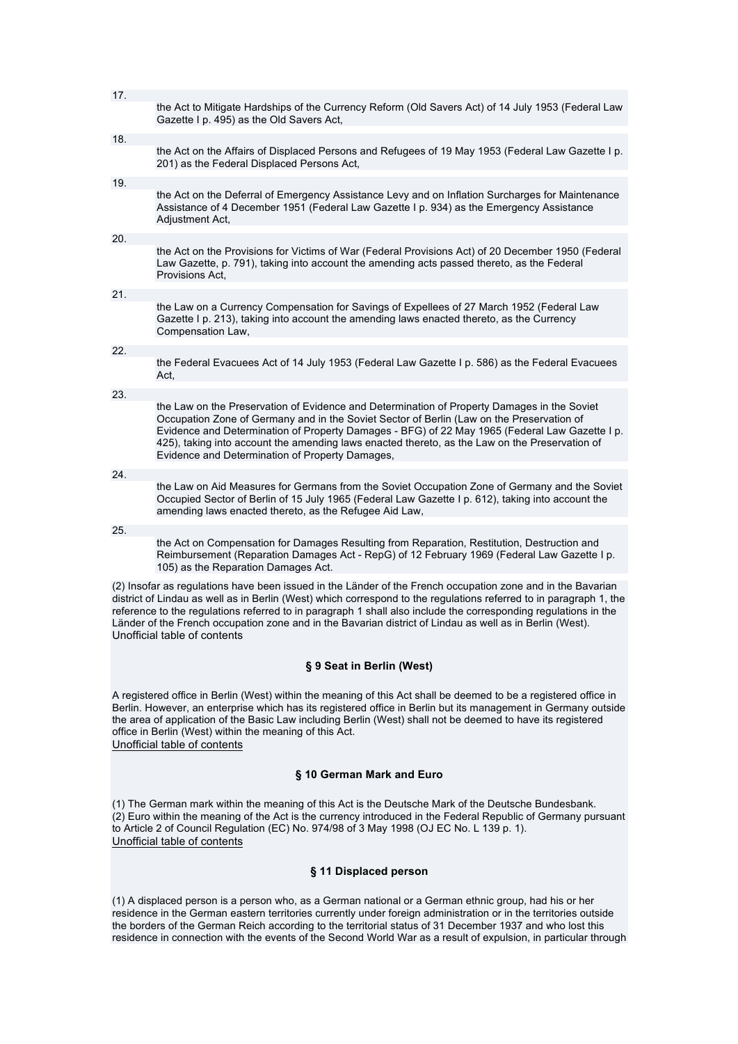17. the Act to Mitigate Hardships of the Currency Reform (Old Savers Act) of 14 July 1953 (Federal Law Gazette I p. 495) as the Old Savers Act,

18. the Act on the Affairs of Displaced Persons and Refugees of 19 May 1953 (Federal Law Gazette I p. 201) as the Federal Displaced Persons Act,

19. the Act on the Deferral of Emergency Assistance Levy and on Inflation Surcharges for Maintenance Assistance of 4 December 1951 (Federal Law Gazette I p. 934) as the Emergency Assistance Adjustment Act,

20. the Act on the Provisions for Victims of War (Federal Provisions Act) of 20 December 1950 (Federal Law Gazette, p. 791), taking into account the amending acts passed thereto, as the Federal Provisions Act,

21. the Law on a Currency Compensation for Savings of Expellees of 27 March 1952 (Federal Law Gazette I p. 213), taking into account the amending laws enacted thereto, as the Currency Compensation Law,

22. the Federal Evacuees Act of 14 July 1953 (Federal Law Gazette I p. 586) as the Federal Evacuees Act,

23. the Law on the Preservation of Evidence and Determination of Property Damages in the Soviet Occupation Zone of Germany and in the Soviet Sector of Berlin (Law on the Preservation of Evidence and Determination of Property Damages - BFG) of 22 May 1965 (Federal Law Gazette I p. 425), taking into account the amending laws enacted thereto, as the Law on the Preservation of Evidence and Determination of Property Damages,

24. the Law on Aid Measures for Germans from the Soviet Occupation Zone of Germany and the Soviet Occupied Sector of Berlin of 15 July 1965 (Federal Law Gazette I p. 612), taking into account the amending laws enacted thereto, as the Refugee Aid Law,

25. the Act on Compensation for Damages Resulting from Reparation, Restitution, Destruction and Reimbursement (Reparation Damages Act - RepG) of 12 February 1969 (Federal Law Gazette I p. 105) as the Reparation Damages Act.

(2) Insofar as regulations have been issued in the Länder of the French occupation zone and in the Bavarian district of Lindau as well as in Berlin (West) which correspond to the regulations referred to in paragraph 1, the reference to the regulations referred to in paragraph 1 shall also include the corresponding regulations in the Länder of the French occupation zone and in the Bavarian district of Lindau as well as in Berlin (West).

Unofficial table of contents

### § 9 Seat in Berlin (West)

A registered office in Berlin (West) within the meaning of this Act shall be deemed to be a registered office in Berlin. However, an enterprise which has its registered office in Berlin but its management in Germany outside the area of application of the Basic Law including Berlin (West) shall not be deemed to have its registered office in Berlin (West) within the meaning of this Act.

Unofficial table of contents

### § 10 German Mark and Euro

(1) The German mark within the meaning of this Act is the Deutsche Mark of the Deutsche Bundesbank.
(2) Euro within the meaning of the Act is the currency introduced in the Federal Republic of Germany pursuant to Article 2 of Council Regulation (EC) No. 974/98 of 3 May 1998 (OJ EC No. L 139 p. 1).

Unofficial table of contents

### § 11 Displaced person

(1) A displaced person is a person who, as a German national or a German ethnic group, had his or her residence in the German eastern territories currently under foreign administration or in the territories outside the borders of the German Reich according to the territorial status of 31 December 1937 and who lost this residence in connection with the events of the Second World War as a result of expulsion, in particular through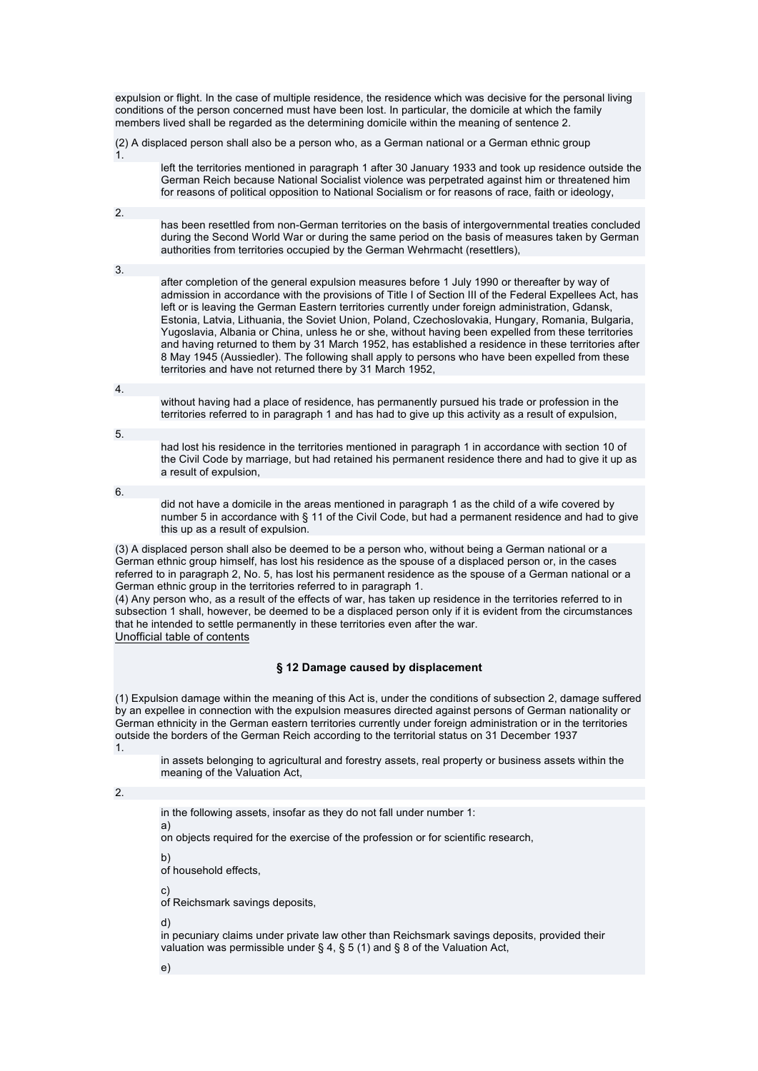expulsion or flight. In the case of multiple residence, the residence which was decisive for the personal living conditions of the person concerned must have been lost. In particular, the domicile at which the family members lived shall be regarded as the determining domicile within the meaning of sentence 2.

(2) A displaced person shall also be a person who, as a German national or a German ethnic group

1. left the territories mentioned in paragraph 1 after 30 January 1933 and took up residence outside the German Reich because National Socialist violence was perpetrated against him or threatened him for reasons of political opposition to National Socialism or for reasons of race, faith or ideology,

2. has been resettled from non-German territories on the basis of intergovernmental treaties concluded during the Second World War or during the same period on the basis of measures taken by German authorities from territories occupied by the German Wehrmacht (resettlers),

3. after completion of the general expulsion measures before 1 July 1990 or thereafter by way of admission in accordance with the provisions of Title I of Section III of the Federal Expellees Act, has left or is leaving the German Eastern territories currently under foreign administration, Gdansk, Estonia, Latvia, Lithuania, the Soviet Union, Poland, Czechoslovakia, Hungary, Romania, Bulgaria, Yugoslavia, Albania or China, unless he or she, without having been expelled from these territories and having returned to them by 31 March 1952, has established a residence in these territories after 8 May 1945 (Aussiedler). The following shall apply to persons who have been expelled from these territories and have not returned there by 31 March 1952,

4. without having had a place of residence, has permanently pursued his trade or profession in the territories referred to in paragraph 1 and has had to give up this activity as a result of expulsion,

5. had lost his residence in the territories mentioned in paragraph 1 in accordance with section 10 of the Civil Code by marriage, but had retained his permanent residence there and had to give it up as a result of expulsion,

6. did not have a domicile in the areas mentioned in paragraph 1 as the child of a wife covered by number 5 in accordance with § 11 of the Civil Code, but had a permanent residence and had to give this up as a result of expulsion.

(3) A displaced person shall also be deemed to be a person who, without being a German national or a German ethnic group himself, has lost his residence as the spouse of a displaced person or, in the cases referred to in paragraph 2, No. 5, has lost his permanent residence as the spouse of a German national or a German ethnic group in the territories referred to in paragraph 1.

(4) Any person who, as a result of the effects of war, has taken up residence in the territories referred to in subsection 1 shall, however, be deemed to be a displaced person only if it is evident from the circumstances that he intended to settle permanently in these territories even after the war.

Unofficial table of contents

### § 12 Damage caused by displacement

(1) Expulsion damage within the meaning of this Act is, under the conditions of subsection 2, damage suffered by an expellee in connection with the expulsion measures directed against persons of German nationality or German ethnicity in the German eastern territories currently under foreign administration or in the territories outside the borders of the German Reich according to the territorial status on 31 December 1937

1. in assets belonging to agricultural and forestry assets, real property or business assets within the meaning of the Valuation Act,

2. in the following assets, insofar as they do not fall under number 1:

   a) on objects required for the exercise of the profession or for scientific research,

   b) of household effects,

   c) of Reichsmark savings deposits,

   d) in pecuniary claims under private law other than Reichsmark savings deposits, provided their valuation was permissible under § 4, § 5 (1) and § 8 of the Valuation Act,

   e)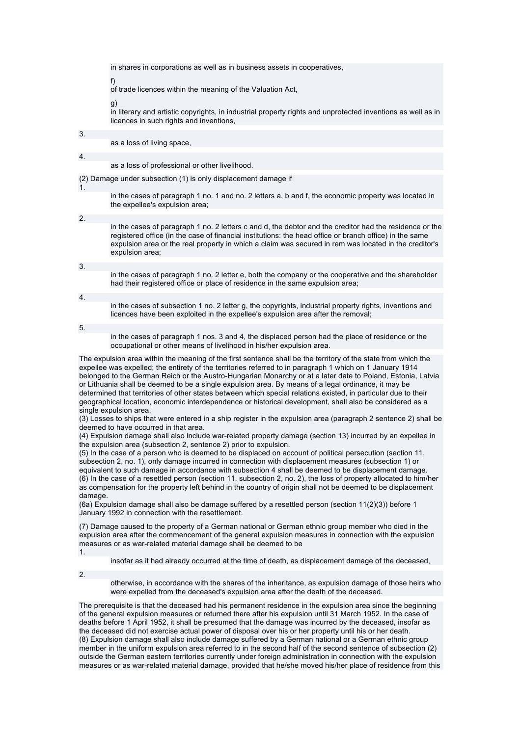in shares in corporations as well as in business assets in cooperatives,

f)
of trade licences within the meaning of the Valuation Act,

g)
in literary and artistic copyrights, in industrial property rights and unprotected inventions as well as in licences in such rights and inventions,

3.
as a loss of living space,

4.
as a loss of professional or other livelihood.

(2) Damage under subsection (1) is only displacement damage if

1.
in the cases of paragraph 1 no. 1 and no. 2 letters a, b and f, the economic property was located in the expellee's expulsion area;

2.
in the cases of paragraph 1 no. 2 letters c and d, the debtor and the creditor had the residence or the registered office (in the case of financial institutions: the head office or branch office) in the same expulsion area or the real property in which a claim was secured in rem was located in the creditor's expulsion area;

3.
in the cases of paragraph 1 no. 2 letter e, both the company or the cooperative and the shareholder had their registered office or place of residence in the same expulsion area;

4.
in the cases of subsection 1 no. 2 letter g, the copyrights, industrial property rights, inventions and licences have been exploited in the expellee's expulsion area after the removal;

5.
in the cases of paragraph 1 nos. 3 and 4, the displaced person had the place of residence or the occupational or other means of livelihood in his/her expulsion area.

The expulsion area within the meaning of the first sentence shall be the territory of the state from which the expellee was expelled; the entirety of the territories referred to in paragraph 1 which on 1 January 1914 belonged to the German Reich or the Austro-Hungarian Monarchy or at a later date to Poland, Estonia, Latvia or Lithuania shall be deemed to be a single expulsion area. By means of a legal ordinance, it may be determined that territories of other states between which special relations existed, in particular due to their geographical location, economic interdependence or historical development, shall also be considered as a single expulsion area.
(3) Losses to ships that were entered in a ship register in the expulsion area (paragraph 2 sentence 2) shall be deemed to have occurred in that area.
(4) Expulsion damage shall also include war-related property damage (section 13) incurred by an expellee in the expulsion area (subsection 2, sentence 2) prior to expulsion.
(5) In the case of a person who is deemed to be displaced on account of political persecution (section 11, subsection 2, no. 1), only damage incurred in connection with displacement measures (subsection 1) or equivalent to such damage in accordance with subsection 4 shall be deemed to be displacement damage.
(6) In the case of a resettled person (section 11, subsection 2, no. 2), the loss of property allocated to him/her as compensation for the property left behind in the country of origin shall not be deemed to be displacement damage.
(6a) Expulsion damage shall also be damage suffered by a resettled person (section 11(2)(3)) before 1 January 1992 in connection with the resettlement.

(7) Damage caused to the property of a German national or German ethnic group member who died in the expulsion area after the commencement of the general expulsion measures in connection with the expulsion measures or as war-related material damage shall be deemed to be

1.
insofar as it had already occurred at the time of death, as displacement damage of the deceased,

2.
otherwise, in accordance with the shares of the inheritance, as expulsion damage of those heirs who were expelled from the deceased's expulsion area after the death of the deceased.

The prerequisite is that the deceased had his permanent residence in the expulsion area since the beginning of the general expulsion measures or returned there after his expulsion until 31 March 1952. In the case of deaths before 1 April 1952, it shall be presumed that the damage was incurred by the deceased, insofar as the deceased did not exercise actual power of disposal over his or her property until his or her death.
(8) Expulsion damage shall also include damage suffered by a German national or a German ethnic group member in the uniform expulsion area referred to in the second half of the second sentence of subsection (2) outside the German eastern territories currently under foreign administration in connection with the expulsion measures or as war-related material damage, provided that he/she moved his/her place of residence from this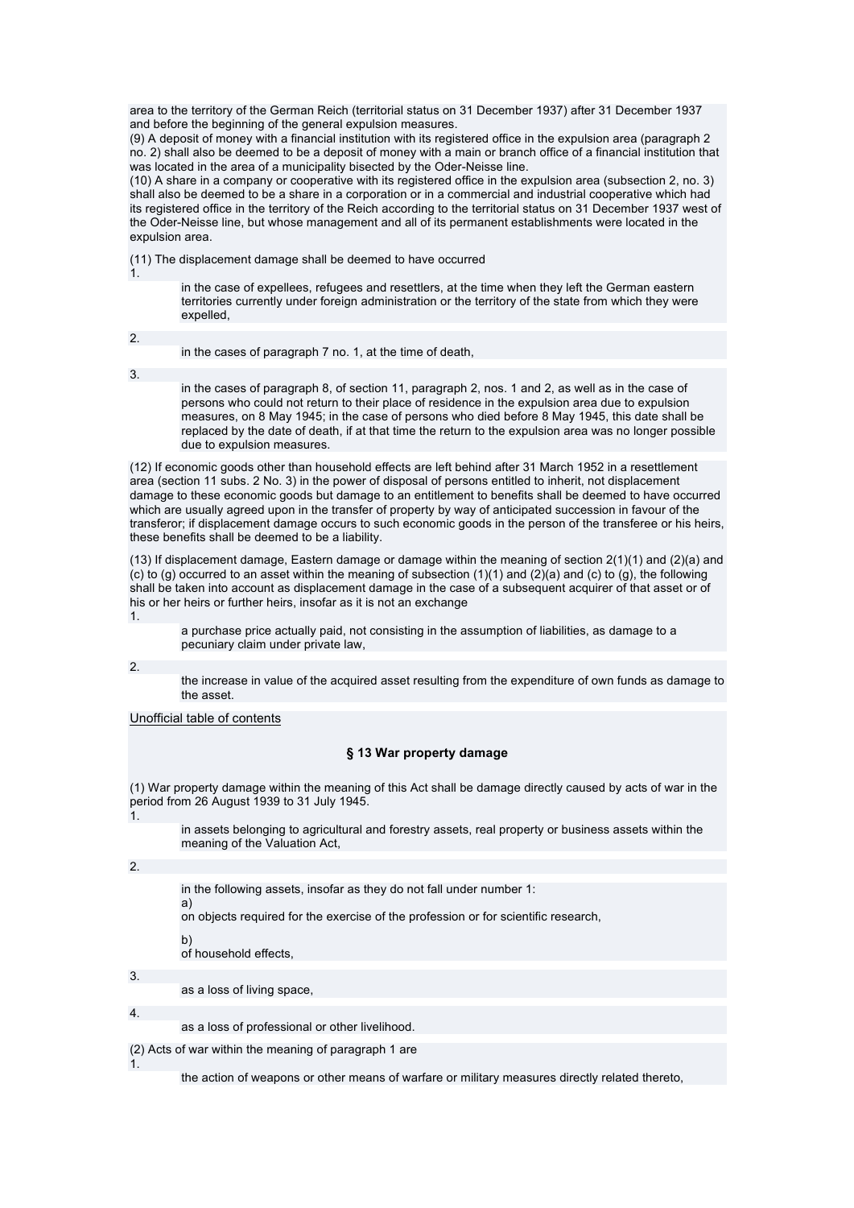area to the territory of the German Reich (territorial status on 31 December 1937) after 31 December 1937 and before the beginning of the general expulsion measures.
(9) A deposit of money with a financial institution with its registered office in the expulsion area (paragraph 2 no. 2) shall also be deemed to be a deposit of money with a main or branch office of a financial institution that was located in the area of a municipality bisected by the Oder-Neisse line.
(10) A share in a company or cooperative with its registered office in the expulsion area (subsection 2, no. 3) shall also be deemed to be a share in a corporation or in a commercial and industrial cooperative which had its registered office in the territory of the Reich according to the territorial status on 31 December 1937 west of the Oder-Neisse line, but whose management and all of its permanent establishments were located in the expulsion area.

(11) The displacement damage shall be deemed to have occurred

1. in the case of expellees, refugees and resettlers, at the time when they left the German eastern territories currently under foreign administration or the territory of the state from which they were expelled,
2. in the cases of paragraph 7 no. 1, at the time of death,
3. in the cases of paragraph 8, of section 11, paragraph 2, nos. 1 and 2, as well as in the case of persons who could not return to their place of residence in the expulsion area due to expulsion measures, on 8 May 1945; in the case of persons who died before 8 May 1945, this date shall be replaced by the date of death, if at that time the return to the expulsion area was no longer possible due to expulsion measures.

(12) If economic goods other than household effects are left behind after 31 March 1952 in a resettlement area (section 11 subs. 2 No. 3) in the power of disposal of persons entitled to inherit, not displacement damage to these economic goods but damage to an entitlement to benefits shall be deemed to have occurred which are usually agreed upon in the transfer of property by way of anticipated succession in favour of the transferor; if displacement damage occurs to such economic goods in the person of the transferee or his heirs, these benefits shall be deemed to be a liability.

(13) If displacement damage, Eastern damage or damage within the meaning of section 2(1)(1) and (2)(a) and (c) to (g) occurred to an asset within the meaning of subsection (1)(1) and (2)(a) and (c) to (g), the following shall be taken into account as displacement damage in the case of a subsequent acquirer of that asset or of his or her heirs or further heirs, insofar as it is not an exchange

1. a purchase price actually paid, not consisting in the assumption of liabilities, as damage to a pecuniary claim under private law,
2. the increase in value of the acquired asset resulting from the expenditure of own funds as damage to the asset.

Unofficial table of contents

## § 13 War property damage

(1) War property damage within the meaning of this Act shall be damage directly caused by acts of war in the period from 26 August 1939 to 31 July 1945.

1. in assets belonging to agricultural and forestry assets, real property or business assets within the meaning of the Valuation Act,
2. in the following assets, insofar as they do not fall under number 1:
   a) on objects required for the exercise of the profession or for scientific research,
   b) of household effects,
3. as a loss of living space,
4. as a loss of professional or other livelihood.

(2) Acts of war within the meaning of paragraph 1 are

1. the action of weapons or other means of warfare or military measures directly related thereto,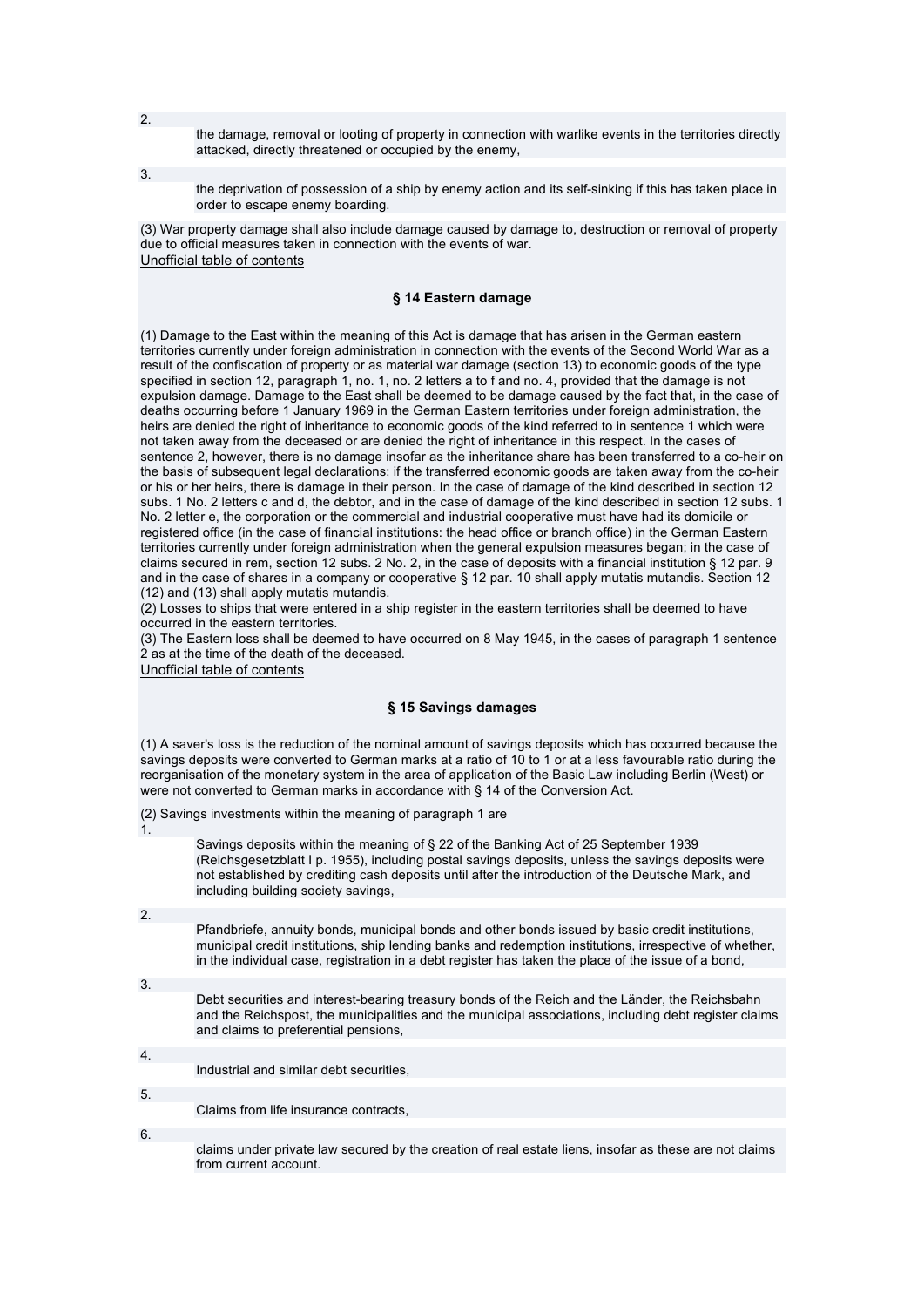2. the damage, removal or looting of property in connection with warlike events in the territories directly attacked, directly threatened or occupied by the enemy,

3. the deprivation of possession of a ship by enemy action and its self-sinking if this has taken place in order to escape enemy boarding.

(3) War property damage shall also include damage caused by damage to, destruction or removal of property due to official measures taken in connection with the events of war.
Unofficial table of contents

### § 14 Eastern damage

(1) Damage to the East within the meaning of this Act is damage that has arisen in the German eastern territories currently under foreign administration in connection with the events of the Second World War as a result of the confiscation of property or as material war damage (section 13) to economic goods of the type specified in section 12, paragraph 1, no. 1, no. 2 letters a to f and no. 4, provided that the damage is not expulsion damage. Damage to the East shall be deemed to be damage caused by the fact that, in the case of deaths occurring before 1 January 1969 in the German Eastern territories under foreign administration, the heirs are denied the right of inheritance to economic goods of the kind referred to in sentence 1 which were not taken away from the deceased or are denied the right of inheritance in this respect. In the cases of sentence 2, however, there is no damage insofar as the inheritance share has been transferred to a co-heir on the basis of subsequent legal declarations; if the transferred economic goods are taken away from the co-heir or his or her heirs, there is damage in their person. In the case of damage of the kind described in section 12 subs. 1 No. 2 letters c and d, the debtor, and in the case of damage of the kind described in section 12 subs. 1 No. 2 letter e, the corporation or the commercial and industrial cooperative must have had its domicile or registered office (in the case of financial institutions: the head office or branch office) in the German Eastern territories currently under foreign administration when the general expulsion measures began; in the case of claims secured in rem, section 12 subs. 2 No. 2, in the case of deposits with a financial institution § 12 par. 9 and in the case of shares in a company or cooperative § 12 par. 10 shall apply mutatis mutandis. Section 12 (12) and (13) shall apply mutatis mutandis.
(2) Losses to ships that were entered in a ship register in the eastern territories shall be deemed to have occurred in the eastern territories.
(3) The Eastern loss shall be deemed to have occurred on 8 May 1945, in the cases of paragraph 1 sentence 2 as at the time of the death of the deceased.
Unofficial table of contents

### § 15 Savings damages

(1) A saver's loss is the reduction of the nominal amount of savings deposits which has occurred because the savings deposits were converted to German marks at a ratio of 10 to 1 or at a less favourable ratio during the reorganisation of the monetary system in the area of application of the Basic Law including Berlin (West) or were not converted to German marks in accordance with § 14 of the Conversion Act.

(2) Savings investments within the meaning of paragraph 1 are

1. Savings deposits within the meaning of § 22 of the Banking Act of 25 September 1939 (Reichsgesetzblatt I p. 1955), including postal savings deposits, unless the savings deposits were not established by crediting cash deposits until after the introduction of the Deutsche Mark, and including building society savings,

2. Pfandbriefe, annuity bonds, municipal bonds and other bonds issued by basic credit institutions, municipal credit institutions, ship lending banks and redemption institutions, irrespective of whether, in the individual case, registration in a debt register has taken the place of the issue of a bond,

3. Debt securities and interest-bearing treasury bonds of the Reich and the Länder, the Reichsbahn and the Reichspost, the municipalities and the municipal associations, including debt register claims and claims to preferential pensions,

4. Industrial and similar debt securities,

5. Claims from life insurance contracts,

6. claims under private law secured by the creation of real estate liens, insofar as these are not claims from current account.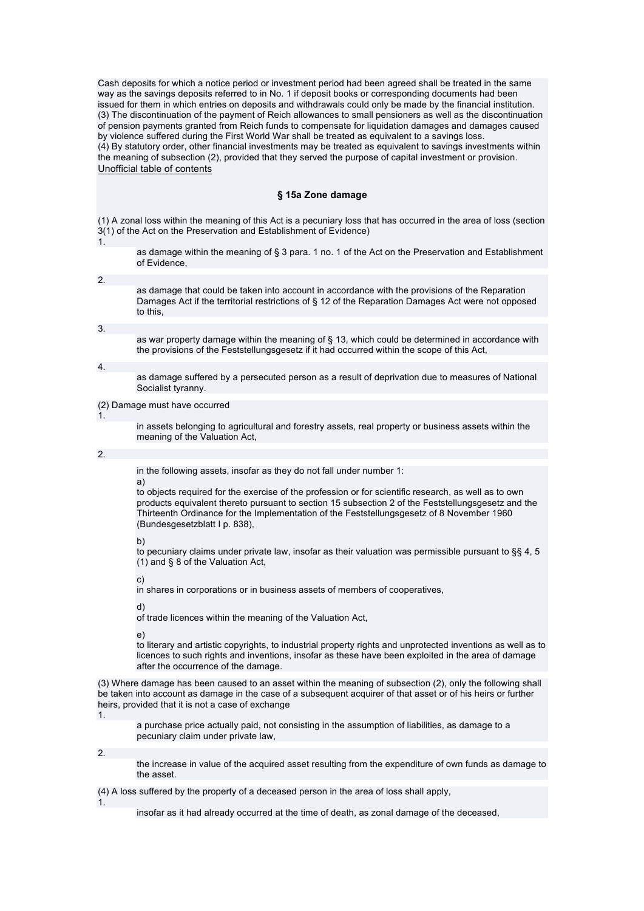Cash deposits for which a notice period or investment period had been agreed shall be treated in the same way as the savings deposits referred to in No. 1 if deposit books or corresponding documents had been issued for them in which entries on deposits and withdrawals could only be made by the financial institution.
(3) The discontinuation of the payment of Reich allowances to small pensioners as well as the discontinuation of pension payments granted from Reich funds to compensate for liquidation damages and damages caused by violence suffered during the First World War shall be treated as equivalent to a savings loss.
(4) By statutory order, other financial investments may be treated as equivalent to savings investments within the meaning of subsection (2), provided that they served the purpose of capital investment or provision.
Unofficial table of contents

### § 15a Zone damage

(1) A zonal loss within the meaning of this Act is a pecuniary loss that has occurred in the area of loss (section 3(1) of the Act on the Preservation and Establishment of Evidence)

1.
as damage within the meaning of § 3 para. 1 no. 1 of the Act on the Preservation and Establishment of Evidence,

2.
as damage that could be taken into account in accordance with the provisions of the Reparation Damages Act if the territorial restrictions of § 12 of the Reparation Damages Act were not opposed to this,

3.
as war property damage within the meaning of § 13, which could be determined in accordance with the provisions of the Feststellungsgesetz if it had occurred within the scope of this Act,

4.
as damage suffered by a persecuted person as a result of deprivation due to measures of National Socialist tyranny.

(2) Damage must have occurred

1.
in assets belonging to agricultural and forestry assets, real property or business assets within the meaning of the Valuation Act,

2.
in the following assets, insofar as they do not fall under number 1:

a)
to objects required for the exercise of the profession or for scientific research, as well as to own products equivalent thereto pursuant to section 15 subsection 2 of the Feststellungsgesetz and the Thirteenth Ordinance for the Implementation of the Feststellungsgesetz of 8 November 1960 (Bundesgesetzblatt I p. 838),

b)
to pecuniary claims under private law, insofar as their valuation was permissible pursuant to §§ 4, 5 (1) and § 8 of the Valuation Act,

c)
in shares in corporations or in business assets of members of cooperatives,

d)
of trade licences within the meaning of the Valuation Act,

e)
to literary and artistic copyrights, to industrial property rights and unprotected inventions as well as to licences to such rights and inventions, insofar as these have been exploited in the area of damage after the occurrence of the damage.

(3) Where damage has been caused to an asset within the meaning of subsection (2), only the following shall be taken into account as damage in the case of a subsequent acquirer of that asset or of his heirs or further heirs, provided that it is not a case of exchange

1.
a purchase price actually paid, not consisting in the assumption of liabilities, as damage to a pecuniary claim under private law,

2.
the increase in value of the acquired asset resulting from the expenditure of own funds as damage to the asset.

(4) A loss suffered by the property of a deceased person in the area of loss shall apply,

1.
insofar as it had already occurred at the time of death, as zonal damage of the deceased,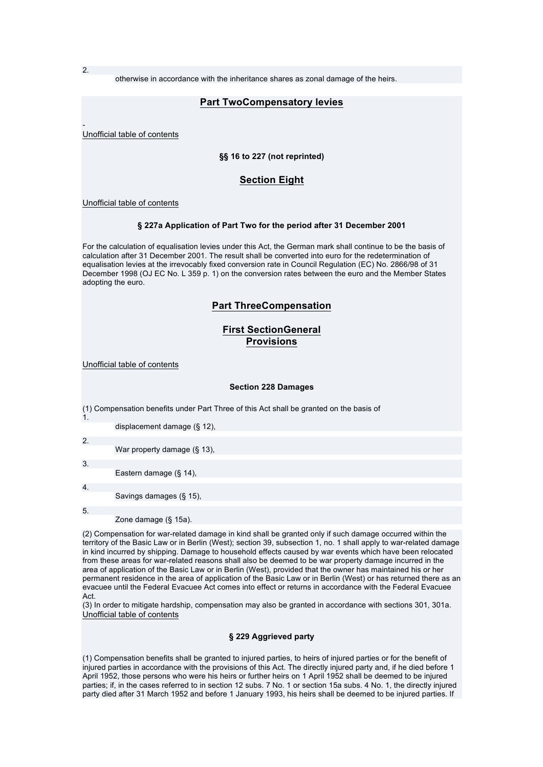2. otherwise in accordance with the inheritance shares as zonal damage of the heirs.

## Part TwoCompensatory levies

-
Unofficial table of contents

**§§ 16 to 227 (not reprinted)**

## Section Eight

Unofficial table of contents

### § 227a Application of Part Two for the period after 31 December 2001

For the calculation of equalisation levies under this Act, the German mark shall continue to be the basis of calculation after 31 December 2001. The result shall be converted into euro for the redetermination of equalisation levies at the irrevocably fixed conversion rate in Council Regulation (EC) No. 2866/98 of 31 December 1998 (OJ EC No. L 359 p. 1) on the conversion rates between the euro and the Member States adopting the euro.

## Part ThreeCompensation

## First SectionGeneral Provisions

Unofficial table of contents

### Section 228 Damages

(1) Compensation benefits under Part Three of this Act shall be granted on the basis of

1. displacement damage (§ 12),
2. War property damage (§ 13),
3. Eastern damage (§ 14),
4. Savings damages (§ 15),
5. Zone damage (§ 15a).

(2) Compensation for war-related damage in kind shall be granted only if such damage occurred within the territory of the Basic Law or in Berlin (West); section 39, subsection 1, no. 1 shall apply to war-related damage in kind incurred by shipping. Damage to household effects caused by war events which have been relocated from these areas for war-related reasons shall also be deemed to be war property damage incurred in the area of application of the Basic Law or in Berlin (West), provided that the owner has maintained his or her permanent residence in the area of application of the Basic Law or in Berlin (West) or has returned there as an evacuee until the Federal Evacuee Act comes into effect or returns in accordance with the Federal Evacuee Act.
(3) In order to mitigate hardship, compensation may also be granted in accordance with sections 301, 301a.
Unofficial table of contents

### § 229 Aggrieved party

(1) Compensation benefits shall be granted to injured parties, to heirs of injured parties or for the benefit of injured parties in accordance with the provisions of this Act. The directly injured party and, if he died before 1 April 1952, those persons who were his heirs or further heirs on 1 April 1952 shall be deemed to be injured parties; if, in the cases referred to in section 12 subs. 7 No. 1 or section 15a subs. 4 No. 1, the directly injured party died after 31 March 1952 and before 1 January 1993, his heirs shall be deemed to be injured parties. If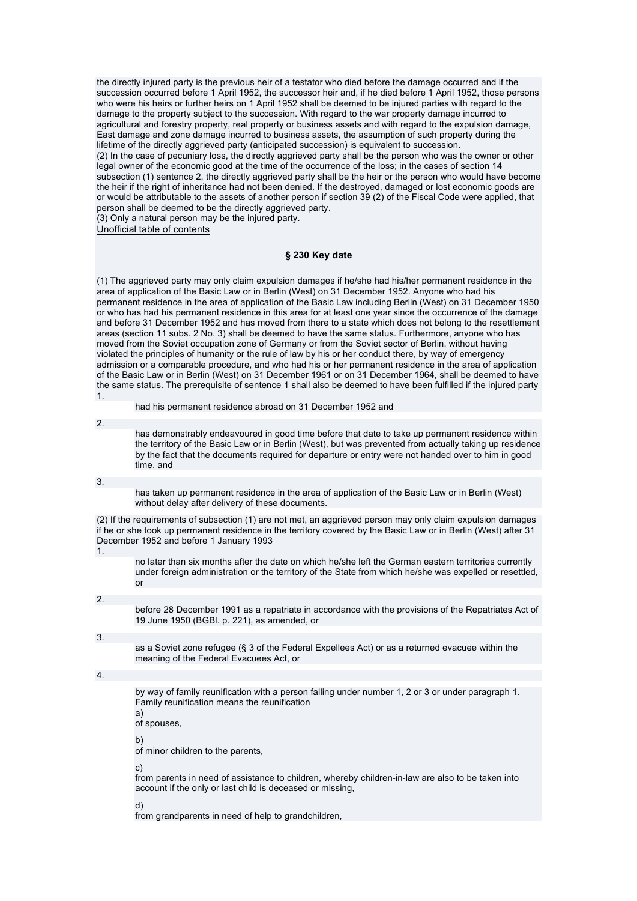the directly injured party is the previous heir of a testator who died before the damage occurred and if the succession occurred before 1 April 1952, the successor heir and, if he died before 1 April 1952, those persons who were his heirs or further heirs on 1 April 1952 shall be deemed to be injured parties with regard to the damage to the property subject to the succession. With regard to the war property damage incurred to agricultural and forestry property, real property or business assets and with regard to the expulsion damage, East damage and zone damage incurred to business assets, the assumption of such property during the lifetime of the directly aggrieved party (anticipated succession) is equivalent to succession.
(2) In the case of pecuniary loss, the directly aggrieved party shall be the person who was the owner or other legal owner of the economic good at the time of the occurrence of the loss; in the cases of section 14 subsection (1) sentence 2, the directly aggrieved party shall be the heir or the person who would have become the heir if the right of inheritance had not been denied. If the destroyed, damaged or lost economic goods are or would be attributable to the assets of another person if section 39 (2) of the Fiscal Code were applied, that person shall be deemed to be the directly aggrieved party.
(3) Only a natural person may be the injured party.
Unofficial table of contents

### § 230 Key date

(1) The aggrieved party may only claim expulsion damages if he/she had his/her permanent residence in the area of application of the Basic Law or in Berlin (West) on 31 December 1952. Anyone who had his permanent residence in the area of application of the Basic Law including Berlin (West) on 31 December 1950 or who has had his permanent residence in this area for at least one year since the occurrence of the damage and before 31 December 1952 and has moved from there to a state which does not belong to the resettlement areas (section 11 subs. 2 No. 3) shall be deemed to have the same status. Furthermore, anyone who has moved from the Soviet occupation zone of Germany or from the Soviet sector of Berlin, without having violated the principles of humanity or the rule of law by his or her conduct there, by way of emergency admission or a comparable procedure, and who had his or her permanent residence in the area of application of the Basic Law or in Berlin (West) on 31 December 1961 or on 31 December 1964, shall be deemed to have the same status. The prerequisite of sentence 1 shall also be deemed to have been fulfilled if the injured party

1. had his permanent residence abroad on 31 December 1952 and
2. has demonstrably endeavoured in good time before that date to take up permanent residence within the territory of the Basic Law or in Berlin (West), but was prevented from actually taking up residence by the fact that the documents required for departure or entry were not handed over to him in good time, and
3. has taken up permanent residence in the area of application of the Basic Law or in Berlin (West) without delay after delivery of these documents.

(2) If the requirements of subsection (1) are not met, an aggrieved person may only claim expulsion damages if he or she took up permanent residence in the territory covered by the Basic Law or in Berlin (West) after 31 December 1952 and before 1 January 1993

1. no later than six months after the date on which he/she left the German eastern territories currently under foreign administration or the territory of the State from which he/she was expelled or resettled, or
2. before 28 December 1991 as a repatriate in accordance with the provisions of the Repatriates Act of 19 June 1950 (BGBl. p. 221), as amended, or
3. as a Soviet zone refugee (§ 3 of the Federal Expellees Act) or as a returned evacuee within the meaning of the Federal Evacuees Act, or
4. by way of family reunification with a person falling under number 1, 2 or 3 or under paragraph 1. Family reunification means the reunification
   a) of spouses,
   b) of minor children to the parents,
   c) from parents in need of assistance to children, whereby children-in-law are also to be taken into account if the only or last child is deceased or missing,
   d) from grandparents in need of help to grandchildren,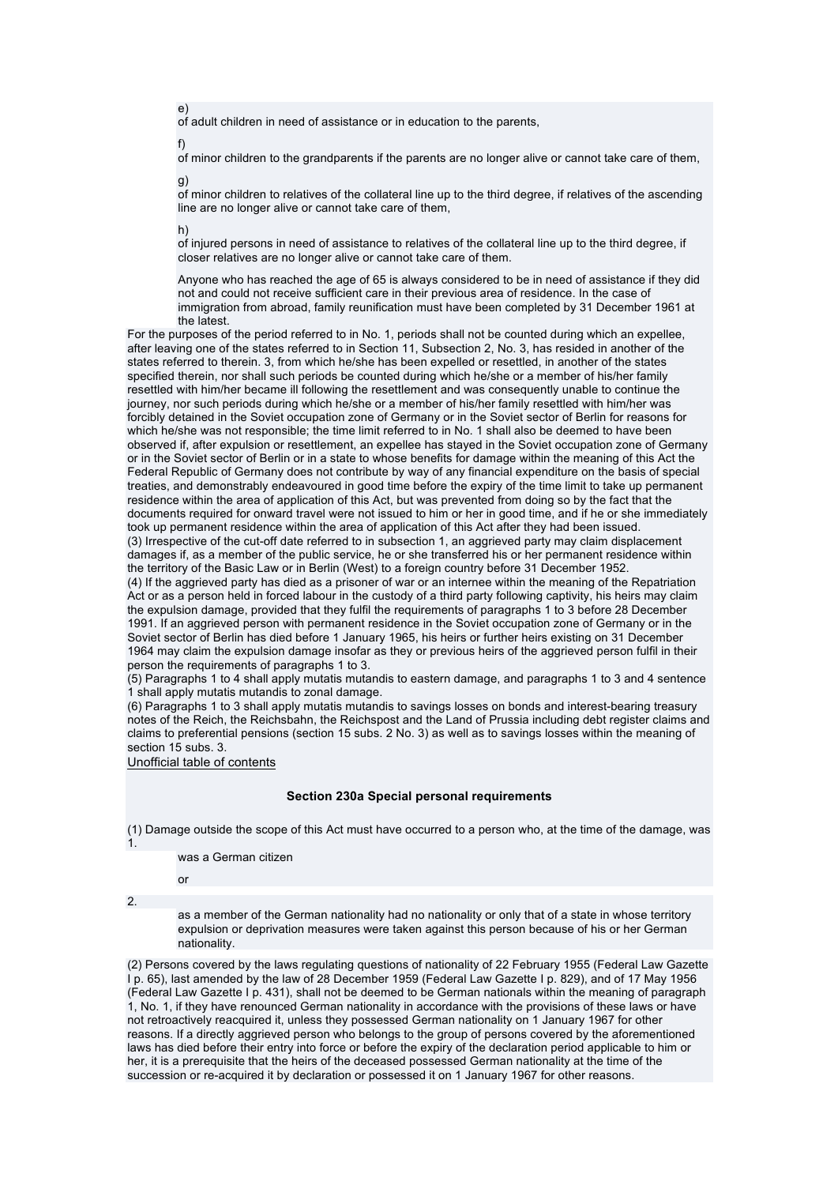e)
of adult children in need of assistance or in education to the parents,

f)
of minor children to the grandparents if the parents are no longer alive or cannot take care of them,

g)
of minor children to relatives of the collateral line up to the third degree, if relatives of the ascending line are no longer alive or cannot take care of them,

h)
of injured persons in need of assistance to relatives of the collateral line up to the third degree, if closer relatives are no longer alive or cannot take care of them.

Anyone who has reached the age of 65 is always considered to be in need of assistance if they did not and could not receive sufficient care in their previous area of residence. In the case of immigration from abroad, family reunification must have been completed by 31 December 1961 at the latest.

For the purposes of the period referred to in No. 1, periods shall not be counted during which an expellee, after leaving one of the states referred to in Section 11, Subsection 2, No. 3, has resided in another of the states referred to therein. 3, from which he/she has been expelled or resettled, in another of the states specified therein, nor shall such periods be counted during which he/she or a member of his/her family resettled with him/her became ill following the resettlement and was consequently unable to continue the journey, nor such periods during which he/she or a member of his/her family resettled with him/her was forcibly detained in the Soviet occupation zone of Germany or in the Soviet sector of Berlin for reasons for which he/she was not responsible; the time limit referred to in No. 1 shall also be deemed to have been observed if, after expulsion or resettlement, an expellee has stayed in the Soviet occupation zone of Germany or in the Soviet sector of Berlin or in a state to whose benefits for damage within the meaning of this Act the Federal Republic of Germany does not contribute by way of any financial expenditure on the basis of special treaties, and demonstrably endeavoured in good time before the expiry of the time limit to take up permanent residence within the area of application of this Act, but was prevented from doing so by the fact that the documents required for onward travel were not issued to him or her in good time, and if he or she immediately took up permanent residence within the area of application of this Act after they had been issued.

(3) Irrespective of the cut-off date referred to in subsection 1, an aggrieved party may claim displacement damages if, as a member of the public service, he or she transferred his or her permanent residence within the territory of the Basic Law or in Berlin (West) to a foreign country before 31 December 1952.

(4) If the aggrieved party has died as a prisoner of war or an internee within the meaning of the Repatriation Act or as a person held in forced labour in the custody of a third party following captivity, his heirs may claim the expulsion damage, provided that they fulfil the requirements of paragraphs 1 to 3 before 28 December 1991. If an aggrieved person with permanent residence in the Soviet occupation zone of Germany or in the Soviet sector of Berlin has died before 1 January 1965, his heirs or further heirs existing on 31 December 1964 may claim the expulsion damage insofar as they or previous heirs of the aggrieved person fulfil in their person the requirements of paragraphs 1 to 3.

(5) Paragraphs 1 to 4 shall apply mutatis mutandis to eastern damage, and paragraphs 1 to 3 and 4 sentence 1 shall apply mutatis mutandis to zonal damage.

(6) Paragraphs 1 to 3 shall apply mutatis mutandis to savings losses on bonds and interest-bearing treasury notes of the Reich, the Reichsbahn, the Reichspost and the Land of Prussia including debt register claims and claims to preferential pensions (section 15 subs. 2 No. 3) as well as to savings losses within the meaning of section 15 subs. 3.

Unofficial table of contents

### Section 230a Special personal requirements

(1) Damage outside the scope of this Act must have occurred to a person who, at the time of the damage, was

1.
was a German citizen

or

2.
as a member of the German nationality had no nationality or only that of a state in whose territory expulsion or deprivation measures were taken against this person because of his or her German nationality.

(2) Persons covered by the laws regulating questions of nationality of 22 February 1955 (Federal Law Gazette I p. 65), last amended by the law of 28 December 1959 (Federal Law Gazette I p. 829), and of 17 May 1956 (Federal Law Gazette I p. 431), shall not be deemed to be German nationals within the meaning of paragraph 1, No. 1, if they have renounced German nationality in accordance with the provisions of these laws or have not retroactively reacquired it, unless they possessed German nationality on 1 January 1967 for other reasons. If a directly aggrieved person who belongs to the group of persons covered by the aforementioned laws has died before their entry into force or before the expiry of the declaration period applicable to him or her, it is a prerequisite that the heirs of the deceased possessed German nationality at the time of the succession or re-acquired it by declaration or possessed it on 1 January 1967 for other reasons.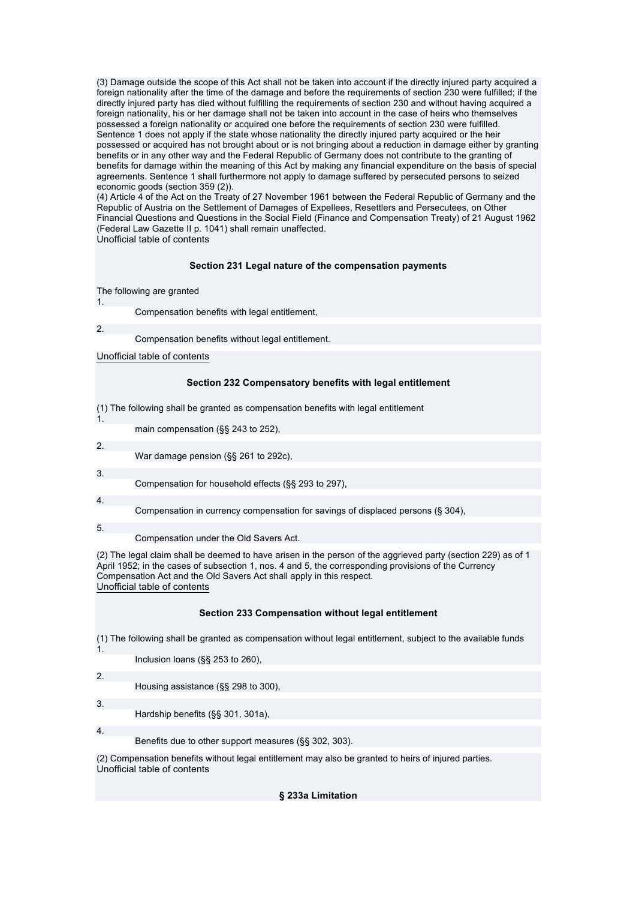(3) Damage outside the scope of this Act shall not be taken into account if the directly injured party acquired a foreign nationality after the time of the damage and before the requirements of section 230 were fulfilled; if the directly injured party has died without fulfilling the requirements of section 230 and without having acquired a foreign nationality, his or her damage shall not be taken into account in the case of heirs who themselves possessed a foreign nationality or acquired one before the requirements of section 230 were fulfilled. Sentence 1 does not apply if the state whose nationality the directly injured party acquired or the heir possessed or acquired has not brought about or is not bringing about a reduction in damage either by granting benefits or in any other way and the Federal Republic of Germany does not contribute to the granting of benefits for damage within the meaning of this Act by making any financial expenditure on the basis of special agreements. Sentence 1 shall furthermore not apply to damage suffered by persecuted persons to seized economic goods (section 359 (2)).
(4) Article 4 of the Act on the Treaty of 27 November 1961 between the Federal Republic of Germany and the Republic of Austria on the Settlement of Damages of Expellees, Resettlers and Persecutees, on Other Financial Questions and Questions in the Social Field (Finance and Compensation Treaty) of 21 August 1962 (Federal Law Gazette II p. 1041) shall remain unaffected.
Unofficial table of contents

### Section 231 Legal nature of the compensation payments

The following are granted

1. Compensation benefits with legal entitlement,
2. Compensation benefits without legal entitlement.

Unofficial table of contents

### Section 232 Compensatory benefits with legal entitlement

(1) The following shall be granted as compensation benefits with legal entitlement

1. main compensation (§§ 243 to 252),
2. War damage pension (§§ 261 to 292c),
3. Compensation for household effects (§§ 293 to 297),
4. Compensation in currency compensation for savings of displaced persons (§ 304),
5. Compensation under the Old Savers Act.

(2) The legal claim shall be deemed to have arisen in the person of the aggrieved party (section 229) as of 1 April 1952; in the cases of subsection 1, nos. 4 and 5, the corresponding provisions of the Currency Compensation Act and the Old Savers Act shall apply in this respect.
Unofficial table of contents

### Section 233 Compensation without legal entitlement

(1) The following shall be granted as compensation without legal entitlement, subject to the available funds

1. Inclusion loans (§§ 253 to 260),
2. Housing assistance (§§ 298 to 300),
3. Hardship benefits (§§ 301, 301a),
4. Benefits due to other support measures (§§ 302, 303).

(2) Compensation benefits without legal entitlement may also be granted to heirs of injured parties.
Unofficial table of contents

### § 233a Limitation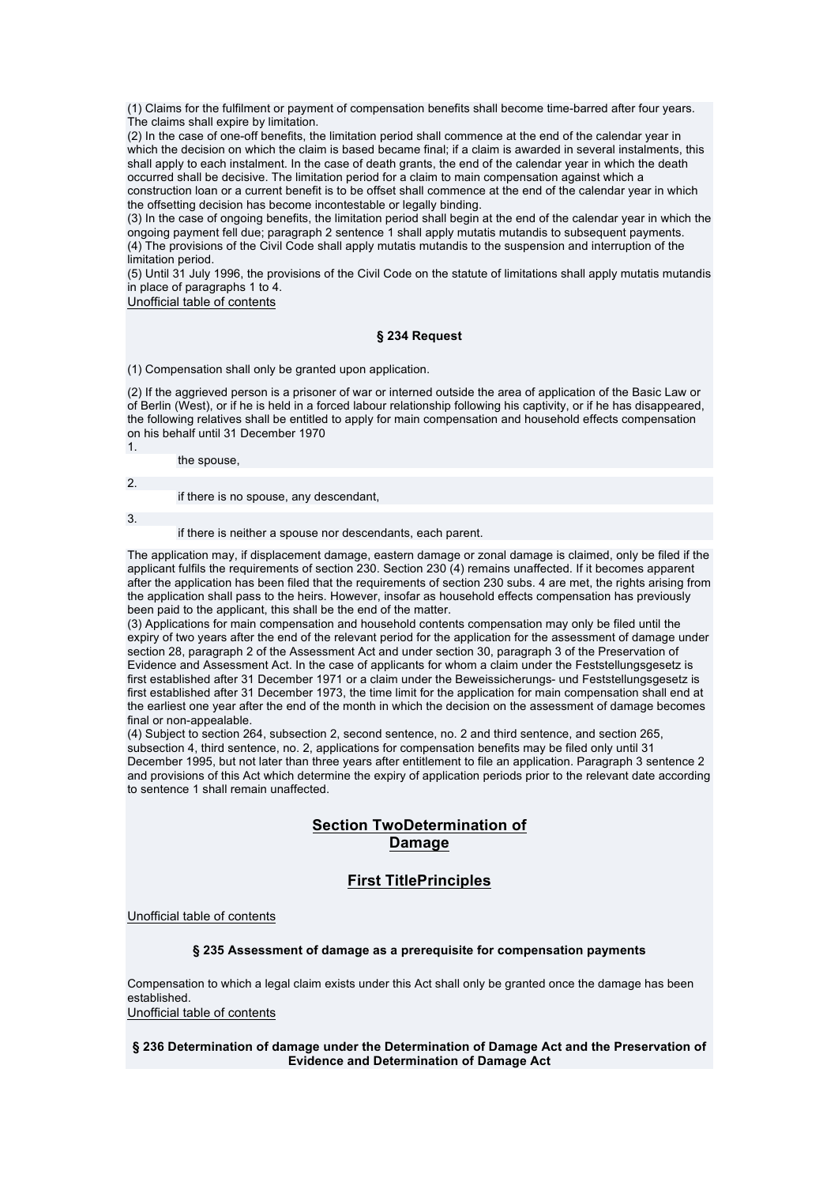(1) Claims for the fulfilment or payment of compensation benefits shall become time-barred after four years. The claims shall expire by limitation.
(2) In the case of one-off benefits, the limitation period shall commence at the end of the calendar year in which the decision on which the claim is based became final; if a claim is awarded in several instalments, this shall apply to each instalment. In the case of death grants, the end of the calendar year in which the death occurred shall be decisive. The limitation period for a claim to main compensation against which a construction loan or a current benefit is to be offset shall commence at the end of the calendar year in which the offsetting decision has become incontestable or legally binding.
(3) In the case of ongoing benefits, the limitation period shall begin at the end of the calendar year in which the ongoing payment fell due; paragraph 2 sentence 1 shall apply mutatis mutandis to subsequent payments.
(4) The provisions of the Civil Code shall apply mutatis mutandis to the suspension and interruption of the limitation period.
(5) Until 31 July 1996, the provisions of the Civil Code on the statute of limitations shall apply mutatis mutandis in place of paragraphs 1 to 4.
Unofficial table of contents

#### § 234 Request

(1) Compensation shall only be granted upon application.

(2) If the aggrieved person is a prisoner of war or interned outside the area of application of the Basic Law or of Berlin (West), or if he is held in a forced labour relationship following his captivity, or if he has disappeared, the following relatives shall be entitled to apply for main compensation and household effects compensation on his behalf until 31 December 1970

1. the spouse,
2. if there is no spouse, any descendant,
3. if there is neither a spouse nor descendants, each parent.

The application may, if displacement damage, eastern damage or zonal damage is claimed, only be filed if the applicant fulfils the requirements of section 230. Section 230 (4) remains unaffected. If it becomes apparent after the application has been filed that the requirements of section 230 subs. 4 are met, the rights arising from the application shall pass to the heirs. However, insofar as household effects compensation has previously been paid to the applicant, this shall be the end of the matter.
(3) Applications for main compensation and household contents compensation may only be filed until the expiry of two years after the end of the relevant period for the application for the assessment of damage under section 28, paragraph 2 of the Assessment Act and under section 30, paragraph 3 of the Preservation of Evidence and Assessment Act. In the case of applicants for whom a claim under the Feststellungsgesetz is first established after 31 December 1971 or a claim under the Beweissicherungs- und Feststellungsgesetz is first established after 31 December 1973, the time limit for the application for main compensation shall end at the earliest one year after the end of the month in which the decision on the assessment of damage becomes final or non-appealable.
(4) Subject to section 264, subsection 2, second sentence, no. 2 and third sentence, and section 265, subsection 4, third sentence, no. 2, applications for compensation benefits may be filed only until 31 December 1995, but not later than three years after entitlement to file an application. Paragraph 3 sentence 2 and provisions of this Act which determine the expiry of application periods prior to the relevant date according to sentence 1 shall remain unaffected.

## Section TwoDetermination of Damage

## First TitlePrinciples

Unofficial table of contents

#### § 235 Assessment of damage as a prerequisite for compensation payments

Compensation to which a legal claim exists under this Act shall only be granted once the damage has been established.
Unofficial table of contents

#### § 236 Determination of damage under the Determination of Damage Act and the Preservation of Evidence and Determination of Damage Act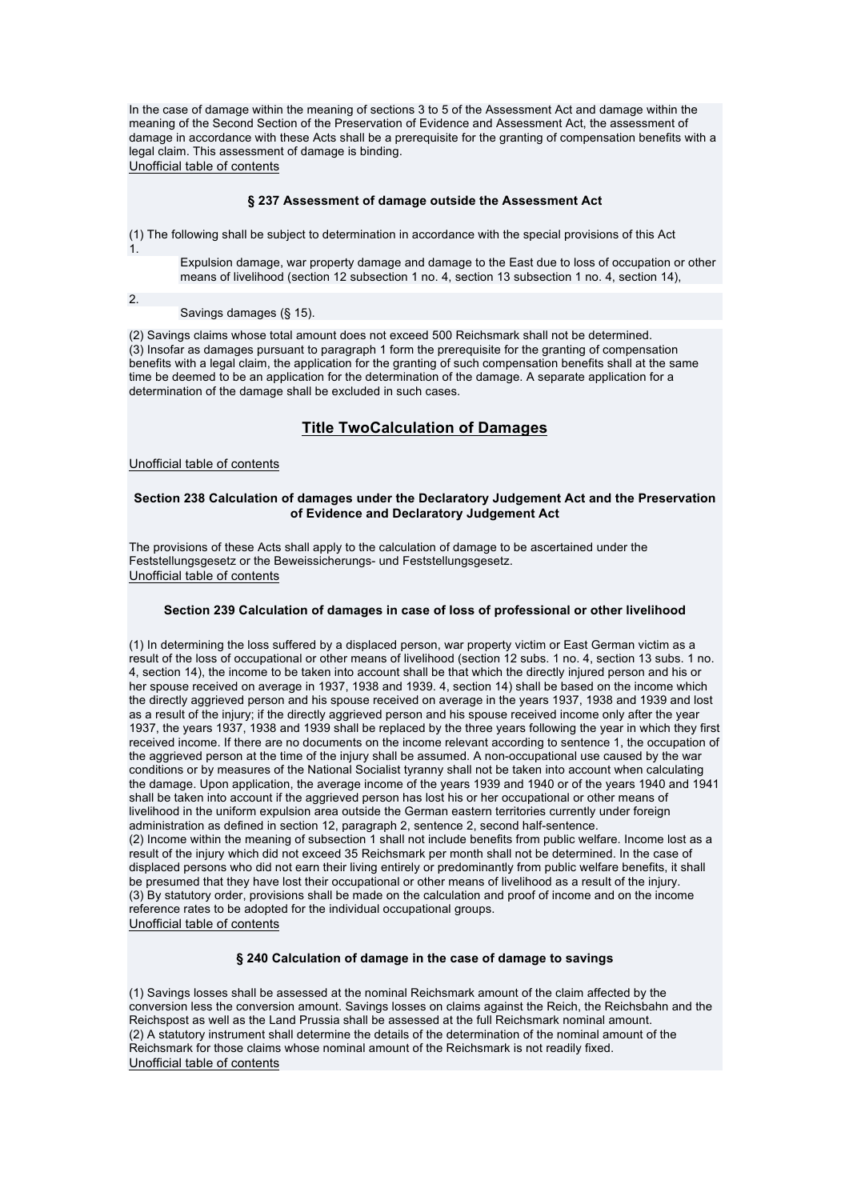In the case of damage within the meaning of sections 3 to 5 of the Assessment Act and damage within the meaning of the Second Section of the Preservation of Evidence and Assessment Act, the assessment of damage in accordance with these Acts shall be a prerequisite for the granting of compensation benefits with a legal claim. This assessment of damage is binding.

Unofficial table of contents

### § 237 Assessment of damage outside the Assessment Act

(1) The following shall be subject to determination in accordance with the special provisions of this Act

1. Expulsion damage, war property damage and damage to the East due to loss of occupation or other means of livelihood (section 12 subsection 1 no. 4, section 13 subsection 1 no. 4, section 14),
2. Savings damages (§ 15).

(2) Savings claims whose total amount does not exceed 500 Reichsmark shall not be determined.
(3) Insofar as damages pursuant to paragraph 1 form the prerequisite for the granting of compensation benefits with a legal claim, the application for the granting of such compensation benefits shall at the same time be deemed to be an application for the determination of the damage. A separate application for a determination of the damage shall be excluded in such cases.

## Title TwoCalculation of Damages

Unofficial table of contents

### Section 238 Calculation of damages under the Declaratory Judgement Act and the Preservation of Evidence and Declaratory Judgement Act

The provisions of these Acts shall apply to the calculation of damage to be ascertained under the Feststellungsgesetz or the Beweissicherungs- und Feststellungsgesetz.

Unofficial table of contents

### Section 239 Calculation of damages in case of loss of professional or other livelihood

(1) In determining the loss suffered by a displaced person, war property victim or East German victim as a result of the loss of occupational or other means of livelihood (section 12 subs. 1 no. 4, section 13 subs. 1 no. 4, section 14), the income to be taken into account shall be that which the directly injured person and his or her spouse received on average in 1937, 1938 and 1939. 4, section 14) shall be based on the income which the directly aggrieved person and his spouse received on average in the years 1937, 1938 and 1939 and lost as a result of the injury; if the directly aggrieved person and his spouse received income only after the year 1937, the years 1937, 1938 and 1939 shall be replaced by the three years following the year in which they first received income. If there are no documents on the income relevant according to sentence 1, the occupation of the aggrieved person at the time of the injury shall be assumed. A non-occupational use caused by the war conditions or by measures of the National Socialist tyranny shall not be taken into account when calculating the damage. Upon application, the average income of the years 1939 and 1940 or of the years 1940 and 1941 shall be taken into account if the aggrieved person has lost his or her occupational or other means of livelihood in the uniform expulsion area outside the German eastern territories currently under foreign administration as defined in section 12, paragraph 2, sentence 2, second half-sentence.
(2) Income within the meaning of subsection 1 shall not include benefits from public welfare. Income lost as a result of the injury which did not exceed 35 Reichsmark per month shall not be determined. In the case of displaced persons who did not earn their living entirely or predominantly from public welfare benefits, it shall be presumed that they have lost their occupational or other means of livelihood as a result of the injury.
(3) By statutory order, provisions shall be made on the calculation and proof of income and on the income reference rates to be adopted for the individual occupational groups.

Unofficial table of contents

### § 240 Calculation of damage in the case of damage to savings

(1) Savings losses shall be assessed at the nominal Reichsmark amount of the claim affected by the conversion less the conversion amount. Savings losses on claims against the Reich, the Reichsbahn and the Reichspost as well as the Land Prussia shall be assessed at the full Reichsmark nominal amount.
(2) A statutory instrument shall determine the details of the determination of the nominal amount of the Reichsmark for those claims whose nominal amount of the Reichsmark is not readily fixed.

Unofficial table of contents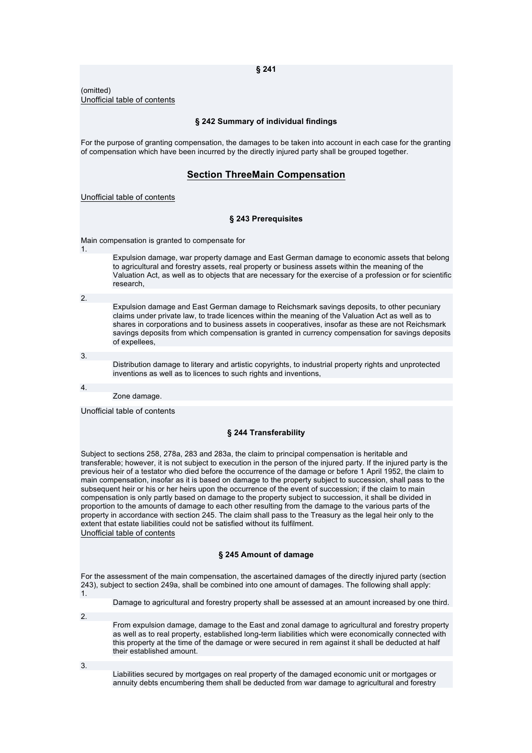**§ 241**

(omitted)
Unofficial table of contents

**§ 242 Summary of individual findings**

For the purpose of granting compensation, the damages to be taken into account in each case for the granting of compensation which have been incurred by the directly injured party shall be grouped together.

## Section ThreeMain Compensation

Unofficial table of contents

**§ 243 Prerequisites**

Main compensation is granted to compensate for

1. Expulsion damage, war property damage and East German damage to economic assets that belong to agricultural and forestry assets, real property or business assets within the meaning of the Valuation Act, as well as to objects that are necessary for the exercise of a profession or for scientific research,
2. Expulsion damage and East German damage to Reichsmark savings deposits, to other pecuniary claims under private law, to trade licences within the meaning of the Valuation Act as well as to shares in corporations and to business assets in cooperatives, insofar as these are not Reichsmark savings deposits from which compensation is granted in currency compensation for savings deposits of expellees,
3. Distribution damage to literary and artistic copyrights, to industrial property rights and unprotected inventions as well as to licences to such rights and inventions,
4. Zone damage.

Unofficial table of contents

**§ 244 Transferability**

Subject to sections 258, 278a, 283 and 283a, the claim to principal compensation is heritable and transferable; however, it is not subject to execution in the person of the injured party. If the injured party is the previous heir of a testator who died before the occurrence of the damage or before 1 April 1952, the claim to main compensation, insofar as it is based on damage to the property subject to succession, shall pass to the subsequent heir or his or her heirs upon the occurrence of the event of succession; if the claim to main compensation is only partly based on damage to the property subject to succession, it shall be divided in proportion to the amounts of damage to each other resulting from the damage to the various parts of the property in accordance with section 245. The claim shall pass to the Treasury as the legal heir only to the extent that estate liabilities could not be satisfied without its fulfilment.
Unofficial table of contents

**§ 245 Amount of damage**

For the assessment of the main compensation, the ascertained damages of the directly injured party (section 243), subject to section 249a, shall be combined into one amount of damages. The following shall apply:

1. Damage to agricultural and forestry property shall be assessed at an amount increased by one third.
2. From expulsion damage, damage to the East and zonal damage to agricultural and forestry property as well as to real property, established long-term liabilities which were economically connected with this property at the time of the damage or were secured in rem against it shall be deducted at half their established amount.
3. Liabilities secured by mortgages on real property of the damaged economic unit or mortgages or annuity debts encumbering them shall be deducted from war damage to agricultural and forestry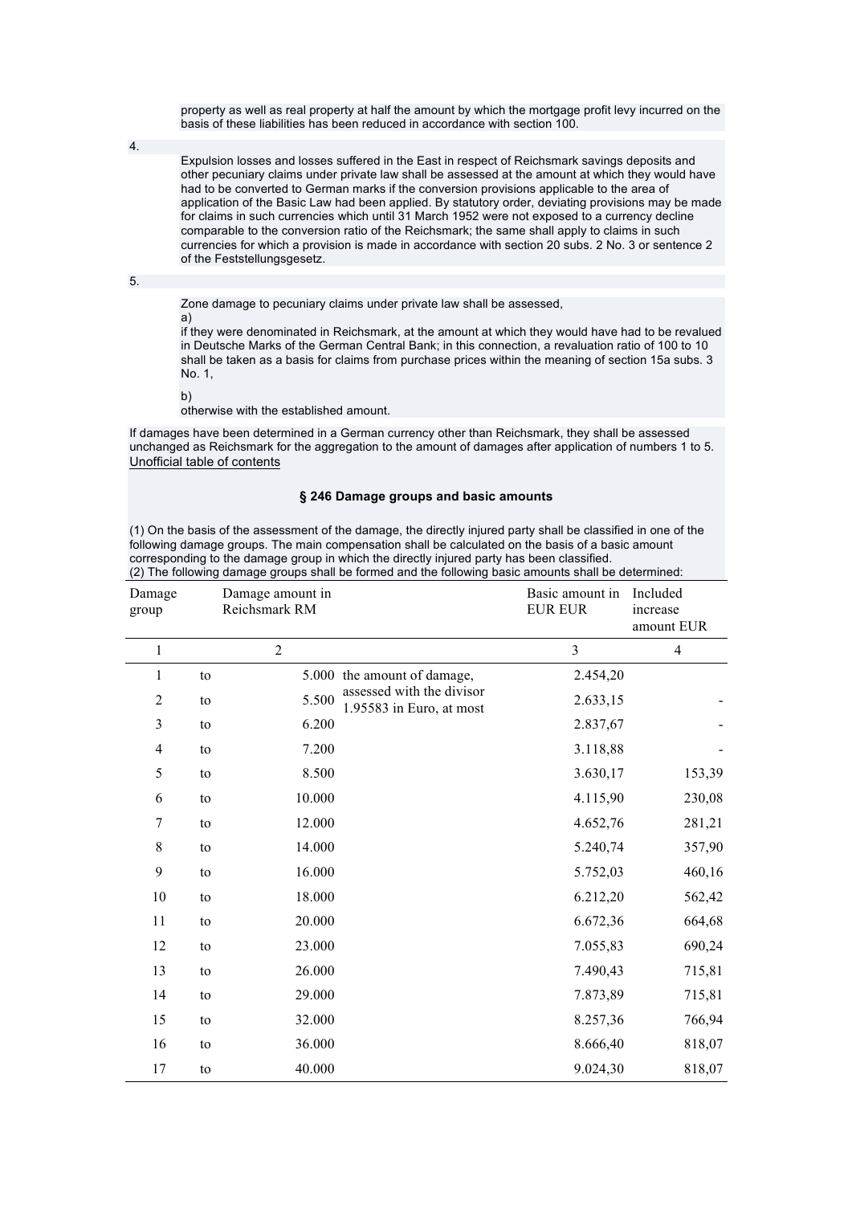property as well as real property at half the amount by which the mortgage profit levy incurred on the basis of these liabilities has been reduced in accordance with section 100.

4.

Expulsion losses and losses suffered in the East in respect of Reichsmark savings deposits and other pecuniary claims under private law shall be assessed at the amount at which they would have had to be converted to German marks if the conversion provisions applicable to the area of application of the Basic Law had been applied. By statutory order, deviating provisions may be made for claims in such currencies which until 31 March 1952 were not exposed to a currency decline comparable to the conversion ratio of the Reichsmark; the same shall apply to claims in such currencies for which a provision is made in accordance with section 20 subs. 2 No. 3 or sentence 2 of the Feststellungsgesetz.

5.

Zone damage to pecuniary claims under private law shall be assessed,

a)
if they were denominated in Reichsmark, at the amount at which they would have had to be revalued in Deutsche Marks of the German Central Bank; in this connection, a revaluation ratio of 100 to 10 shall be taken as a basis for claims from purchase prices within the meaning of section 15a subs. 3 No. 1,

b)
otherwise with the established amount.

If damages have been determined in a German currency other than Reichsmark, they shall be assessed unchanged as Reichsmark for the aggregation to the amount of damages after application of numbers 1 to 5.
Unofficial table of contents

**§ 246 Damage groups and basic amounts**

(1) On the basis of the assessment of the damage, the directly injured party shall be classified in one of the following damage groups. The main compensation shall be calculated on the basis of a basic amount corresponding to the damage group in which the directly injured party has been classified.
(2) The following damage groups shall be formed and the following basic amounts shall be determined:

| Damage group | | Damage amount in Reichsmark RM | | Basic amount in EUR EUR | Included increase amount EUR |
|---|---|---|---|---|---|
| 1 | | 2 | | 3 | 4 |
| 1 | to | 5.000 | the amount of damage, assessed with the divisor 1.95583 in Euro, at most | 2.454,20 | |
| 2 | to | 5.500 | | 2.633,15 | - |
| 3 | to | 6.200 | | 2.837,67 | - |
| 4 | to | 7.200 | | 3.118,88 | - |
| 5 | to | 8.500 | | 3.630,17 | 153,39 |
| 6 | to | 10.000 | | 4.115,90 | 230,08 |
| 7 | to | 12.000 | | 4.652,76 | 281,21 |
| 8 | to | 14.000 | | 5.240,74 | 357,90 |
| 9 | to | 16.000 | | 5.752,03 | 460,16 |
| 10 | to | 18.000 | | 6.212,20 | 562,42 |
| 11 | to | 20.000 | | 6.672,36 | 664,68 |
| 12 | to | 23.000 | | 7.055,83 | 690,24 |
| 13 | to | 26.000 | | 7.490,43 | 715,81 |
| 14 | to | 29.000 | | 7.873,89 | 715,81 |
| 15 | to | 32.000 | | 8.257,36 | 766,94 |
| 16 | to | 36.000 | | 8.666,40 | 818,07 |
| 17 | to | 40.000 | | 9.024,30 | 818,07 |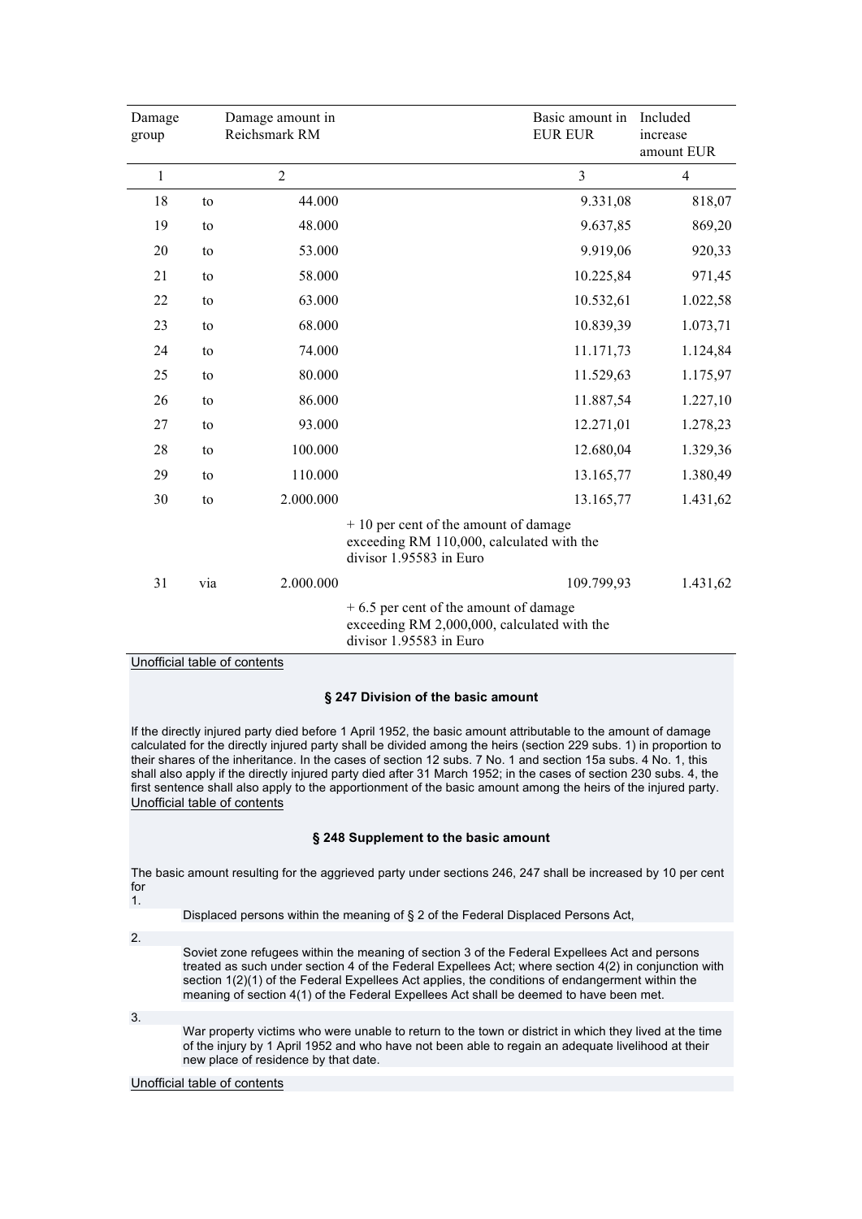| Damage group | | Damage amount in Reichsmark RM | Basic amount in EUR EUR | Included increase amount EUR |
|---|---|---|---|---|
| 1 | | 2 | 3 | 4 |
| 18 | to | 44.000 | 9.331,08 | 818,07 |
| 19 | to | 48.000 | 9.637,85 | 869,20 |
| 20 | to | 53.000 | 9.919,06 | 920,33 |
| 21 | to | 58.000 | 10.225,84 | 971,45 |
| 22 | to | 63.000 | 10.532,61 | 1.022,58 |
| 23 | to | 68.000 | 10.839,39 | 1.073,71 |
| 24 | to | 74.000 | 11.171,73 | 1.124,84 |
| 25 | to | 80.000 | 11.529,63 | 1.175,97 |
| 26 | to | 86.000 | 11.887,54 | 1.227,10 |
| 27 | to | 93.000 | 12.271,01 | 1.278,23 |
| 28 | to | 100.000 | 12.680,04 | 1.329,36 |
| 29 | to | 110.000 | 13.165,77 | 1.380,49 |
| 30 | to | 2.000.000 | 13.165,77 | 1.431,62 |
| | | | + 10 per cent of the amount of damage exceeding RM 110,000, calculated with the divisor 1.95583 in Euro | |
| 31 | via | 2.000.000 | 109.799,93 | 1.431,62 |
| | | | + 6.5 per cent of the amount of damage exceeding RM 2,000,000, calculated with the divisor 1.95583 in Euro | |

Unofficial table of contents

### § 247 Division of the basic amount

If the directly injured party died before 1 April 1952, the basic amount attributable to the amount of damage calculated for the directly injured party shall be divided among the heirs (section 229 subs. 1) in proportion to their shares of the inheritance. In the cases of section 12 subs. 7 No. 1 and section 15a subs. 4 No. 1, this shall also apply if the directly injured party died after 31 March 1952; in the cases of section 230 subs. 4, the first sentence shall also apply to the apportionment of the basic amount among the heirs of the injured party.

Unofficial table of contents

### § 248 Supplement to the basic amount

The basic amount resulting for the aggrieved party under sections 246, 247 shall be increased by 10 per cent for

1. Displaced persons within the meaning of § 2 of the Federal Displaced Persons Act,
2. Soviet zone refugees within the meaning of section 3 of the Federal Expellees Act and persons treated as such under section 4 of the Federal Expellees Act; where section 4(2) in conjunction with section 1(2)(1) of the Federal Expellees Act applies, the conditions of endangerment within the meaning of section 4(1) of the Federal Expellees Act shall be deemed to have been met.
3. War property victims who were unable to return to the town or district in which they lived at the time of the injury by 1 April 1952 and who have not been able to regain an adequate livelihood at their new place of residence by that date.

Unofficial table of contents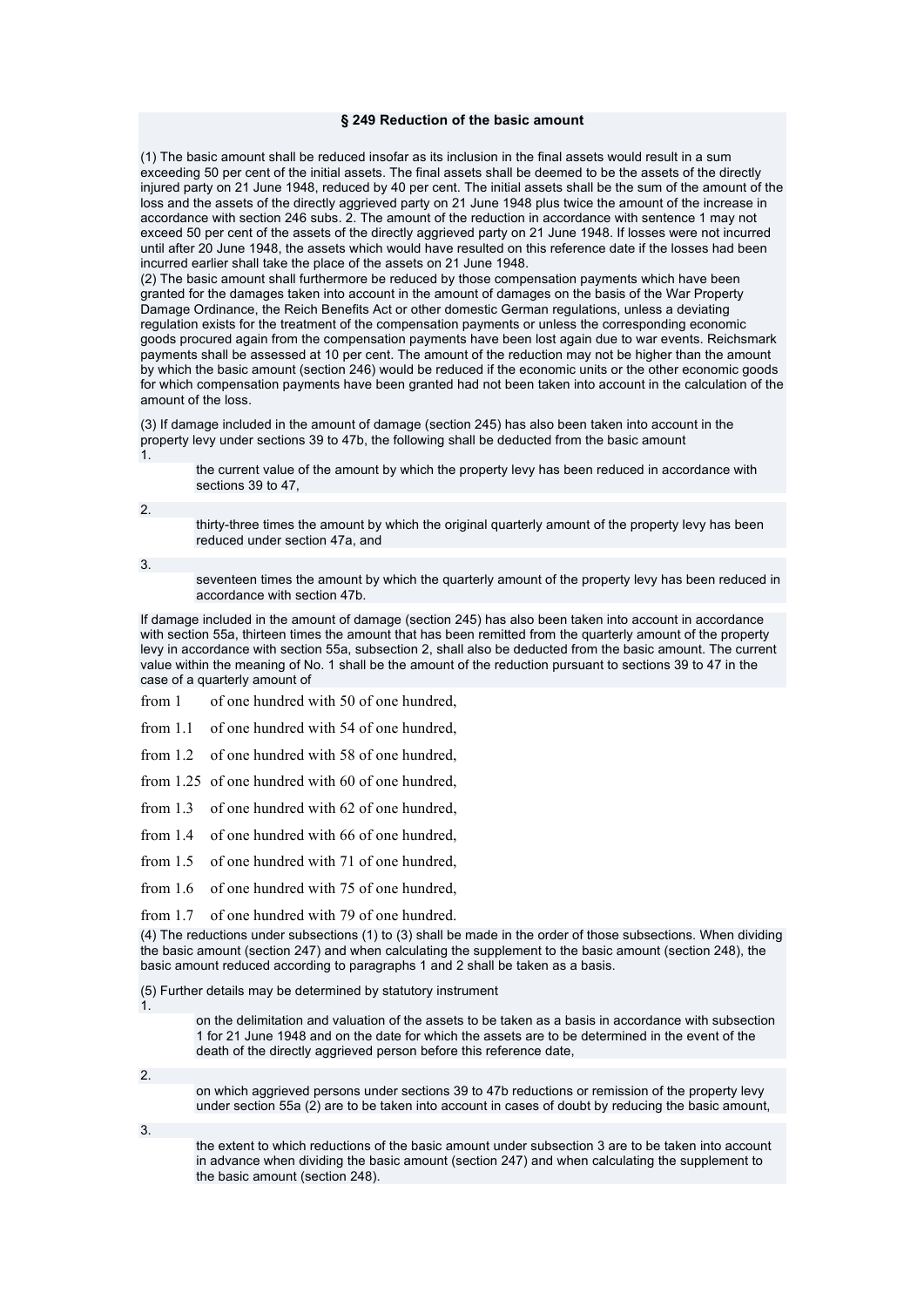### § 249 Reduction of the basic amount

(1) The basic amount shall be reduced insofar as its inclusion in the final assets would result in a sum exceeding 50 per cent of the initial assets. The final assets shall be deemed to be the assets of the directly injured party on 21 June 1948, reduced by 40 per cent. The initial assets shall be the sum of the amount of the loss and the assets of the directly aggrieved party on 21 June 1948 plus twice the amount of the increase in accordance with section 246 subs. 2. The amount of the reduction in accordance with sentence 1 may not exceed 50 per cent of the assets of the directly aggrieved party on 21 June 1948. If losses were not incurred until after 20 June 1948, the assets which would have resulted on this reference date if the losses had been incurred earlier shall take the place of the assets on 21 June 1948.

(2) The basic amount shall furthermore be reduced by those compensation payments which have been granted for the damages taken into account in the amount of damages on the basis of the War Property Damage Ordinance, the Reich Benefits Act or other domestic German regulations, unless a deviating regulation exists for the treatment of the compensation payments or unless the corresponding economic goods procured again from the compensation payments have been lost again due to war events. Reichsmark payments shall be assessed at 10 per cent. The amount of the reduction may not be higher than the amount by which the basic amount (section 246) would be reduced if the economic units or the other economic goods for which compensation payments have been granted had not been taken into account in the calculation of the amount of the loss.

(3) If damage included in the amount of damage (section 245) has also been taken into account in the property levy under sections 39 to 47b, the following shall be deducted from the basic amount

1. the current value of the amount by which the property levy has been reduced in accordance with sections 39 to 47,
2. thirty-three times the amount by which the original quarterly amount of the property levy has been reduced under section 47a, and
3. seventeen times the amount by which the quarterly amount of the property levy has been reduced in accordance with section 47b.

If damage included in the amount of damage (section 245) has also been taken into account in accordance with section 55a, thirteen times the amount that has been remitted from the quarterly amount of the property levy in accordance with section 55a, subsection 2, shall also be deducted from the basic amount. The current value within the meaning of No. 1 shall be the amount of the reduction pursuant to sections 39 to 47 in the case of a quarterly amount of

from 1 of one hundred with 50 of one hundred,

from 1.1 of one hundred with 54 of one hundred,

from 1.2 of one hundred with 58 of one hundred,

from 1.25 of one hundred with 60 of one hundred,

from 1.3 of one hundred with 62 of one hundred,

from 1.4 of one hundred with 66 of one hundred,

from 1.5 of one hundred with 71 of one hundred,

from 1.6 of one hundred with 75 of one hundred,

from 1.7 of one hundred with 79 of one hundred.

(4) The reductions under subsections (1) to (3) shall be made in the order of those subsections. When dividing the basic amount (section 247) and when calculating the supplement to the basic amount (section 248), the basic amount reduced according to paragraphs 1 and 2 shall be taken as a basis.

(5) Further details may be determined by statutory instrument

1. on the delimitation and valuation of the assets to be taken as a basis in accordance with subsection 1 for 21 June 1948 and on the date for which the assets are to be determined in the event of the death of the directly aggrieved person before this reference date,
2. on which aggrieved persons under sections 39 to 47b reductions or remission of the property levy under section 55a (2) are to be taken into account in cases of doubt by reducing the basic amount,
3. the extent to which reductions of the basic amount under subsection 3 are to be taken into account in advance when dividing the basic amount (section 247) and when calculating the supplement to the basic amount (section 248).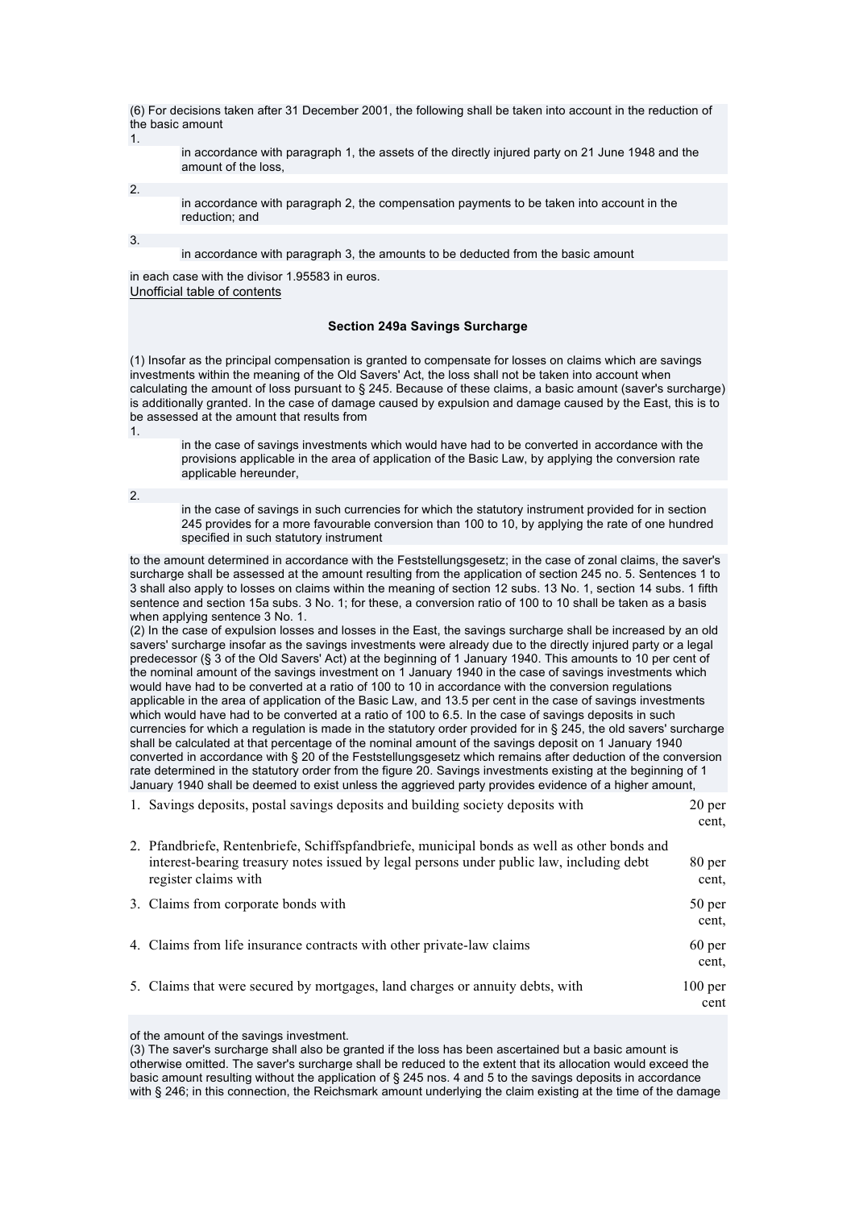(6) For decisions taken after 31 December 2001, the following shall be taken into account in the reduction of the basic amount

1. in accordance with paragraph 1, the assets of the directly injured party on 21 June 1948 and the amount of the loss,
2. in accordance with paragraph 2, the compensation payments to be taken into account in the reduction; and
3. in accordance with paragraph 3, the amounts to be deducted from the basic amount

in each case with the divisor 1.95583 in euros.

Unofficial table of contents

### Section 249a Savings Surcharge

(1) Insofar as the principal compensation is granted to compensate for losses on claims which are savings investments within the meaning of the Old Savers' Act, the loss shall not be taken into account when calculating the amount of loss pursuant to § 245. Because of these claims, a basic amount (saver's surcharge) is additionally granted. In the case of damage caused by expulsion and damage caused by the East, this is to be assessed at the amount that results from

1. in the case of savings investments which would have had to be converted in accordance with the provisions applicable in the area of application of the Basic Law, by applying the conversion rate applicable hereunder,
2. in the case of savings in such currencies for which the statutory instrument provided for in section 245 provides for a more favourable conversion than 100 to 10, by applying the rate of one hundred specified in such statutory instrument

to the amount determined in accordance with the Feststellungsgesetz; in the case of zonal claims, the saver's surcharge shall be assessed at the amount resulting from the application of section 245 no. 5. Sentences 1 to 3 shall also apply to losses on claims within the meaning of section 12 subs. 13 No. 1, section 14 subs. 1 fifth sentence and section 15a subs. 3 No. 1; for these, a conversion ratio of 100 to 10 shall be taken as a basis when applying sentence 3 No. 1.

(2) In the case of expulsion losses and losses in the East, the savings surcharge shall be increased by an old savers' surcharge insofar as the savings investments were already due to the directly injured party or a legal predecessor (§ 3 of the Old Savers' Act) at the beginning of 1 January 1940. This amounts to 10 per cent of the nominal amount of the savings investment on 1 January 1940 in the case of savings investments which would have had to be converted at a ratio of 100 to 10 in accordance with the conversion regulations applicable in the area of application of the Basic Law, and 13.5 per cent in the case of savings investments which would have had to be converted at a ratio of 100 to 6.5. In the case of savings deposits in such currencies for which a regulation is made in the statutory order provided for in § 245, the old savers' surcharge shall be calculated at that percentage of the nominal amount of the savings deposit on 1 January 1940 converted in accordance with § 20 of the Feststellungsgesetz which remains after deduction of the conversion rate determined in the statutory order from the figure 20. Savings investments existing at the beginning of 1 January 1940 shall be deemed to exist unless the aggrieved party provides evidence of a higher amount,

1. Savings deposits, postal savings deposits and building society deposits with 20 per cent,
2. Pfandbriefe, Rentenbriefe, Schiffspfandbriefe, municipal bonds as well as other bonds and interest-bearing treasury notes issued by legal persons under public law, including debt register claims with 80 per cent,
3. Claims from corporate bonds with 50 per cent,
4. Claims from life insurance contracts with other private-law claims 60 per cent,
5. Claims that were secured by mortgages, land charges or annuity debts, with 100 per cent

of the amount of the savings investment.

(3) The saver's surcharge shall also be granted if the loss has been ascertained but a basic amount is otherwise omitted. The saver's surcharge shall be reduced to the extent that its allocation would exceed the basic amount resulting without the application of § 245 nos. 4 and 5 to the savings deposits in accordance with § 246; in this connection, the Reichsmark amount underlying the claim existing at the time of the damage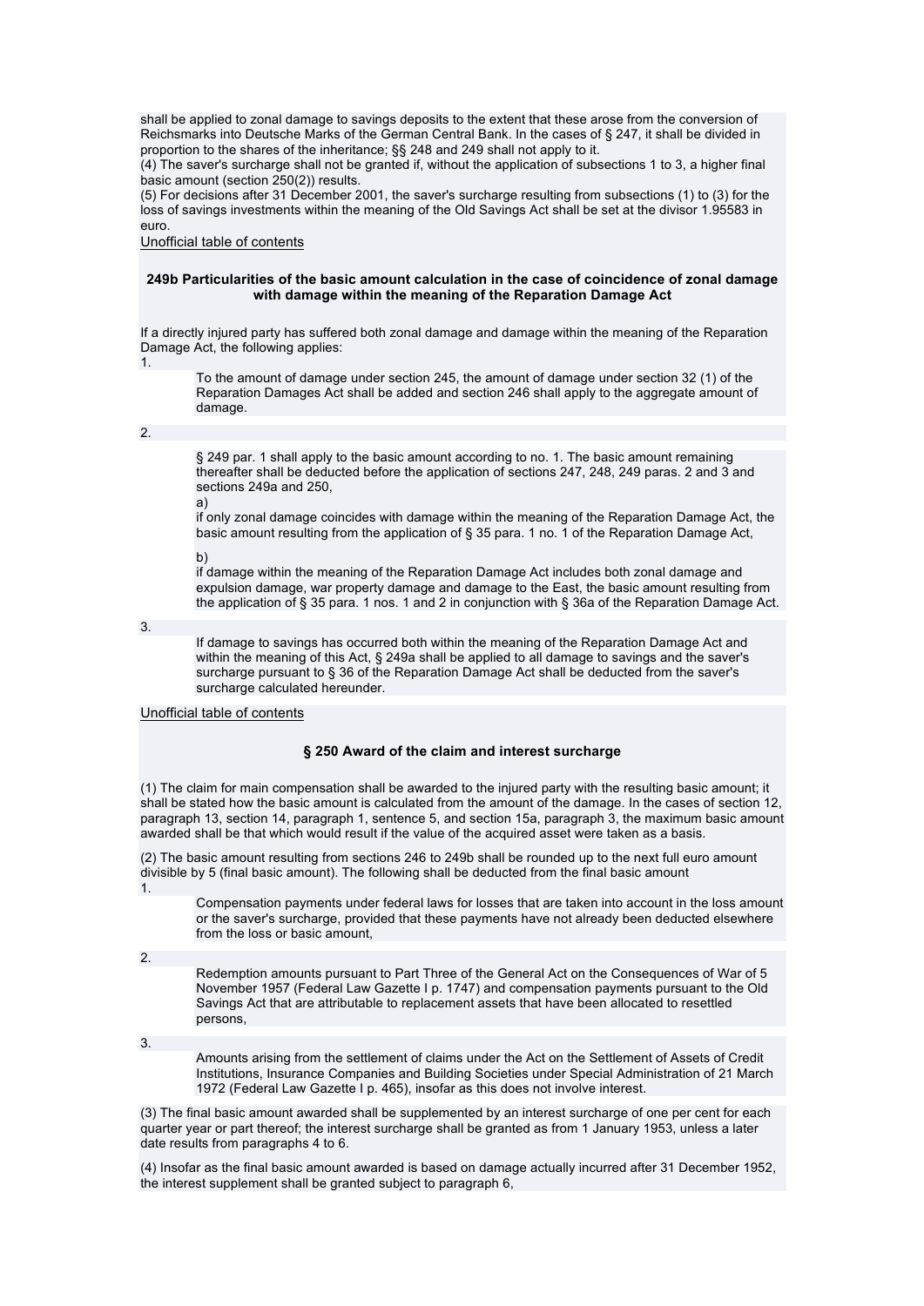shall be applied to zonal damage to savings deposits to the extent that these arose from the conversion of Reichsmarks into Deutsche Marks of the German Central Bank. In the cases of § 247, it shall be divided in proportion to the shares of the inheritance; §§ 248 and 249 shall not apply to it.
(4) The saver's surcharge shall not be granted if, without the application of subsections 1 to 3, a higher final basic amount (section 250(2)) results.
(5) For decisions after 31 December 2001, the saver's surcharge resulting from subsections (1) to (3) for the loss of savings investments within the meaning of the Old Savings Act shall be set at the divisor 1.95583 in euro.

Unofficial table of contents

### 249b Particularities of the basic amount calculation in the case of coincidence of zonal damage with damage within the meaning of the Reparation Damage Act

If a directly injured party has suffered both zonal damage and damage within the meaning of the Reparation Damage Act, the following applies:

1. To the amount of damage under section 245, the amount of damage under section 32 (1) of the Reparation Damages Act shall be added and section 246 shall apply to the aggregate amount of damage.
2. § 249 par. 1 shall apply to the basic amount according to no. 1. The basic amount remaining thereafter shall be deducted before the application of sections 247, 248, 249 paras. 2 and 3 and sections 249a and 250,
   a) if only zonal damage coincides with damage within the meaning of the Reparation Damage Act, the basic amount resulting from the application of § 35 para. 1 no. 1 of the Reparation Damage Act,
   b) if damage within the meaning of the Reparation Damage Act includes both zonal damage and expulsion damage, war property damage and damage to the East, the basic amount resulting from the application of § 35 para. 1 nos. 1 and 2 in conjunction with § 36a of the Reparation Damage Act.
3. If damage to savings has occurred both within the meaning of the Reparation Damage Act and within the meaning of this Act, § 249a shall be applied to all damage to savings and the saver's surcharge pursuant to § 36 of the Reparation Damage Act shall be deducted from the saver's surcharge calculated hereunder.

Unofficial table of contents

### § 250 Award of the claim and interest surcharge

(1) The claim for main compensation shall be awarded to the injured party with the resulting basic amount; it shall be stated how the basic amount is calculated from the amount of the damage. In the cases of section 12, paragraph 13, section 14, paragraph 1, sentence 5, and section 15a, paragraph 3, the maximum basic amount awarded shall be that which would result if the value of the acquired asset were taken as a basis.

(2) The basic amount resulting from sections 246 to 249b shall be rounded up to the next full euro amount divisible by 5 (final basic amount). The following shall be deducted from the final basic amount

1. Compensation payments under federal laws for losses that are taken into account in the loss amount or the saver's surcharge, provided that these payments have not already been deducted elsewhere from the loss or basic amount,
2. Redemption amounts pursuant to Part Three of the General Act on the Consequences of War of 5 November 1957 (Federal Law Gazette I p. 1747) and compensation payments pursuant to the Old Savings Act that are attributable to replacement assets that have been allocated to resettled persons,
3. Amounts arising from the settlement of claims under the Act on the Settlement of Assets of Credit Institutions, Insurance Companies and Building Societies under Special Administration of 21 March 1972 (Federal Law Gazette I p. 465), insofar as this does not involve interest.

(3) The final basic amount awarded shall be supplemented by an interest surcharge of one per cent for each quarter year or part thereof; the interest surcharge shall be granted as from 1 January 1953, unless a later date results from paragraphs 4 to 6.

(4) Insofar as the final basic amount awarded is based on damage actually incurred after 31 December 1952, the interest supplement shall be granted subject to paragraph 6,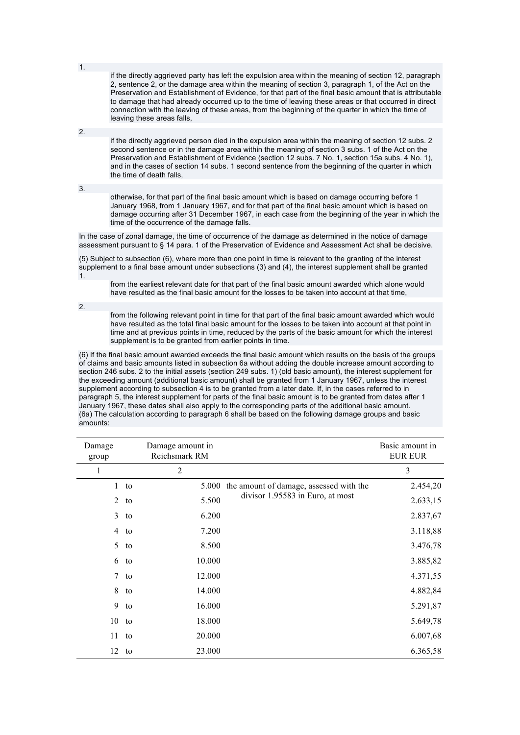1. if the directly aggrieved party has left the expulsion area within the meaning of section 12, paragraph 2, sentence 2, or the damage area within the meaning of section 3, paragraph 1, of the Act on the Preservation and Establishment of Evidence, for that part of the final basic amount that is attributable to damage that had already occurred up to the time of leaving these areas or that occurred in direct connection with the leaving of these areas, from the beginning of the quarter in which the time of leaving these areas falls,

2. if the directly aggrieved person died in the expulsion area within the meaning of section 12 subs. 2 second sentence or in the damage area within the meaning of section 3 subs. 1 of the Act on the Preservation and Establishment of Evidence (section 12 subs. 7 No. 1, section 15a subs. 4 No. 1), and in the cases of section 14 subs. 1 second sentence from the beginning of the quarter in which the time of death falls,

3. otherwise, for that part of the final basic amount which is based on damage occurring before 1 January 1968, from 1 January 1967, and for that part of the final basic amount which is based on damage occurring after 31 December 1967, in each case from the beginning of the year in which the time of the occurrence of the damage falls.

In the case of zonal damage, the time of occurrence of the damage as determined in the notice of damage assessment pursuant to § 14 para. 1 of the Preservation of Evidence and Assessment Act shall be decisive.

(5) Subject to subsection (6), where more than one point in time is relevant to the granting of the interest supplement to a final base amount under subsections (3) and (4), the interest supplement shall be granted

1. from the earliest relevant date for that part of the final basic amount awarded which alone would have resulted as the final basic amount for the losses to be taken into account at that time,

2. from the following relevant point in time for that part of the final basic amount awarded which would have resulted as the total final basic amount for the losses to be taken into account at that point in time and at previous points in time, reduced by the parts of the basic amount for which the interest supplement is to be granted from earlier points in time.

(6) If the final basic amount awarded exceeds the final basic amount which results on the basis of the groups of claims and basic amounts listed in subsection 6a without adding the double increase amount according to section 246 subs. 2 to the initial assets (section 249 subs. 1) (old basic amount), the interest supplement for the exceeding amount (additional basic amount) shall be granted from 1 January 1967, unless the interest supplement according to subsection 4 is to be granted from a later date. If, in the cases referred to in paragraph 5, the interest supplement for parts of the final basic amount is to be granted from dates after 1 January 1967, these dates shall also apply to the corresponding parts of the additional basic amount.
(6a) The calculation according to paragraph 6 shall be based on the following damage groups and basic amounts:

| Damage group | | Damage amount in Reichsmark RM | | Basic amount in EUR EUR |
|---|---|---|---|---|
| 1 | | 2 | | 3 |
| 1 | to | 5.000 | the amount of damage, assessed with the divisor 1.95583 in Euro, at most | 2.454,20 |
| 2 | to | 5.500 | | 2.633,15 |
| 3 | to | 6.200 | | 2.837,67 |
| 4 | to | 7.200 | | 3.118,88 |
| 5 | to | 8.500 | | 3.476,78 |
| 6 | to | 10.000 | | 3.885,82 |
| 7 | to | 12.000 | | 4.371,55 |
| 8 | to | 14.000 | | 4.882,84 |
| 9 | to | 16.000 | | 5.291,87 |
| 10 | to | 18.000 | | 5.649,78 |
| 11 | to | 20.000 | | 6.007,68 |
| 12 | to | 23.000 | | 6.365,58 |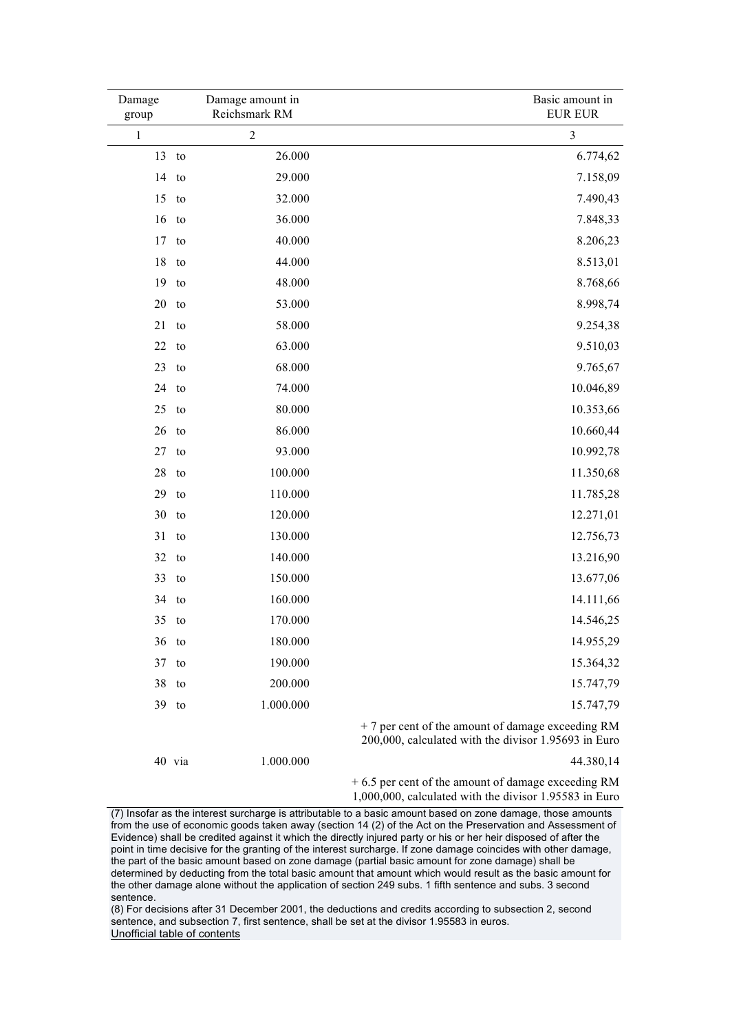| Damage group | | Damage amount in Reichsmark RM | Basic amount in EUR EUR |
|---|---|---|---|
| 1 | | 2 | 3 |
| 13 | to | 26.000 | 6.774,62 |
| 14 | to | 29.000 | 7.158,09 |
| 15 | to | 32.000 | 7.490,43 |
| 16 | to | 36.000 | 7.848,33 |
| 17 | to | 40.000 | 8.206,23 |
| 18 | to | 44.000 | 8.513,01 |
| 19 | to | 48.000 | 8.768,66 |
| 20 | to | 53.000 | 8.998,74 |
| 21 | to | 58.000 | 9.254,38 |
| 22 | to | 63.000 | 9.510,03 |
| 23 | to | 68.000 | 9.765,67 |
| 24 | to | 74.000 | 10.046,89 |
| 25 | to | 80.000 | 10.353,66 |
| 26 | to | 86.000 | 10.660,44 |
| 27 | to | 93.000 | 10.992,78 |
| 28 | to | 100.000 | 11.350,68 |
| 29 | to | 110.000 | 11.785,28 |
| 30 | to | 120.000 | 12.271,01 |
| 31 | to | 130.000 | 12.756,73 |
| 32 | to | 140.000 | 13.216,90 |
| 33 | to | 150.000 | 13.677,06 |
| 34 | to | 160.000 | 14.111,66 |
| 35 | to | 170.000 | 14.546,25 |
| 36 | to | 180.000 | 14.955,29 |
| 37 | to | 190.000 | 15.364,32 |
| 38 | to | 200.000 | 15.747,79 |
| 39 | to | 1.000.000 | 15.747,79 + 7 per cent of the amount of damage exceeding RM 200,000, calculated with the divisor 1.95693 in Euro |
| 40 | via | 1.000.000 | 44.380,14 + 6.5 per cent of the amount of damage exceeding RM 1,000,000, calculated with the divisor 1.95583 in Euro |

(7) Insofar as the interest surcharge is attributable to a basic amount based on zone damage, those amounts from the use of economic goods taken away (section 14 (2) of the Act on the Preservation and Assessment of Evidence) shall be credited against it which the directly injured party or his or her heir disposed of after the point in time decisive for the granting of the interest surcharge. If zone damage coincides with other damage, the part of the basic amount based on zone damage (partial basic amount for zone damage) shall be determined by deducting from the total basic amount that amount which would result as the basic amount for the other damage alone without the application of section 249 subs. 1 fifth sentence and subs. 3 second sentence.

(8) For decisions after 31 December 2001, the deductions and credits according to subsection 2, second sentence, and subsection 7, first sentence, shall be set at the divisor 1.95583 in euros.

Unofficial table of contents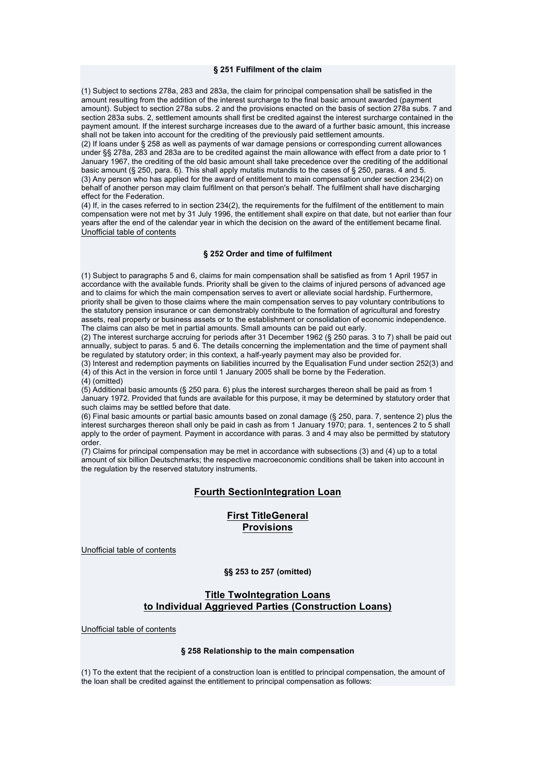#### § 251 Fulfilment of the claim

(1) Subject to sections 278a, 283 and 283a, the claim for principal compensation shall be satisfied in the amount resulting from the addition of the interest surcharge to the final basic amount awarded (payment amount). Subject to section 278a subs. 2 and the provisions enacted on the basis of section 278a subs. 7 and section 283a subs. 2, settlement amounts shall first be credited against the interest surcharge contained in the payment amount. If the interest surcharge increases due to the award of a further basic amount, this increase shall not be taken into account for the crediting of the previously paid settlement amounts.
(2) If loans under § 258 as well as payments of war damage pensions or corresponding current allowances under §§ 278a, 283 and 283a are to be credited against the main allowance with effect from a date prior to 1 January 1967, the crediting of the old basic amount shall take precedence over the crediting of the additional basic amount (§ 250, para. 6). This shall apply mutatis mutandis to the cases of § 250, paras. 4 and 5.
(3) Any person who has applied for the award of entitlement to main compensation under section 234(2) on behalf of another person may claim fulfilment on that person's behalf. The fulfilment shall have discharging effect for the Federation.
(4) If, in the cases referred to in section 234(2), the requirements for the fulfilment of the entitlement to main compensation were not met by 31 July 1996, the entitlement shall expire on that date, but not earlier than four years after the end of the calendar year in which the decision on the award of the entitlement became final.
Unofficial table of contents

#### § 252 Order and time of fulfilment

(1) Subject to paragraphs 5 and 6, claims for main compensation shall be satisfied as from 1 April 1957 in accordance with the available funds. Priority shall be given to the claims of injured persons of advanced age and to claims for which the main compensation serves to avert or alleviate social hardship. Furthermore, priority shall be given to those claims where the main compensation serves to pay voluntary contributions to the statutory pension insurance or can demonstrably contribute to the formation of agricultural and forestry assets, real property or business assets or to the establishment or consolidation of economic independence. The claims can also be met in partial amounts. Small amounts can be paid out early.
(2) The interest surcharge accruing for periods after 31 December 1962 (§ 250 paras. 3 to 7) shall be paid out annually, subject to paras. 5 and 6. The details concerning the implementation and the time of payment shall be regulated by statutory order; in this context, a half-yearly payment may also be provided for.
(3) Interest and redemption payments on liabilities incurred by the Equalisation Fund under section 252(3) and (4) of this Act in the version in force until 1 January 2005 shall be borne by the Federation.
(4) (omitted)
(5) Additional basic amounts (§ 250 para. 6) plus the interest surcharges thereon shall be paid as from 1 January 1972. Provided that funds are available for this purpose, it may be determined by statutory order that such claims may be settled before that date.
(6) Final basic amounts or partial basic amounts based on zonal damage (§ 250, para. 7, sentence 2) plus the interest surcharges thereon shall only be paid in cash as from 1 January 1970; para. 1, sentences 2 to 5 shall apply to the order of payment. Payment in accordance with paras. 3 and 4 may also be permitted by statutory order.
(7) Claims for principal compensation may be met in accordance with subsections (3) and (4) up to a total amount of six billion Deutschmarks; the respective macroeconomic conditions shall be taken into account in the regulation by the reserved statutory instruments.

## Fourth SectionIntegration Loan

## First TitleGeneral Provisions

Unofficial table of contents

#### §§ 253 to 257 (omitted)

## Title TwoIntegration Loans to Individual Aggrieved Parties (Construction Loans)

Unofficial table of contents

#### § 258 Relationship to the main compensation

(1) To the extent that the recipient of a construction loan is entitled to principal compensation, the amount of the loan shall be credited against the entitlement to principal compensation as follows: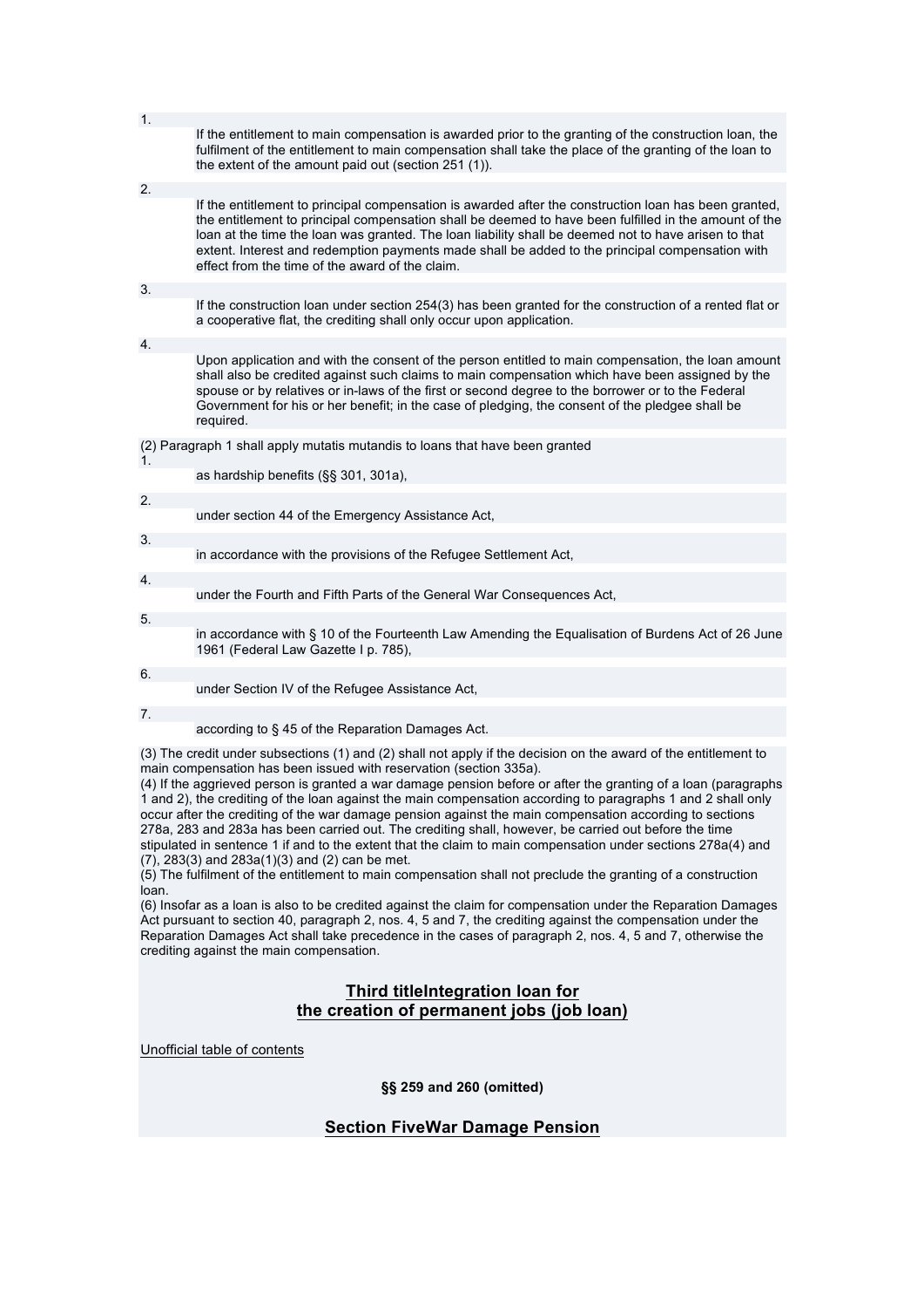1. If the entitlement to main compensation is awarded prior to the granting of the construction loan, the fulfilment of the entitlement to main compensation shall take the place of the granting of the loan to the extent of the amount paid out (section 251 (1)).

2. If the entitlement to principal compensation is awarded after the construction loan has been granted, the entitlement to principal compensation shall be deemed to have been fulfilled in the amount of the loan at the time the loan was granted. The loan liability shall be deemed not to have arisen to that extent. Interest and redemption payments made shall be added to the principal compensation with effect from the time of the award of the claim.

3. If the construction loan under section 254(3) has been granted for the construction of a rented flat or a cooperative flat, the crediting shall only occur upon application.

4. Upon application and with the consent of the person entitled to main compensation, the loan amount shall also be credited against such claims to main compensation which have been assigned by the spouse or by relatives or in-laws of the first or second degree to the borrower or to the Federal Government for his or her benefit; in the case of pledging, the consent of the pledgee shall be required.

(2) Paragraph 1 shall apply mutatis mutandis to loans that have been granted

1. as hardship benefits (§§ 301, 301a),

2. under section 44 of the Emergency Assistance Act,

3. in accordance with the provisions of the Refugee Settlement Act,

4. under the Fourth and Fifth Parts of the General War Consequences Act,

5. in accordance with § 10 of the Fourteenth Law Amending the Equalisation of Burdens Act of 26 June 1961 (Federal Law Gazette I p. 785),

6. under Section IV of the Refugee Assistance Act,

7. according to § 45 of the Reparation Damages Act.

(3) The credit under subsections (1) and (2) shall not apply if the decision on the award of the entitlement to main compensation has been issued with reservation (section 335a).
(4) If the aggrieved person is granted a war damage pension before or after the granting of a loan (paragraphs 1 and 2), the crediting of the loan against the main compensation according to paragraphs 1 and 2 shall only occur after the crediting of the war damage pension against the main compensation according to sections 278a, 283 and 283a has been carried out. The crediting shall, however, be carried out before the time stipulated in sentence 1 if and to the extent that the claim to main compensation under sections 278a(4) and (7), 283(3) and 283a(1)(3) and (2) can be met.
(5) The fulfilment of the entitlement to main compensation shall not preclude the granting of a construction loan.
(6) Insofar as a loan is also to be credited against the claim for compensation under the Reparation Damages Act pursuant to section 40, paragraph 2, nos. 4, 5 and 7, the crediting against the compensation under the Reparation Damages Act shall take precedence in the cases of paragraph 2, nos. 4, 5 and 7, otherwise the crediting against the main compensation.

## Third titleIntegration loan for the creation of permanent jobs (job loan)

Unofficial table of contents

**§§ 259 and 260 (omitted)**

## Section FiveWar Damage Pension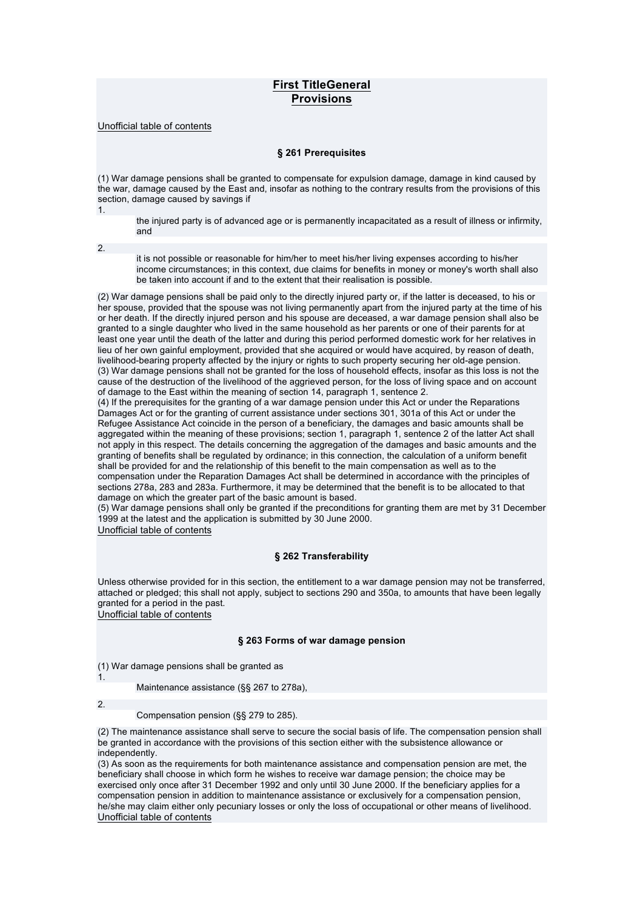# First TitleGeneral Provisions

Unofficial table of contents

### § 261 Prerequisites

(1) War damage pensions shall be granted to compensate for expulsion damage, damage in kind caused by the war, damage caused by the East and, insofar as nothing to the contrary results from the provisions of this section, damage caused by savings if

1. the injured party is of advanced age or is permanently incapacitated as a result of illness or infirmity, and
2. it is not possible or reasonable for him/her to meet his/her living expenses according to his/her income circumstances; in this context, due claims for benefits in money or money's worth shall also be taken into account if and to the extent that their realisation is possible.

(2) War damage pensions shall be paid only to the directly injured party or, if the latter is deceased, to his or her spouse, provided that the spouse was not living permanently apart from the injured party at the time of his or her death. If the directly injured person and his spouse are deceased, a war damage pension shall also be granted to a single daughter who lived in the same household as her parents or one of their parents for at least one year until the death of the latter and during this period performed domestic work for her relatives in lieu of her own gainful employment, provided that she acquired or would have acquired, by reason of death, livelihood-bearing property affected by the injury or rights to such property securing her old-age pension.
(3) War damage pensions shall not be granted for the loss of household effects, insofar as this loss is not the cause of the destruction of the livelihood of the aggrieved person, for the loss of living space and on account of damage to the East within the meaning of section 14, paragraph 1, sentence 2.
(4) If the prerequisites for the granting of a war damage pension under this Act or under the Reparations Damages Act or for the granting of current assistance under sections 301, 301a of this Act or under the Refugee Assistance Act coincide in the person of a beneficiary, the damages and basic amounts shall be aggregated within the meaning of these provisions; section 1, paragraph 1, sentence 2 of the latter Act shall not apply in this respect. The details concerning the aggregation of the damages and basic amounts and the granting of benefits shall be regulated by ordinance; in this connection, the calculation of a uniform benefit shall be provided for and the relationship of this benefit to the main compensation as well as to the compensation under the Reparation Damages Act shall be determined in accordance with the principles of sections 278a, 283 and 283a. Furthermore, it may be determined that the benefit is to be allocated to that damage on which the greater part of the basic amount is based.
(5) War damage pensions shall only be granted if the preconditions for granting them are met by 31 December 1999 at the latest and the application is submitted by 30 June 2000.

Unofficial table of contents

### § 262 Transferability

Unless otherwise provided for in this section, the entitlement to a war damage pension may not be transferred, attached or pledged; this shall not apply, subject to sections 290 and 350a, to amounts that have been legally granted for a period in the past.

Unofficial table of contents

### § 263 Forms of war damage pension

(1) War damage pensions shall be granted as

1. Maintenance assistance (§§ 267 to 278a),
2. Compensation pension (§§ 279 to 285).

(2) The maintenance assistance shall serve to secure the social basis of life. The compensation pension shall be granted in accordance with the provisions of this section either with the subsistence allowance or independently.
(3) As soon as the requirements for both maintenance assistance and compensation pension are met, the beneficiary shall choose in which form he wishes to receive war damage pension; the choice may be exercised only once after 31 December 1992 and only until 30 June 2000. If the beneficiary applies for a compensation pension in addition to maintenance assistance or exclusively for a compensation pension, he/she may claim either only pecuniary losses or only the loss of occupational or other means of livelihood.

Unofficial table of contents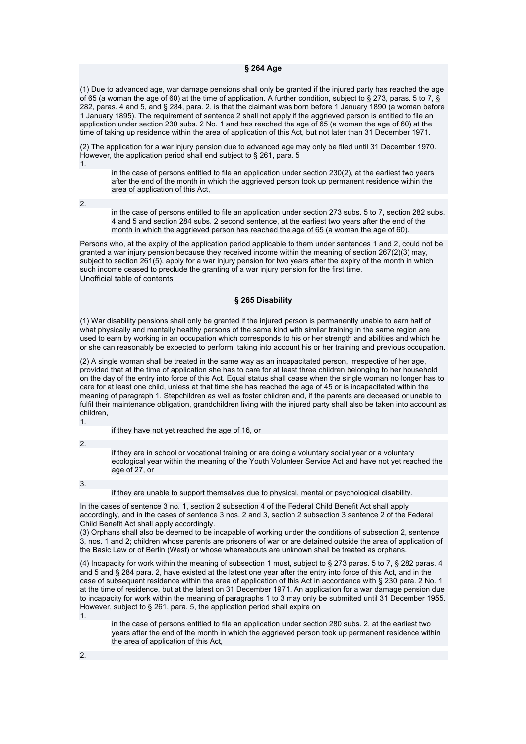### § 264 Age

(1) Due to advanced age, war damage pensions shall only be granted if the injured party has reached the age of 65 (a woman the age of 60) at the time of application. A further condition, subject to § 273, paras. 5 to 7, § 282, paras. 4 and 5, and § 284, para. 2, is that the claimant was born before 1 January 1890 (a woman before 1 January 1895). The requirement of sentence 2 shall not apply if the aggrieved person is entitled to file an application under section 230 subs. 2 No. 1 and has reached the age of 65 (a woman the age of 60) at the time of taking up residence within the area of application of this Act, but not later than 31 December 1971.

(2) The application for a war injury pension due to advanced age may only be filed until 31 December 1970. However, the application period shall end subject to § 261, para. 5

1. in the case of persons entitled to file an application under section 230(2), at the earliest two years after the end of the month in which the aggrieved person took up permanent residence within the area of application of this Act,
2. in the case of persons entitled to file an application under section 273 subs. 5 to 7, section 282 subs. 4 and 5 and section 284 subs. 2 second sentence, at the earliest two years after the end of the month in which the aggrieved person has reached the age of 65 (a woman the age of 60).

Persons who, at the expiry of the application period applicable to them under sentences 1 and 2, could not be granted a war injury pension because they received income within the meaning of section 267(2)(3) may, subject to section 261(5), apply for a war injury pension for two years after the expiry of the month in which such income ceased to preclude the granting of a war injury pension for the first time.

Unofficial table of contents

### § 265 Disability

(1) War disability pensions shall only be granted if the injured person is permanently unable to earn half of what physically and mentally healthy persons of the same kind with similar training in the same region are used to earn by working in an occupation which corresponds to his or her strength and abilities and which he or she can reasonably be expected to perform, taking into account his or her training and previous occupation.

(2) A single woman shall be treated in the same way as an incapacitated person, irrespective of her age, provided that at the time of application she has to care for at least three children belonging to her household on the day of the entry into force of this Act. Equal status shall cease when the single woman no longer has to care for at least one child, unless at that time she has reached the age of 45 or is incapacitated within the meaning of paragraph 1. Stepchildren as well as foster children and, if the parents are deceased or unable to fulfil their maintenance obligation, grandchildren living with the injured party shall also be taken into account as children,

1. if they have not yet reached the age of 16, or
2. if they are in school or vocational training or are doing a voluntary social year or a voluntary ecological year within the meaning of the Youth Volunteer Service Act and have not yet reached the age of 27, or
3. if they are unable to support themselves due to physical, mental or psychological disability.

In the cases of sentence 3 no. 1, section 2 subsection 4 of the Federal Child Benefit Act shall apply accordingly, and in the cases of sentence 3 nos. 2 and 3, section 2 subsection 3 sentence 2 of the Federal Child Benefit Act shall apply accordingly.

(3) Orphans shall also be deemed to be incapable of working under the conditions of subsection 2, sentence 3, nos. 1 and 2; children whose parents are prisoners of war or are detained outside the area of application of the Basic Law or of Berlin (West) or whose whereabouts are unknown shall be treated as orphans.

(4) Incapacity for work within the meaning of subsection 1 must, subject to § 273 paras. 5 to 7, § 282 paras. 4 and 5 and § 284 para. 2, have existed at the latest one year after the entry into force of this Act, and in the case of subsequent residence within the area of application of this Act in accordance with § 230 para. 2 No. 1 at the time of residence, but at the latest on 31 December 1971. An application for a war damage pension due to incapacity for work within the meaning of paragraphs 1 to 3 may only be submitted until 31 December 1955. However, subject to § 261, para. 5, the application period shall expire on

1. in the case of persons entitled to file an application under section 280 subs. 2, at the earliest two years after the end of the month in which the aggrieved person took up permanent residence within the area of application of this Act,
2.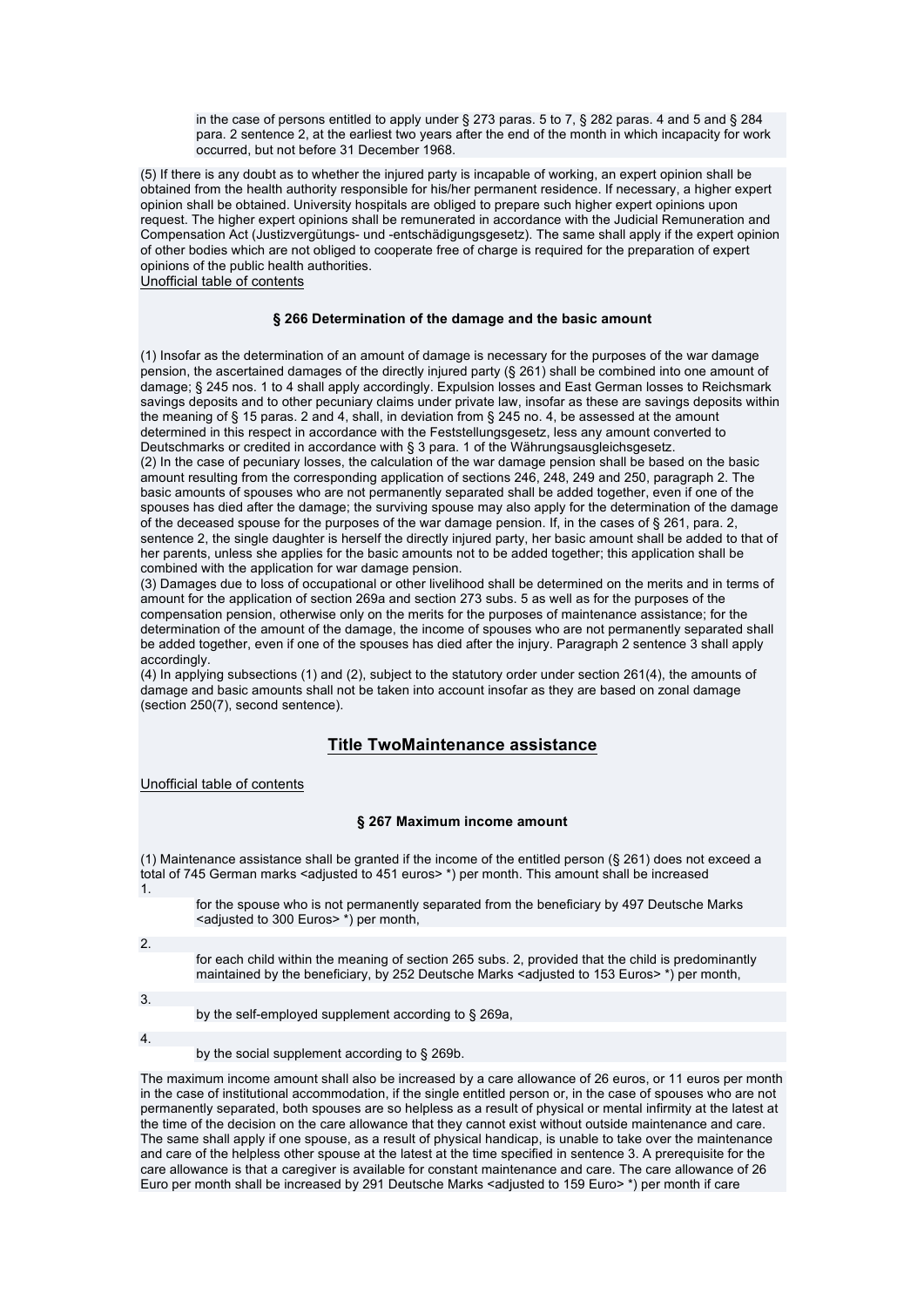in the case of persons entitled to apply under § 273 paras. 5 to 7, § 282 paras. 4 and 5 and § 284 para. 2 sentence 2, at the earliest two years after the end of the month in which incapacity for work occurred, but not before 31 December 1968.

(5) If there is any doubt as to whether the injured party is incapable of working, an expert opinion shall be obtained from the health authority responsible for his/her permanent residence. If necessary, a higher expert opinion shall be obtained. University hospitals are obliged to prepare such higher expert opinions upon request. The higher expert opinions shall be remunerated in accordance with the Judicial Remuneration and Compensation Act (Justizvergütungs- und -entschädigungsgesetz). The same shall apply if the expert opinion of other bodies which are not obliged to cooperate free of charge is required for the preparation of expert opinions of the public health authorities.

Unofficial table of contents

#### § 266 Determination of the damage and the basic amount

(1) Insofar as the determination of an amount of damage is necessary for the purposes of the war damage pension, the ascertained damages of the directly injured party (§ 261) shall be combined into one amount of damage; § 245 nos. 1 to 4 shall apply accordingly. Expulsion losses and East German losses to Reichsmark savings deposits and to other pecuniary claims under private law, insofar as these are savings deposits within the meaning of § 15 paras. 2 and 4, shall, in deviation from § 245 no. 4, be assessed at the amount determined in this respect in accordance with the Feststellungsgesetz, less any amount converted to Deutschmarks or credited in accordance with § 3 para. 1 of the Währungsausgleichsgesetz.
(2) In the case of pecuniary losses, the calculation of the war damage pension shall be based on the basic amount resulting from the corresponding application of sections 246, 248, 249 and 250, paragraph 2. The basic amounts of spouses who are not permanently separated shall be added together, even if one of the spouses has died after the damage; the surviving spouse may also apply for the determination of the damage of the deceased spouse for the purposes of the war damage pension. If, in the cases of § 261, para. 2, sentence 2, the single daughter is herself the directly injured party, her basic amount shall be added to that of her parents, unless she applies for the basic amounts not to be added together; this application shall be combined with the application for war damage pension.
(3) Damages due to loss of occupational or other livelihood shall be determined on the merits and in terms of amount for the application of section 269a and section 273 subs. 5 as well as for the purposes of the compensation pension, otherwise only on the merits for the purposes of maintenance assistance; for the determination of the amount of the damage, the income of spouses who are not permanently separated shall be added together, even if one of the spouses has died after the injury. Paragraph 2 sentence 3 shall apply accordingly.
(4) In applying subsections (1) and (2), subject to the statutory order under section 261(4), the amounts of damage and basic amounts shall not be taken into account insofar as they are based on zonal damage (section 250(7), second sentence).

## Title TwoMaintenance assistance

Unofficial table of contents

#### § 267 Maximum income amount

(1) Maintenance assistance shall be granted if the income of the entitled person (§ 261) does not exceed a total of 745 German marks <adjusted to 451 euros> *) per month. This amount shall be increased

1. for the spouse who is not permanently separated from the beneficiary by 497 Deutsche Marks <adjusted to 300 Euros> *) per month,
2. for each child within the meaning of section 265 subs. 2, provided that the child is predominantly maintained by the beneficiary, by 252 Deutsche Marks <adjusted to 153 Euros> *) per month,
3. by the self-employed supplement according to § 269a,
4. by the social supplement according to § 269b.

The maximum income amount shall also be increased by a care allowance of 26 euros, or 11 euros per month in the case of institutional accommodation, if the single entitled person or, in the case of spouses who are not permanently separated, both spouses are so helpless as a result of physical or mental infirmity at the latest at the time of the decision on the care allowance that they cannot exist without outside maintenance and care. The same shall apply if one spouse, as a result of physical handicap, is unable to take over the maintenance and care of the helpless other spouse at the latest at the time specified in sentence 3. A prerequisite for the care allowance is that a caregiver is available for constant maintenance and care. The care allowance of 26 Euro per month shall be increased by 291 Deutsche Marks <adjusted to 159 Euro> *) per month if care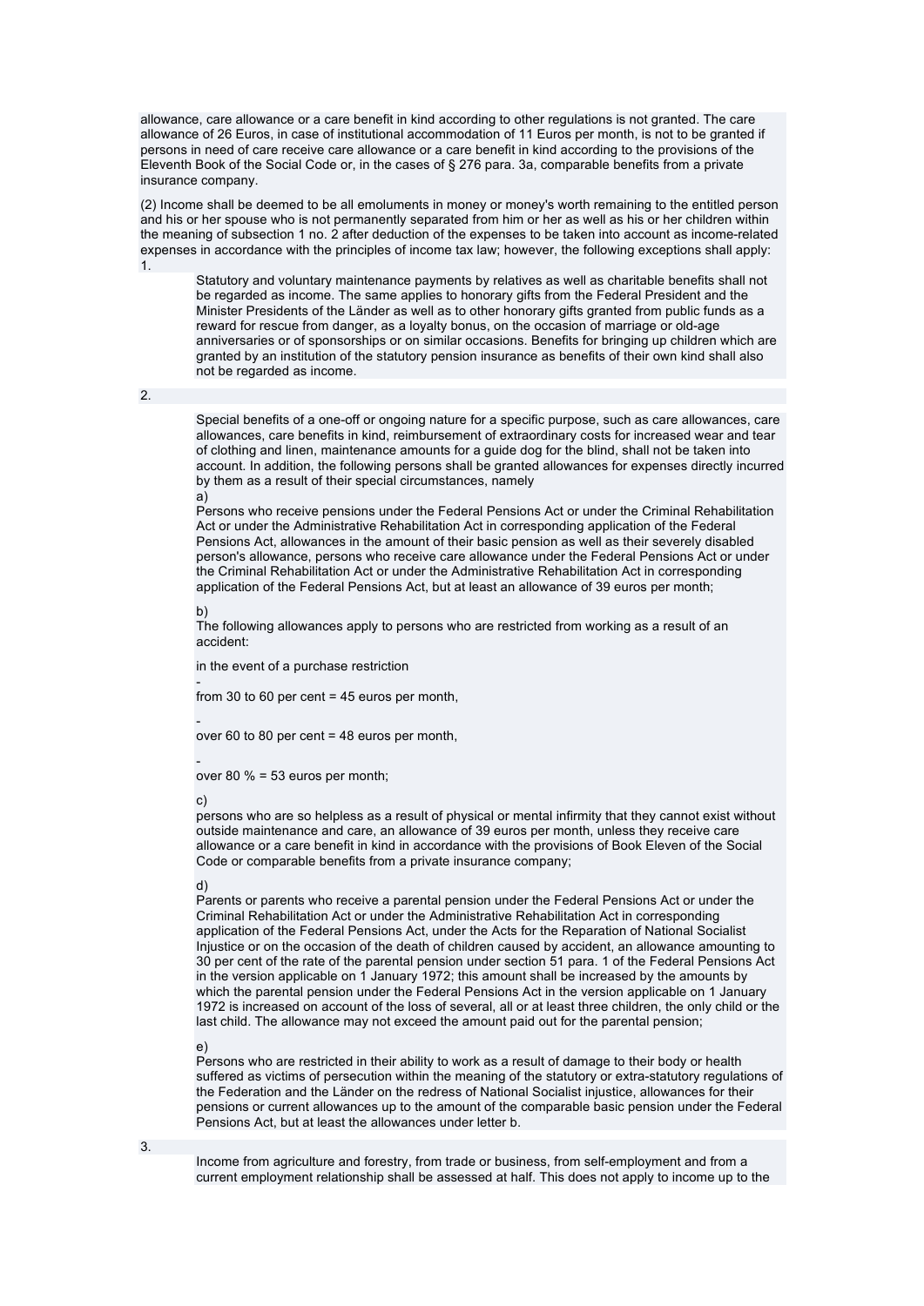allowance, care allowance or a care benefit in kind according to other regulations is not granted. The care allowance of 26 Euros, in case of institutional accommodation of 11 Euros per month, is not to be granted if persons in need of care receive care allowance or a care benefit in kind according to the provisions of the Eleventh Book of the Social Code or, in the cases of § 276 para. 3a, comparable benefits from a private insurance company.

(2) Income shall be deemed to be all emoluments in money or money's worth remaining to the entitled person and his or her spouse who is not permanently separated from him or her as well as his or her children within the meaning of subsection 1 no. 2 after deduction of the expenses to be taken into account as income-related expenses in accordance with the principles of income tax law; however, the following exceptions shall apply:

1.

Statutory and voluntary maintenance payments by relatives as well as charitable benefits shall not be regarded as income. The same applies to honorary gifts from the Federal President and the Minister Presidents of the Länder as well as to other honorary gifts granted from public funds as a reward for rescue from danger, as a loyalty bonus, on the occasion of marriage or old-age anniversaries or of sponsorships or on similar occasions. Benefits for bringing up children which are granted by an institution of the statutory pension insurance as benefits of their own kind shall also not be regarded as income.

2.

Special benefits of a one-off or ongoing nature for a specific purpose, such as care allowances, care allowances, care benefits in kind, reimbursement of extraordinary costs for increased wear and tear of clothing and linen, maintenance amounts for a guide dog for the blind, shall not be taken into account. In addition, the following persons shall be granted allowances for expenses directly incurred by them as a result of their special circumstances, namely

a)
Persons who receive pensions under the Federal Pensions Act or under the Criminal Rehabilitation Act or under the Administrative Rehabilitation Act in corresponding application of the Federal Pensions Act, allowances in the amount of their basic pension as well as their severely disabled person's allowance, persons who receive care allowance under the Federal Pensions Act or under the Criminal Rehabilitation Act or under the Administrative Rehabilitation Act in corresponding application of the Federal Pensions Act, but at least an allowance of 39 euros per month;

b)
The following allowances apply to persons who are restricted from working as a result of an accident:

in the event of a purchase restriction

- from 30 to 60 per cent = 45 euros per month,
- over 60 to 80 per cent = 48 euros per month,
- over 80 % = 53 euros per month;

c)
persons who are so helpless as a result of physical or mental infirmity that they cannot exist without outside maintenance and care, an allowance of 39 euros per month, unless they receive care allowance or a care benefit in kind in accordance with the provisions of Book Eleven of the Social Code or comparable benefits from a private insurance company;

d)
Parents or parents who receive a parental pension under the Federal Pensions Act or under the Criminal Rehabilitation Act or under the Administrative Rehabilitation Act in corresponding application of the Federal Pensions Act, under the Acts for the Reparation of National Socialist Injustice or on the occasion of the death of children caused by accident, an allowance amounting to 30 per cent of the rate of the parental pension under section 51 para. 1 of the Federal Pensions Act in the version applicable on 1 January 1972; this amount shall be increased by the amounts by which the parental pension under the Federal Pensions Act in the version applicable on 1 January 1972 is increased on account of the loss of several, all or at least three children, the only child or the last child. The allowance may not exceed the amount paid out for the parental pension;

e)
Persons who are restricted in their ability to work as a result of damage to their body or health suffered as victims of persecution within the meaning of the statutory or extra-statutory regulations of the Federation and the Länder on the redress of National Socialist injustice, allowances for their pensions or current allowances up to the amount of the comparable basic pension under the Federal Pensions Act, but at least the allowances under letter b.

3.

Income from agriculture and forestry, from trade or business, from self-employment and from a current employment relationship shall be assessed at half. This does not apply to income up to the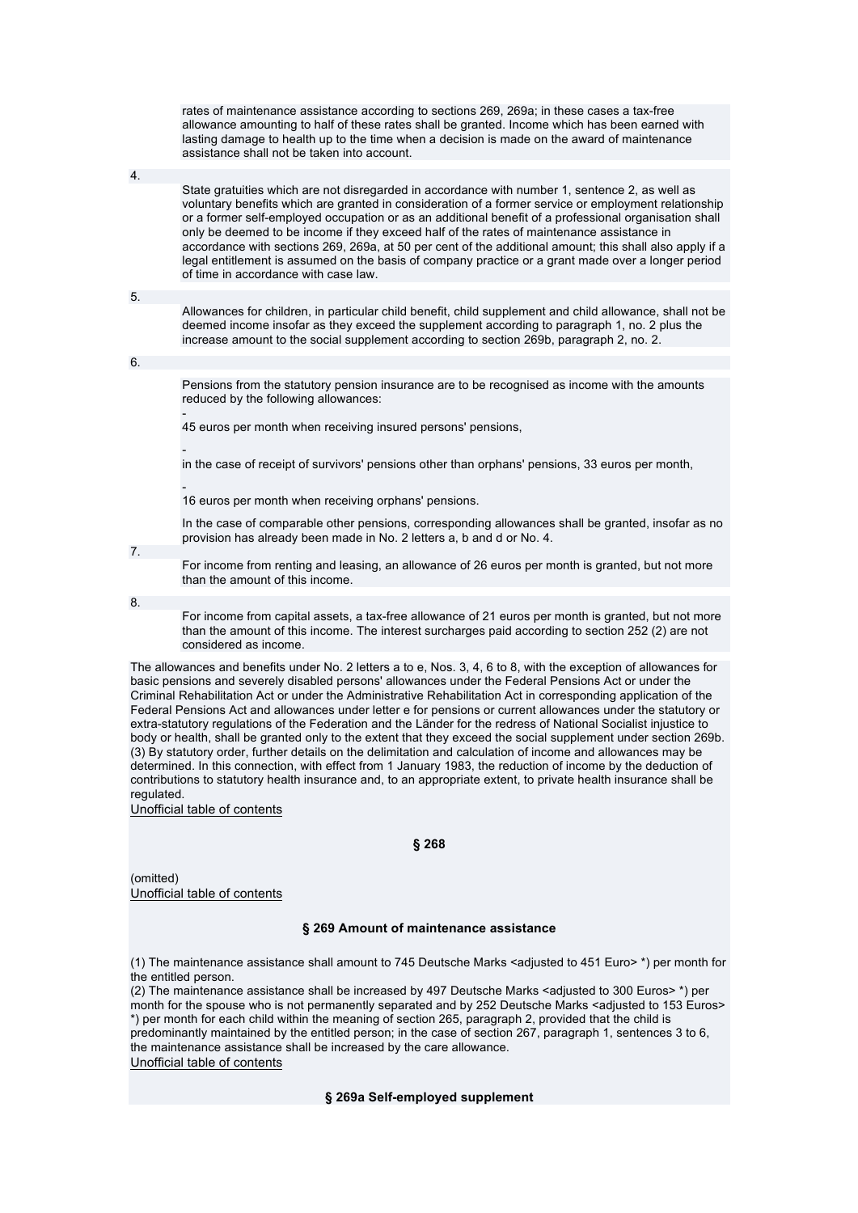rates of maintenance assistance according to sections 269, 269a; in these cases a tax-free allowance amounting to half of these rates shall be granted. Income which has been earned with lasting damage to health up to the time when a decision is made on the award of maintenance assistance shall not be taken into account.

4. State gratuities which are not disregarded in accordance with number 1, sentence 2, as well as voluntary benefits which are granted in consideration of a former service or employment relationship or a former self-employed occupation or as an additional benefit of a professional organisation shall only be deemed to be income if they exceed half of the rates of maintenance assistance in accordance with sections 269, 269a, at 50 per cent of the additional amount; this shall also apply if a legal entitlement is assumed on the basis of company practice or a grant made over a longer period of time in accordance with case law.

5. Allowances for children, in particular child benefit, child supplement and child allowance, shall not be deemed income insofar as they exceed the supplement according to paragraph 1, no. 2 plus the increase amount to the social supplement according to section 269b, paragraph 2, no. 2.

6. Pensions from the statutory pension insurance are to be recognised as income with the amounts reduced by the following allowances:

   - 45 euros per month when receiving insured persons' pensions,
   - in the case of receipt of survivors' pensions other than orphans' pensions, 33 euros per month,
   - 16 euros per month when receiving orphans' pensions.

   In the case of comparable other pensions, corresponding allowances shall be granted, insofar as no provision has already been made in No. 2 letters a, b and d or No. 4.

7. For income from renting and leasing, an allowance of 26 euros per month is granted, but not more than the amount of this income.

8. For income from capital assets, a tax-free allowance of 21 euros per month is granted, but not more than the amount of this income. The interest surcharges paid according to section 252 (2) are not considered as income.

The allowances and benefits under No. 2 letters a to e, Nos. 3, 4, 6 to 8, with the exception of allowances for basic pensions and severely disabled persons' allowances under the Federal Pensions Act or under the Criminal Rehabilitation Act or under the Administrative Rehabilitation Act in corresponding application of the Federal Pensions Act and allowances under letter e for pensions or current allowances under the statutory or extra-statutory regulations of the Federation and the Länder for the redress of National Socialist injustice to body or health, shall be granted only to the extent that they exceed the social supplement under section 269b.
(3) By statutory order, further details on the delimitation and calculation of income and allowances may be determined. In this connection, with effect from 1 January 1983, the reduction of income by the deduction of contributions to statutory health insurance and, to an appropriate extent, to private health insurance shall be regulated.

Unofficial table of contents

### § 268

(omitted)

Unofficial table of contents

### § 269 Amount of maintenance assistance

(1) The maintenance assistance shall amount to 745 Deutsche Marks <adjusted to 451 Euro> *) per month for the entitled person.
(2) The maintenance assistance shall be increased by 497 Deutsche Marks <adjusted to 300 Euros> *) per month for the spouse who is not permanently separated and by 252 Deutsche Marks <adjusted to 153 Euros> *) per month for each child within the meaning of section 265, paragraph 2, provided that the child is predominantly maintained by the entitled person; in the case of section 267, paragraph 1, sentences 3 to 6, the maintenance assistance shall be increased by the care allowance.

Unofficial table of contents

### § 269a Self-employed supplement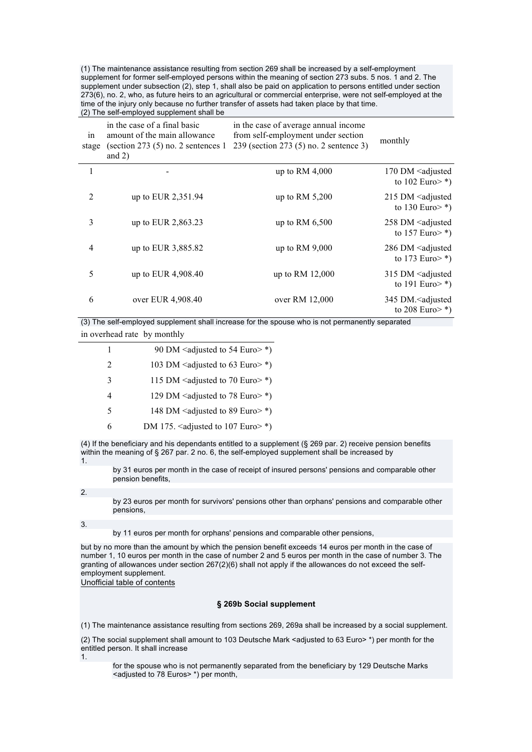(1) The maintenance assistance resulting from section 269 shall be increased by a self-employment supplement for former self-employed persons within the meaning of section 273 subs. 5 nos. 1 and 2. The supplement under subsection (2), step 1, shall also be paid on application to persons entitled under section 273(6), no. 2, who, as future heirs to an agricultural or commercial enterprise, were not self-employed at the time of the injury only because no further transfer of assets had taken place by that time.

(2) The self-employed supplement shall be

| in stage | in the case of a final basic amount of the main allowance (section 273 (5) no. 2 sentences 1 and 2) | in the case of average annual income from self-employment under section 239 (section 273 (5) no. 2 sentence 3) | monthly |
|---|---|---|---|
| 1 | - | up to RM 4,000 | 170 DM <adjusted to 102 Euro> *) |
| 2 | up to EUR 2,351.94 | up to RM 5,200 | 215 DM <adjusted to 130 Euro> *) |
| 3 | up to EUR 2,863.23 | up to RM 6,500 | 258 DM <adjusted to 157 Euro> *) |
| 4 | up to EUR 3,885.82 | up to RM 9,000 | 286 DM <adjusted to 173 Euro> *) |
| 5 | up to EUR 4,908.40 | up to RM 12,000 | 315 DM <adjusted to 191 Euro> *) |
| 6 | over EUR 4,908.40 | over RM 12,000 | 345 DM.<adjusted to 208 Euro> *) |

(3) The self-employed supplement shall increase for the spouse who is not permanently separated

| in overhead rate | by monthly |
|---|---|
| 1 | 90 DM <adjusted to 54 Euro> *) |
| 2 | 103 DM <adjusted to 63 Euro> *) |
| 3 | 115 DM <adjusted to 70 Euro> *) |
| 4 | 129 DM <adjusted to 78 Euro> *) |
| 5 | 148 DM <adjusted to 89 Euro> *) |
| 6 | DM 175. <adjusted to 107 Euro> *) |

(4) If the beneficiary and his dependants entitled to a supplement (§ 269 par. 2) receive pension benefits within the meaning of § 267 par. 2 no. 6, the self-employed supplement shall be increased by

1. by 31 euros per month in the case of receipt of insured persons' pensions and comparable other pension benefits,

2. by 23 euros per month for survivors' pensions other than orphans' pensions and comparable other pensions,

3. by 11 euros per month for orphans' pensions and comparable other pensions,

but by no more than the amount by which the pension benefit exceeds 14 euros per month in the case of number 1, 10 euros per month in the case of number 2 and 5 euros per month in the case of number 3. The granting of allowances under section 267(2)(6) shall not apply if the allowances do not exceed the self-employment supplement.

Unofficial table of contents

### § 269b Social supplement

(1) The maintenance assistance resulting from sections 269, 269a shall be increased by a social supplement.

(2) The social supplement shall amount to 103 Deutsche Mark <adjusted to 63 Euro> *) per month for the entitled person. It shall increase

1. for the spouse who is not permanently separated from the beneficiary by 129 Deutsche Marks <adjusted to 78 Euros> *) per month,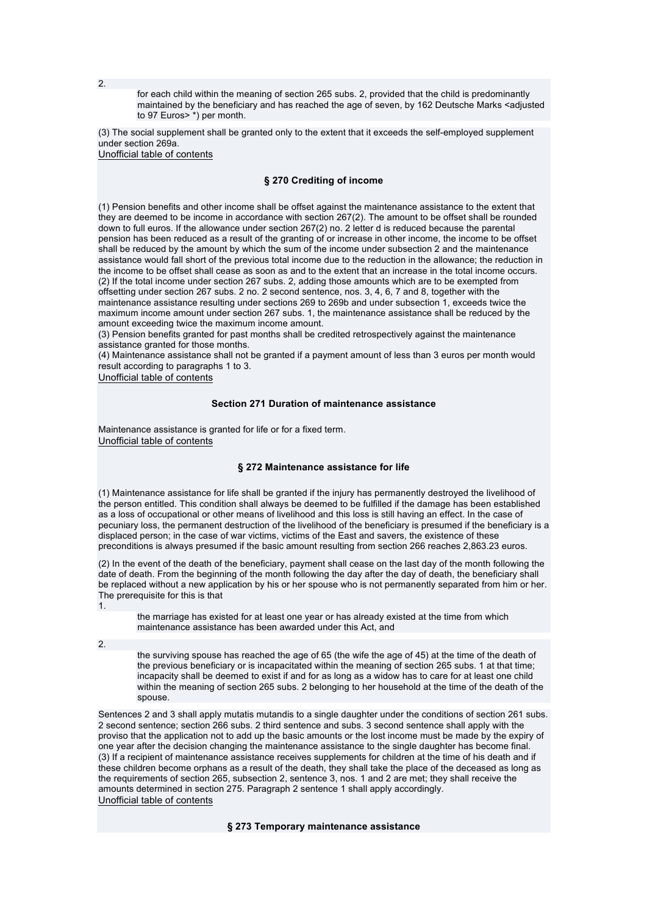2. for each child within the meaning of section 265 subs. 2, provided that the child is predominantly maintained by the beneficiary and has reached the age of seven, by 162 Deutsche Marks <adjusted to 97 Euros> *) per month.

(3) The social supplement shall be granted only to the extent that it exceeds the self-employed supplement under section 269a.

Unofficial table of contents

### § 270 Crediting of income

(1) Pension benefits and other income shall be offset against the maintenance assistance to the extent that they are deemed to be income in accordance with section 267(2). The amount to be offset shall be rounded down to full euros. If the allowance under section 267(2) no. 2 letter d is reduced because the parental pension has been reduced as a result of the granting of or increase in other income, the income to be offset shall be reduced by the amount by which the sum of the income under subsection 2 and the maintenance assistance would fall short of the previous total income due to the reduction in the allowance; the reduction in the income to be offset shall cease as soon as and to the extent that an increase in the total income occurs.
(2) If the total income under section 267 subs. 2, adding those amounts which are to be exempted from offsetting under section 267 subs. 2 no. 2 second sentence, nos. 3, 4, 6, 7 and 8, together with the maintenance assistance resulting under sections 269 to 269b and under subsection 1, exceeds twice the maximum income amount under section 267 subs. 1, the maintenance assistance shall be reduced by the amount exceeding twice the maximum income amount.
(3) Pension benefits granted for past months shall be credited retrospectively against the maintenance assistance granted for those months.
(4) Maintenance assistance shall not be granted if a payment amount of less than 3 euros per month would result according to paragraphs 1 to 3.

Unofficial table of contents

### Section 271 Duration of maintenance assistance

Maintenance assistance is granted for life or for a fixed term.

Unofficial table of contents

### § 272 Maintenance assistance for life

(1) Maintenance assistance for life shall be granted if the injury has permanently destroyed the livelihood of the person entitled. This condition shall always be deemed to be fulfilled if the damage has been established as a loss of occupational or other means of livelihood and this loss is still having an effect. In the case of pecuniary loss, the permanent destruction of the livelihood of the beneficiary is presumed if the beneficiary is a displaced person; in the case of war victims, victims of the East and savers, the existence of these preconditions is always presumed if the basic amount resulting from section 266 reaches 2,863.23 euros.

(2) In the event of the death of the beneficiary, payment shall cease on the last day of the month following the date of death. From the beginning of the month following the day after the day of death, the beneficiary shall be replaced without a new application by his or her spouse who is not permanently separated from him or her. The prerequisite for this is that

1. the marriage has existed for at least one year or has already existed at the time from which maintenance assistance has been awarded under this Act, and

2. the surviving spouse has reached the age of 65 (the wife the age of 45) at the time of the death of the previous beneficiary or is incapacitated within the meaning of section 265 subs. 1 at that time; incapacity shall be deemed to exist if and for as long as a widow has to care for at least one child within the meaning of section 265 subs. 2 belonging to her household at the time of the death of the spouse.

Sentences 2 and 3 shall apply mutatis mutandis to a single daughter under the conditions of section 261 subs. 2 second sentence; section 266 subs. 2 third sentence and subs. 3 second sentence shall apply with the proviso that the application not to add up the basic amounts or the lost income must be made by the expiry of one year after the decision changing the maintenance assistance to the single daughter has become final.
(3) If a recipient of maintenance assistance receives supplements for children at the time of his death and if these children become orphans as a result of the death, they shall take the place of the deceased as long as the requirements of section 265, subsection 2, sentence 3, nos. 1 and 2 are met; they shall receive the amounts determined in section 275. Paragraph 2 sentence 1 shall apply accordingly.

Unofficial table of contents

### § 273 Temporary maintenance assistance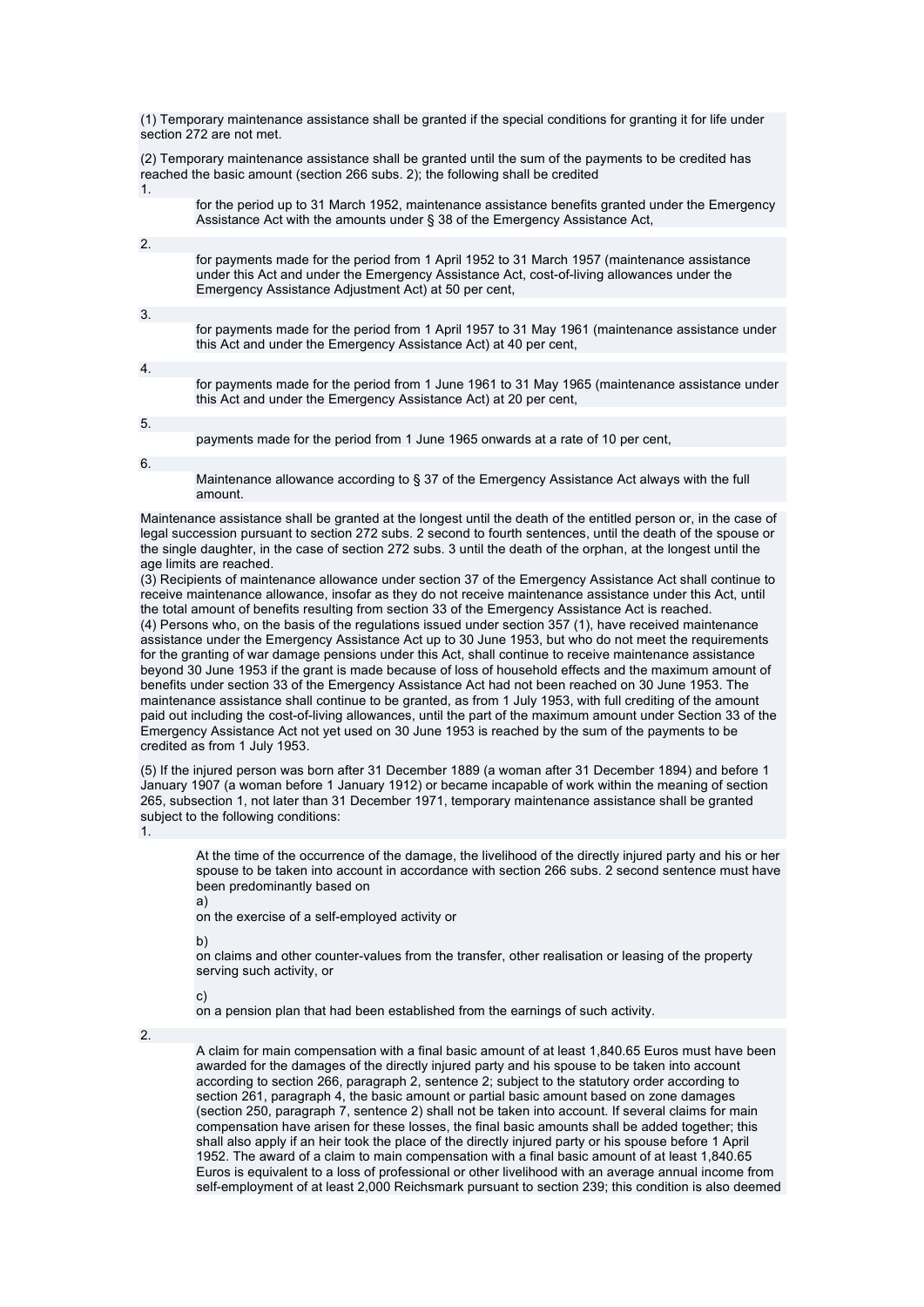(1) Temporary maintenance assistance shall be granted if the special conditions for granting it for life under section 272 are not met.

(2) Temporary maintenance assistance shall be granted until the sum of the payments to be credited has reached the basic amount (section 266 subs. 2); the following shall be credited

1. for the period up to 31 March 1952, maintenance assistance benefits granted under the Emergency Assistance Act with the amounts under § 38 of the Emergency Assistance Act,

2. for payments made for the period from 1 April 1952 to 31 March 1957 (maintenance assistance under this Act and under the Emergency Assistance Act, cost-of-living allowances under the Emergency Assistance Adjustment Act) at 50 per cent,

3. for payments made for the period from 1 April 1957 to 31 May 1961 (maintenance assistance under this Act and under the Emergency Assistance Act) at 40 per cent,

4. for payments made for the period from 1 June 1961 to 31 May 1965 (maintenance assistance under this Act and under the Emergency Assistance Act) at 20 per cent,

5. payments made for the period from 1 June 1965 onwards at a rate of 10 per cent,

6. Maintenance allowance according to § 37 of the Emergency Assistance Act always with the full amount.

Maintenance assistance shall be granted at the longest until the death of the entitled person or, in the case of legal succession pursuant to section 272 subs. 2 second to fourth sentences, until the death of the spouse or the single daughter, in the case of section 272 subs. 3 until the death of the orphan, at the longest until the age limits are reached.

(3) Recipients of maintenance allowance under section 37 of the Emergency Assistance Act shall continue to receive maintenance allowance, insofar as they do not receive maintenance assistance under this Act, until the total amount of benefits resulting from section 33 of the Emergency Assistance Act is reached.

(4) Persons who, on the basis of the regulations issued under section 357 (1), have received maintenance assistance under the Emergency Assistance Act up to 30 June 1953, but who do not meet the requirements for the granting of war damage pensions under this Act, shall continue to receive maintenance assistance beyond 30 June 1953 if the grant is made because of loss of household effects and the maximum amount of benefits under section 33 of the Emergency Assistance Act had not been reached on 30 June 1953. The maintenance assistance shall continue to be granted, as from 1 July 1953, with full crediting of the amount paid out including the cost-of-living allowances, until the part of the maximum amount under Section 33 of the Emergency Assistance Act not yet used on 30 June 1953 is reached by the sum of the payments to be credited as from 1 July 1953.

(5) If the injured person was born after 31 December 1889 (a woman after 31 December 1894) and before 1 January 1907 (a woman before 1 January 1912) or became incapable of work within the meaning of section 265, subsection 1, not later than 31 December 1971, temporary maintenance assistance shall be granted subject to the following conditions:

1. At the time of the occurrence of the damage, the livelihood of the directly injured party and his or her spouse to be taken into account in accordance with section 266 subs. 2 second sentence must have been predominantly based on

   a) on the exercise of a self-employed activity or

   b) on claims and other counter-values from the transfer, other realisation or leasing of the property serving such activity, or

   c) on a pension plan that had been established from the earnings of such activity.

2. A claim for main compensation with a final basic amount of at least 1,840.65 Euros must have been awarded for the damages of the directly injured party and his spouse to be taken into account according to section 266, paragraph 2, sentence 2; subject to the statutory order according to section 261, paragraph 4, the basic amount or partial basic amount based on zone damages (section 250, paragraph 7, sentence 2) shall not be taken into account. If several claims for main compensation have arisen for these losses, the final basic amounts shall be added together; this shall also apply if an heir took the place of the directly injured party or his spouse before 1 April 1952. The award of a claim to main compensation with a final basic amount of at least 1,840.65 Euros is equivalent to a loss of professional or other livelihood with an average annual income from self-employment of at least 2,000 Reichsmark pursuant to section 239; this condition is also deemed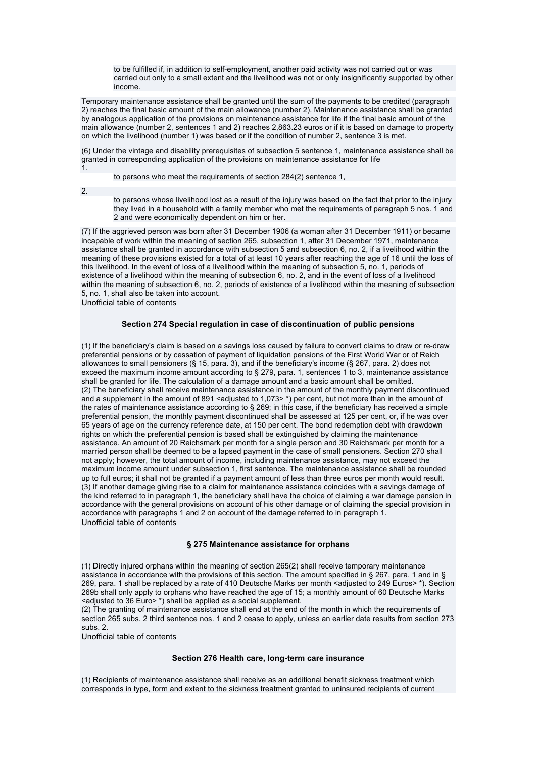to be fulfilled if, in addition to self-employment, another paid activity was not carried out or was carried out only to a small extent and the livelihood was not or only insignificantly supported by other income.

Temporary maintenance assistance shall be granted until the sum of the payments to be credited (paragraph 2) reaches the final basic amount of the main allowance (number 2). Maintenance assistance shall be granted by analogous application of the provisions on maintenance assistance for life if the final basic amount of the main allowance (number 2, sentences 1 and 2) reaches 2,863.23 euros or if it is based on damage to property on which the livelihood (number 1) was based or if the condition of number 2, sentence 3 is met.

(6) Under the vintage and disability prerequisites of subsection 5 sentence 1, maintenance assistance shall be granted in corresponding application of the provisions on maintenance assistance for life

1. to persons who meet the requirements of section 284(2) sentence 1,
2. to persons whose livelihood lost as a result of the injury was based on the fact that prior to the injury they lived in a household with a family member who met the requirements of paragraph 5 nos. 1 and 2 and were economically dependent on him or her.

(7) If the aggrieved person was born after 31 December 1906 (a woman after 31 December 1911) or became incapable of work within the meaning of section 265, subsection 1, after 31 December 1971, maintenance assistance shall be granted in accordance with subsection 5 and subsection 6, no. 2, if a livelihood within the meaning of these provisions existed for a total of at least 10 years after reaching the age of 16 until the loss of this livelihood. In the event of loss of a livelihood within the meaning of subsection 5, no. 1, periods of existence of a livelihood within the meaning of subsection 6, no. 2, and in the event of loss of a livelihood within the meaning of subsection 6, no. 2, periods of existence of a livelihood within the meaning of subsection 5, no. 1, shall also be taken into account.

Unofficial table of contents

### Section 274 Special regulation in case of discontinuation of public pensions

(1) If the beneficiary's claim is based on a savings loss caused by failure to convert claims to draw or re-draw preferential pensions or by cessation of payment of liquidation pensions of the First World War or of Reich allowances to small pensioners (§ 15, para. 3), and if the beneficiary's income (§ 267, para. 2) does not exceed the maximum income amount according to § 279, para. 1, sentences 1 to 3, maintenance assistance shall be granted for life. The calculation of a damage amount and a basic amount shall be omitted.

(2) The beneficiary shall receive maintenance assistance in the amount of the monthly payment discontinued and a supplement in the amount of 891 <adjusted to 1,073> *) per cent, but not more than in the amount of the rates of maintenance assistance according to § 269; in this case, if the beneficiary has received a simple preferential pension, the monthly payment discontinued shall be assessed at 125 per cent, or, if he was over 65 years of age on the currency reference date, at 150 per cent. The bond redemption debt with drawdown rights on which the preferential pension is based shall be extinguished by claiming the maintenance assistance. An amount of 20 Reichsmark per month for a single person and 30 Reichsmark per month for a married person shall be deemed to be a lapsed payment in the case of small pensioners. Section 270 shall not apply; however, the total amount of income, including maintenance assistance, may not exceed the maximum income amount under subsection 1, first sentence. The maintenance assistance shall be rounded up to full euros; it shall not be granted if a payment amount of less than three euros per month would result.

(3) If another damage giving rise to a claim for maintenance assistance coincides with a savings damage of the kind referred to in paragraph 1, the beneficiary shall have the choice of claiming a war damage pension in accordance with the general provisions on account of his other damage or of claiming the special provision in accordance with paragraphs 1 and 2 on account of the damage referred to in paragraph 1.

Unofficial table of contents

### § 275 Maintenance assistance for orphans

(1) Directly injured orphans within the meaning of section 265(2) shall receive temporary maintenance assistance in accordance with the provisions of this section. The amount specified in § 267, para. 1 and in § 269, para. 1 shall be replaced by a rate of 410 Deutsche Marks per month <adjusted to 249 Euros> *). Section 269b shall only apply to orphans who have reached the age of 15; a monthly amount of 60 Deutsche Marks <adjusted to 36 Euro> *) shall be applied as a social supplement.

(2) The granting of maintenance assistance shall end at the end of the month in which the requirements of section 265 subs. 2 third sentence nos. 1 and 2 cease to apply, unless an earlier date results from section 273 subs. 2.

Unofficial table of contents

### Section 276 Health care, long-term care insurance

(1) Recipients of maintenance assistance shall receive as an additional benefit sickness treatment which corresponds in type, form and extent to the sickness treatment granted to uninsured recipients of current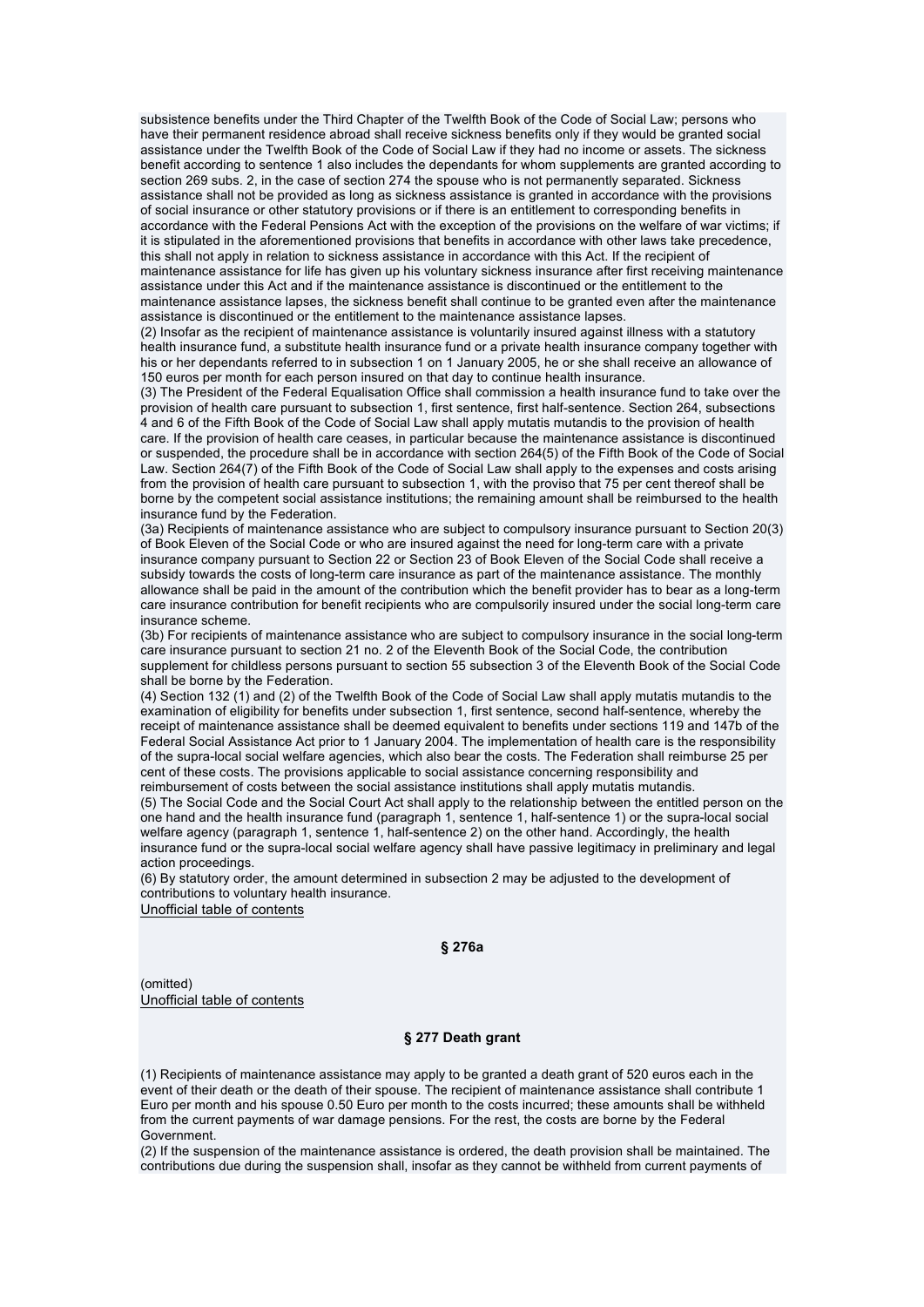subsistence benefits under the Third Chapter of the Twelfth Book of the Code of Social Law; persons who have their permanent residence abroad shall receive sickness benefits only if they would be granted social assistance under the Twelfth Book of the Code of Social Law if they had no income or assets. The sickness benefit according to sentence 1 also includes the dependants for whom supplements are granted according to section 269 subs. 2, in the case of section 274 the spouse who is not permanently separated. Sickness assistance shall not be provided as long as sickness assistance is granted in accordance with the provisions of social insurance or other statutory provisions or if there is an entitlement to corresponding benefits in accordance with the Federal Pensions Act with the exception of the provisions on the welfare of war victims; if it is stipulated in the aforementioned provisions that benefits in accordance with other laws take precedence, this shall not apply in relation to sickness assistance in accordance with this Act. If the recipient of maintenance assistance for life has given up his voluntary sickness insurance after first receiving maintenance assistance under this Act and if the maintenance assistance is discontinued or the entitlement to the maintenance assistance lapses, the sickness benefit shall continue to be granted even after the maintenance assistance is discontinued or the entitlement to the maintenance assistance lapses.

(2) Insofar as the recipient of maintenance assistance is voluntarily insured against illness with a statutory health insurance fund, a substitute health insurance fund or a private health insurance company together with his or her dependants referred to in subsection 1 on 1 January 2005, he or she shall receive an allowance of 150 euros per month for each person insured on that day to continue health insurance.

(3) The President of the Federal Equalisation Office shall commission a health insurance fund to take over the provision of health care pursuant to subsection 1, first sentence, first half-sentence. Section 264, subsections 4 and 6 of the Fifth Book of the Code of Social Law shall apply mutatis mutandis to the provision of health care. If the provision of health care ceases, in particular because the maintenance assistance is discontinued or suspended, the procedure shall be in accordance with section 264(5) of the Fifth Book of the Code of Social Law. Section 264(7) of the Fifth Book of the Code of Social Law shall apply to the expenses and costs arising from the provision of health care pursuant to subsection 1, with the proviso that 75 per cent thereof shall be borne by the competent social assistance institutions; the remaining amount shall be reimbursed to the health insurance fund by the Federation.

(3a) Recipients of maintenance assistance who are subject to compulsory insurance pursuant to Section 20(3) of Book Eleven of the Social Code or who are insured against the need for long-term care with a private insurance company pursuant to Section 22 or Section 23 of Book Eleven of the Social Code shall receive a subsidy towards the costs of long-term care insurance as part of the maintenance assistance. The monthly allowance shall be paid in the amount of the contribution which the benefit provider has to bear as a long-term care insurance contribution for benefit recipients who are compulsorily insured under the social long-term care insurance scheme.

(3b) For recipients of maintenance assistance who are subject to compulsory insurance in the social long-term care insurance pursuant to section 21 no. 2 of the Eleventh Book of the Social Code, the contribution supplement for childless persons pursuant to section 55 subsection 3 of the Eleventh Book of the Social Code shall be borne by the Federation.

(4) Section 132 (1) and (2) of the Twelfth Book of the Code of Social Law shall apply mutatis mutandis to the examination of eligibility for benefits under subsection 1, first sentence, second half-sentence, whereby the receipt of maintenance assistance shall be deemed equivalent to benefits under sections 119 and 147b of the Federal Social Assistance Act prior to 1 January 2004. The implementation of health care is the responsibility of the supra-local social welfare agencies, which also bear the costs. The Federation shall reimburse 25 per cent of these costs. The provisions applicable to social assistance concerning responsibility and reimbursement of costs between the social assistance institutions shall apply mutatis mutandis.

(5) The Social Code and the Social Court Act shall apply to the relationship between the entitled person on the one hand and the health insurance fund (paragraph 1, sentence 1, half-sentence 1) or the supra-local social welfare agency (paragraph 1, sentence 1, half-sentence 2) on the other hand. Accordingly, the health insurance fund or the supra-local social welfare agency shall have passive legitimacy in preliminary and legal action proceedings.

(6) By statutory order, the amount determined in subsection 2 may be adjusted to the development of contributions to voluntary health insurance.

Unofficial table of contents

### § 276a

(omitted)

Unofficial table of contents

### § 277 Death grant

(1) Recipients of maintenance assistance may apply to be granted a death grant of 520 euros each in the event of their death or the death of their spouse. The recipient of maintenance assistance shall contribute 1 Euro per month and his spouse 0.50 Euro per month to the costs incurred; these amounts shall be withheld from the current payments of war damage pensions. For the rest, the costs are borne by the Federal Government.

(2) If the suspension of the maintenance assistance is ordered, the death provision shall be maintained. The contributions due during the suspension shall, insofar as they cannot be withheld from current payments of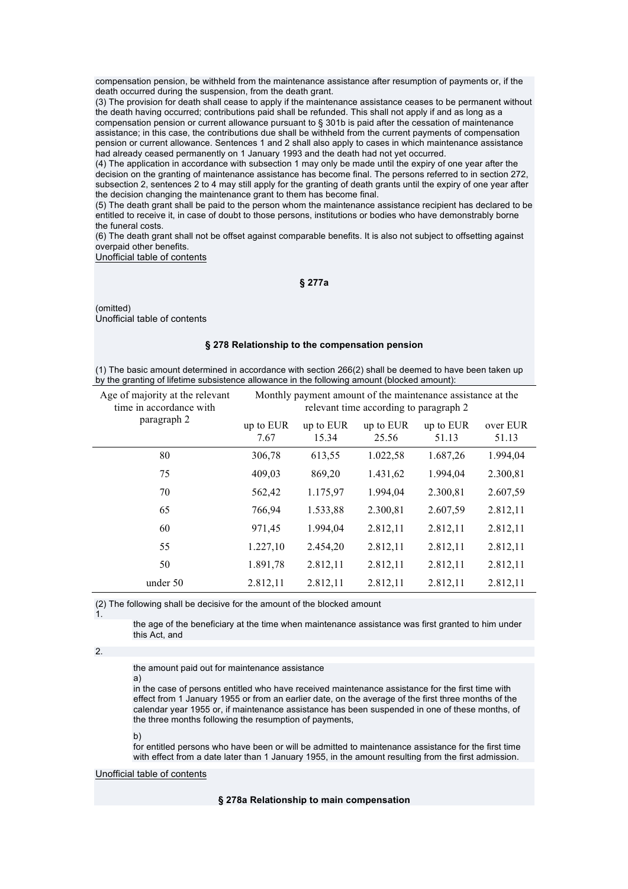compensation pension, be withheld from the maintenance assistance after resumption of payments or, if the death occurred during the suspension, from the death grant.

(3) The provision for death shall cease to apply if the maintenance assistance ceases to be permanent without the death having occurred; contributions paid shall be refunded. This shall not apply if and as long as a compensation pension or current allowance pursuant to § 301b is paid after the cessation of maintenance assistance; in this case, the contributions due shall be withheld from the current payments of compensation pension or current allowance. Sentences 1 and 2 shall also apply to cases in which maintenance assistance had already ceased permanently on 1 January 1993 and the death had not yet occurred.

(4) The application in accordance with subsection 1 may only be made until the expiry of one year after the decision on the granting of maintenance assistance has become final. The persons referred to in section 272, subsection 2, sentences 2 to 4 may still apply for the granting of death grants until the expiry of one year after the decision changing the maintenance grant to them has become final.

(5) The death grant shall be paid to the person whom the maintenance assistance recipient has declared to be entitled to receive it, in case of doubt to those persons, institutions or bodies who have demonstrably borne the funeral costs.

(6) The death grant shall not be offset against comparable benefits. It is also not subject to offsetting against overpaid other benefits.

Unofficial table of contents

### § 277a

(omitted)

Unofficial table of contents

### § 278 Relationship to the compensation pension

(1) The basic amount determined in accordance with section 266(2) shall be deemed to have been taken up by the granting of lifetime subsistence allowance in the following amount (blocked amount):

| Age of majority at the relevant time in accordance with paragraph 2 | Monthly payment amount of the maintenance assistance at the relevant time according to paragraph 2 | | | | |
|---|---|---|---|---|---|
| | up to EUR 7.67 | up to EUR 15.34 | up to EUR 25.56 | up to EUR 51.13 | over EUR 51.13 |
| 80 | 306,78 | 613,55 | 1.022,58 | 1.687,26 | 1.994,04 |
| 75 | 409,03 | 869,20 | 1.431,62 | 1.994,04 | 2.300,81 |
| 70 | 562,42 | 1.175,97 | 1.994,04 | 2.300,81 | 2.607,59 |
| 65 | 766,94 | 1.533,88 | 2.300,81 | 2.607,59 | 2.812,11 |
| 60 | 971,45 | 1.994,04 | 2.812,11 | 2.812,11 | 2.812,11 |
| 55 | 1.227,10 | 2.454,20 | 2.812,11 | 2.812,11 | 2.812,11 |
| 50 | 1.891,78 | 2.812,11 | 2.812,11 | 2.812,11 | 2.812,11 |
| under 50 | 2.812,11 | 2.812,11 | 2.812,11 | 2.812,11 | 2.812,11 |

(2) The following shall be decisive for the amount of the blocked amount

1. the age of the beneficiary at the time when maintenance assistance was first granted to him under this Act, and

2. the amount paid out for maintenance assistance

   a) in the case of persons entitled who have received maintenance assistance for the first time with effect from 1 January 1955 or from an earlier date, on the average of the first three months of the calendar year 1955 or, if maintenance assistance has been suspended in one of these months, of the three months following the resumption of payments,

   b) for entitled persons who have been or will be admitted to maintenance assistance for the first time with effect from a date later than 1 January 1955, in the amount resulting from the first admission.

Unofficial table of contents

### § 278a Relationship to main compensation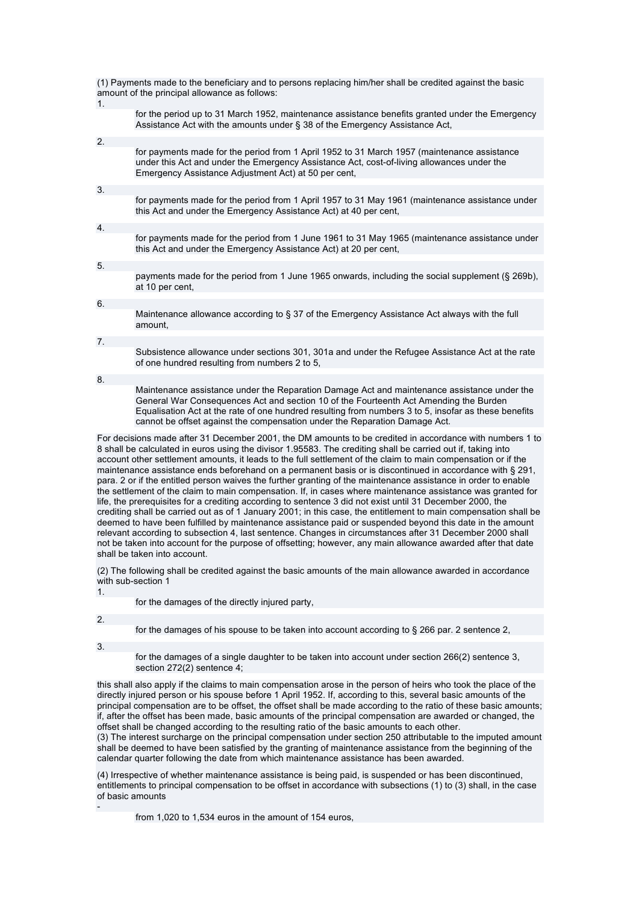(1) Payments made to the beneficiary and to persons replacing him/her shall be credited against the basic amount of the principal allowance as follows:

1. for the period up to 31 March 1952, maintenance assistance benefits granted under the Emergency Assistance Act with the amounts under § 38 of the Emergency Assistance Act,

2. for payments made for the period from 1 April 1952 to 31 March 1957 (maintenance assistance under this Act and under the Emergency Assistance Act, cost-of-living allowances under the Emergency Assistance Adjustment Act) at 50 per cent,

3. for payments made for the period from 1 April 1957 to 31 May 1961 (maintenance assistance under this Act and under the Emergency Assistance Act) at 40 per cent,

4. for payments made for the period from 1 June 1961 to 31 May 1965 (maintenance assistance under this Act and under the Emergency Assistance Act) at 20 per cent,

5. payments made for the period from 1 June 1965 onwards, including the social supplement (§ 269b), at 10 per cent,

6. Maintenance allowance according to § 37 of the Emergency Assistance Act always with the full amount,

7. Subsistence allowance under sections 301, 301a and under the Refugee Assistance Act at the rate of one hundred resulting from numbers 2 to 5,

8. Maintenance assistance under the Reparation Damage Act and maintenance assistance under the General War Consequences Act and section 10 of the Fourteenth Act Amending the Burden Equalisation Act at the rate of one hundred resulting from numbers 3 to 5, insofar as these benefits cannot be offset against the compensation under the Reparation Damage Act.

For decisions made after 31 December 2001, the DM amounts to be credited in accordance with numbers 1 to 8 shall be calculated in euros using the divisor 1.95583. The crediting shall be carried out if, taking into account other settlement amounts, it leads to the full settlement of the claim to main compensation or if the maintenance assistance ends beforehand on a permanent basis or is discontinued in accordance with § 291, para. 2 or if the entitled person waives the further granting of the maintenance assistance in order to enable the settlement of the claim to main compensation. If, in cases where maintenance assistance was granted for life, the prerequisites for a crediting according to sentence 3 did not exist until 31 December 2000, the crediting shall be carried out as of 1 January 2001; in this case, the entitlement to main compensation shall be deemed to have been fulfilled by maintenance assistance paid or suspended beyond this date in the amount relevant according to subsection 4, last sentence. Changes in circumstances after 31 December 2000 shall not be taken into account for the purpose of offsetting; however, any main allowance awarded after that date shall be taken into account.

(2) The following shall be credited against the basic amounts of the main allowance awarded in accordance with sub-section 1

1. for the damages of the directly injured party,

2. for the damages of his spouse to be taken into account according to § 266 par. 2 sentence 2,

3. for the damages of a single daughter to be taken into account under section 266(2) sentence 3, section 272(2) sentence 4;

this shall also apply if the claims to main compensation arose in the person of heirs who took the place of the directly injured person or his spouse before 1 April 1952. If, according to this, several basic amounts of the principal compensation are to be offset, the offset shall be made according to the ratio of these basic amounts; if, after the offset has been made, basic amounts of the principal compensation are awarded or changed, the offset shall be changed according to the resulting ratio of the basic amounts to each other.

(3) The interest surcharge on the principal compensation under section 250 attributable to the imputed amount shall be deemed to have been satisfied by the granting of maintenance assistance from the beginning of the calendar quarter following the date from which maintenance assistance has been awarded.

(4) Irrespective of whether maintenance assistance is being paid, is suspended or has been discontinued, entitlements to principal compensation to be offset in accordance with subsections (1) to (3) shall, in the case of basic amounts

- from 1,020 to 1,534 euros in the amount of 154 euros,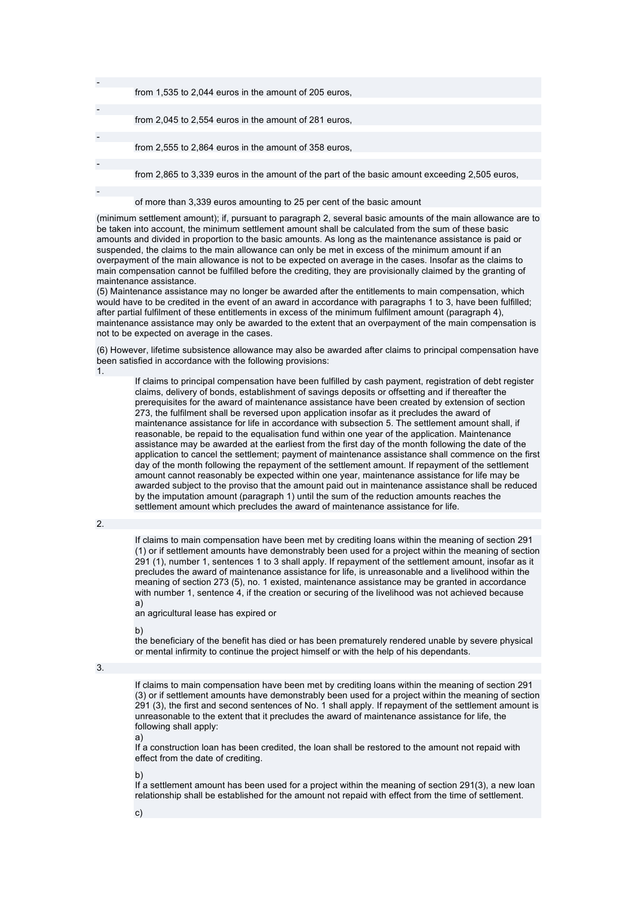- from 1,535 to 2,044 euros in the amount of 205 euros,
- from 2,045 to 2,554 euros in the amount of 281 euros,
- from 2,555 to 2,864 euros in the amount of 358 euros,
- from 2,865 to 3,339 euros in the amount of the part of the basic amount exceeding 2,505 euros,
- of more than 3,339 euros amounting to 25 per cent of the basic amount

(minimum settlement amount); if, pursuant to paragraph 2, several basic amounts of the main allowance are to be taken into account, the minimum settlement amount shall be calculated from the sum of these basic amounts and divided in proportion to the basic amounts. As long as the maintenance assistance is paid or suspended, the claims to the main allowance can only be met in excess of the minimum amount if an overpayment of the main allowance is not to be expected on average in the cases. Insofar as the claims to main compensation cannot be fulfilled before the crediting, they are provisionally claimed by the granting of maintenance assistance.

(5) Maintenance assistance may no longer be awarded after the entitlements to main compensation, which would have to be credited in the event of an award in accordance with paragraphs 1 to 3, have been fulfilled; after partial fulfilment of these entitlements in excess of the minimum fulfilment amount (paragraph 4), maintenance assistance may only be awarded to the extent that an overpayment of the main compensation is not to be expected on average in the cases.

(6) However, lifetime subsistence allowance may also be awarded after claims to principal compensation have been satisfied in accordance with the following provisions:

1. If claims to principal compensation have been fulfilled by cash payment, registration of debt register claims, delivery of bonds, establishment of savings deposits or offsetting and if thereafter the prerequisites for the award of maintenance assistance have been created by extension of section 273, the fulfilment shall be reversed upon application insofar as it precludes the award of maintenance assistance for life in accordance with subsection 5. The settlement amount shall, if reasonable, be repaid to the equalisation fund within one year of the application. Maintenance assistance may be awarded at the earliest from the first day of the month following the date of the application to cancel the settlement; payment of maintenance assistance shall commence on the first day of the month following the repayment of the settlement amount. If repayment of the settlement amount cannot reasonably be expected within one year, maintenance assistance for life may be awarded subject to the proviso that the amount paid out in maintenance assistance shall be reduced by the imputation amount (paragraph 1) until the sum of the reduction amounts reaches the settlement amount which precludes the award of maintenance assistance for life.

2. If claims to main compensation have been met by crediting loans within the meaning of section 291 (1) or if settlement amounts have demonstrably been used for a project within the meaning of section 291 (1), number 1, sentences 1 to 3 shall apply. If repayment of the settlement amount, insofar as it precludes the award of maintenance assistance for life, is unreasonable and a livelihood within the meaning of section 273 (5), no. 1 existed, maintenance assistance may be granted in accordance with number 1, sentence 4, if the creation or securing of the livelihood was not achieved because
   a) an agricultural lease has expired or
   b) the beneficiary of the benefit has died or has been prematurely rendered unable by severe physical or mental infirmity to continue the project himself or with the help of his dependants.

3. If claims to main compensation have been met by crediting loans within the meaning of section 291 (3) or if settlement amounts have demonstrably been used for a project within the meaning of section 291 (3), the first and second sentences of No. 1 shall apply. If repayment of the settlement amount is unreasonable to the extent that it precludes the award of maintenance assistance for life, the following shall apply:
   a) If a construction loan has been credited, the loan shall be restored to the amount not repaid with effect from the date of crediting.
   b) If a settlement amount has been used for a project within the meaning of section 291(3), a new loan relationship shall be established for the amount not repaid with effect from the time of settlement.
   c)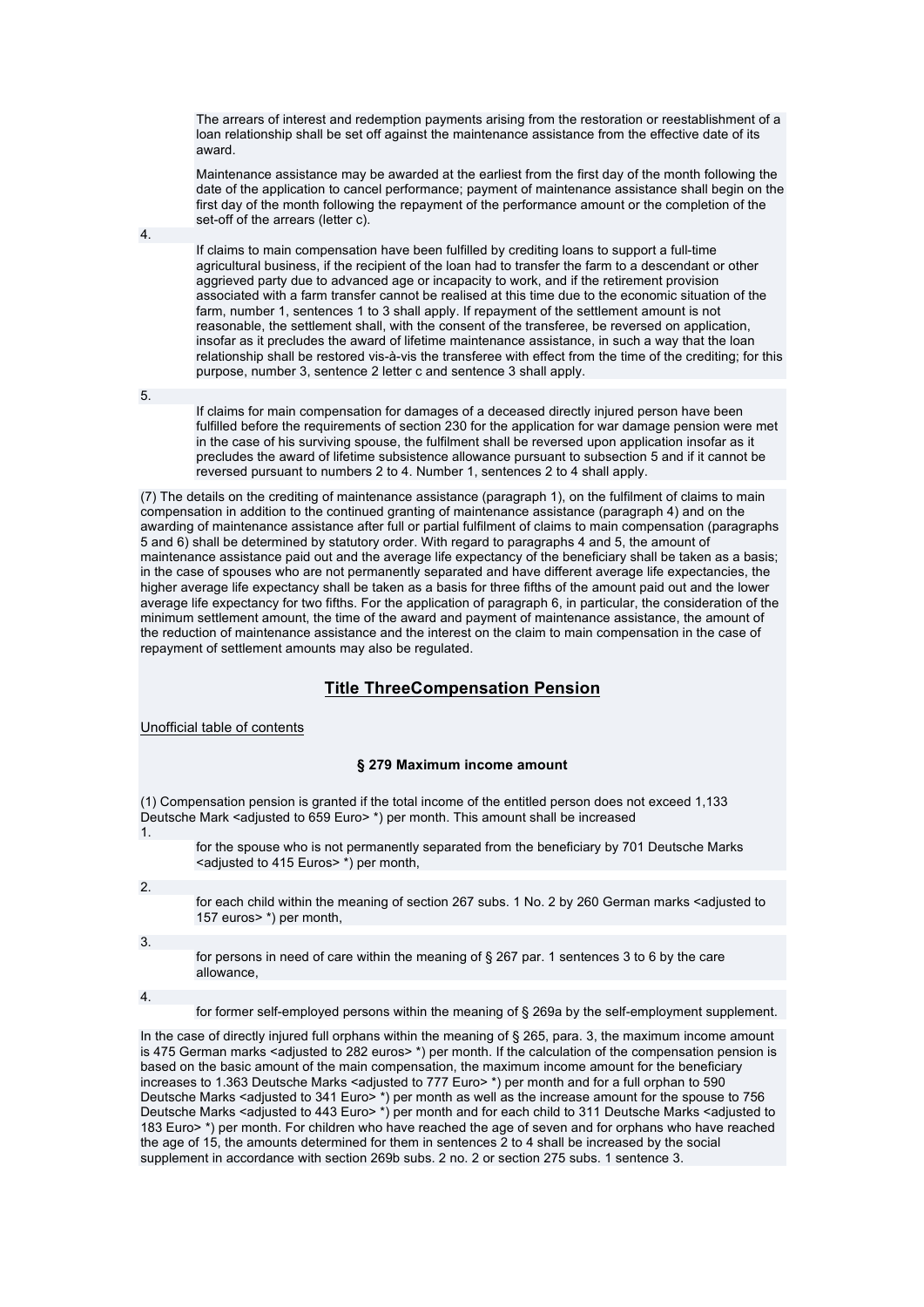The arrears of interest and redemption payments arising from the restoration or reestablishment of a loan relationship shall be set off against the maintenance assistance from the effective date of its award.

Maintenance assistance may be awarded at the earliest from the first day of the month following the date of the application to cancel performance; payment of maintenance assistance shall begin on the first day of the month following the repayment of the performance amount or the completion of the set-off of the arrears (letter c).

4. If claims to main compensation have been fulfilled by crediting loans to support a full-time agricultural business, if the recipient of the loan had to transfer the farm to a descendant or other aggrieved party due to advanced age or incapacity to work, and if the retirement provision associated with a farm transfer cannot be realised at this time due to the economic situation of the farm, number 1, sentences 1 to 3 shall apply. If repayment of the settlement amount is not reasonable, the settlement shall, with the consent of the transferee, be reversed on application, insofar as it precludes the award of lifetime maintenance assistance, in such a way that the loan relationship shall be restored vis-à-vis the transferee with effect from the time of the crediting; for this purpose, number 3, sentence 2 letter c and sentence 3 shall apply.

5. If claims for main compensation for damages of a deceased directly injured person have been fulfilled before the requirements of section 230 for the application for war damage pension were met in the case of his surviving spouse, the fulfilment shall be reversed upon application insofar as it precludes the award of lifetime subsistence allowance pursuant to subsection 5 and if it cannot be reversed pursuant to numbers 2 to 4. Number 1, sentences 2 to 4 shall apply.

(7) The details on the crediting of maintenance assistance (paragraph 1), on the fulfilment of claims to main compensation in addition to the continued granting of maintenance assistance (paragraph 4) and on the awarding of maintenance assistance after full or partial fulfilment of claims to main compensation (paragraphs 5 and 6) shall be determined by statutory order. With regard to paragraphs 4 and 5, the amount of maintenance assistance paid out and the average life expectancy of the beneficiary shall be taken as a basis; in the case of spouses who are not permanently separated and have different average life expectancies, the higher average life expectancy shall be taken as a basis for three fifths of the amount paid out and the lower average life expectancy for two fifths. For the application of paragraph 6, in particular, the consideration of the minimum settlement amount, the time of the award and payment of maintenance assistance, the amount of the reduction of maintenance assistance and the interest on the claim to main compensation in the case of repayment of settlement amounts may also be regulated.

## Title ThreeCompensation Pension

Unofficial table of contents

### § 279 Maximum income amount

(1) Compensation pension is granted if the total income of the entitled person does not exceed 1,133 Deutsche Mark <adjusted to 659 Euro> *) per month. This amount shall be increased

1. for the spouse who is not permanently separated from the beneficiary by 701 Deutsche Marks <adjusted to 415 Euros> *) per month,

2. for each child within the meaning of section 267 subs. 1 No. 2 by 260 German marks <adjusted to 157 euros> *) per month,

3. for persons in need of care within the meaning of § 267 par. 1 sentences 3 to 6 by the care allowance,

4. for former self-employed persons within the meaning of § 269a by the self-employment supplement.

In the case of directly injured full orphans within the meaning of § 265, para. 3, the maximum income amount is 475 German marks <adjusted to 282 euros> *) per month. If the calculation of the compensation pension is based on the basic amount of the main compensation, the maximum income amount for the beneficiary increases to 1.363 Deutsche Marks <adjusted to 777 Euro> *) per month and for a full orphan to 590 Deutsche Marks <adjusted to 341 Euro> *) per month as well as the increase amount for the spouse to 756 Deutsche Marks <adjusted to 443 Euro> *) per month and for each child to 311 Deutsche Marks <adjusted to 183 Euro> *) per month. For children who have reached the age of seven and for orphans who have reached the age of 15, the amounts determined for them in sentences 2 to 4 shall be increased by the social supplement in accordance with section 269b subs. 2 no. 2 or section 275 subs. 1 sentence 3.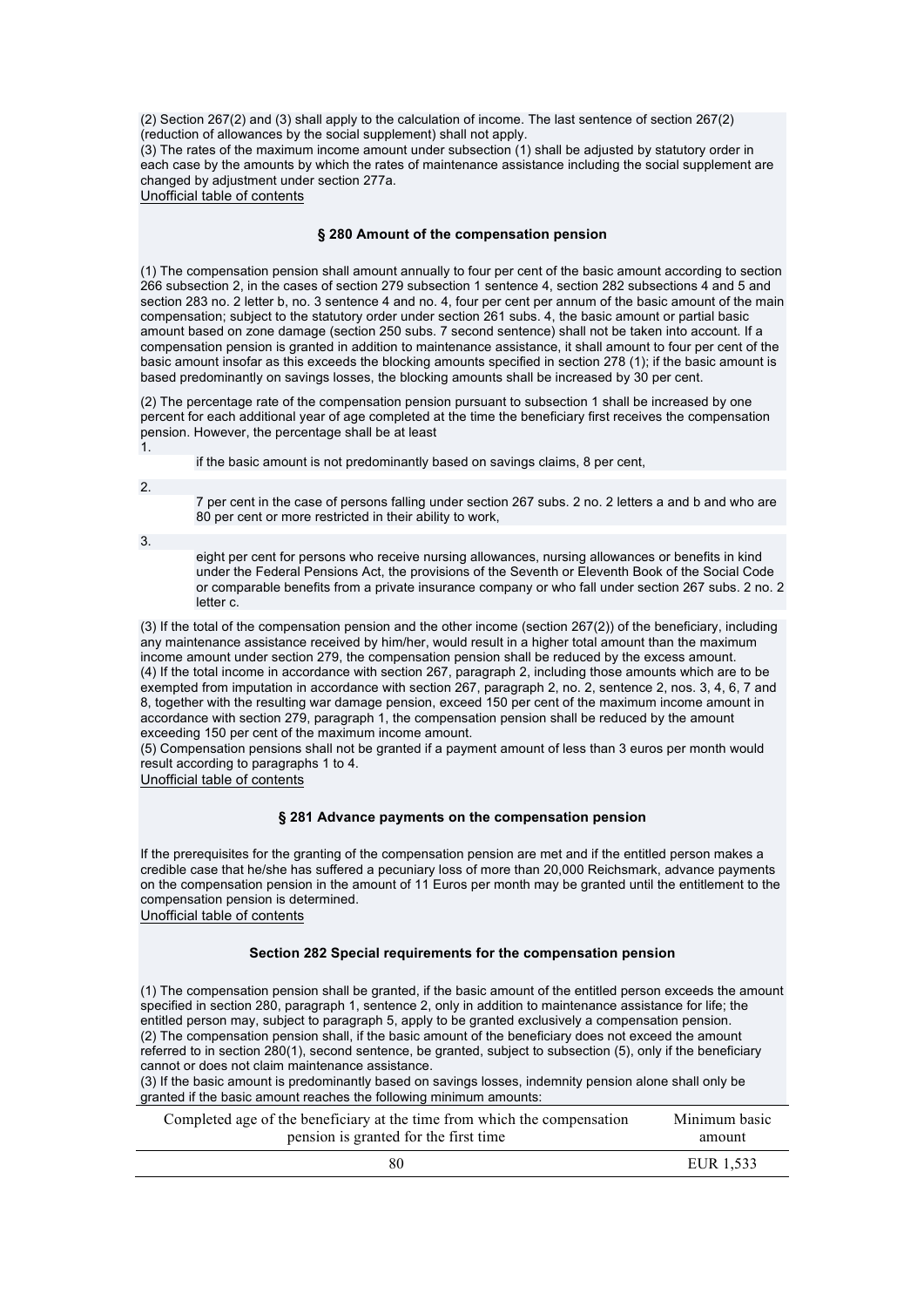(2) Section 267(2) and (3) shall apply to the calculation of income. The last sentence of section 267(2) (reduction of allowances by the social supplement) shall not apply.
(3) The rates of the maximum income amount under subsection (1) shall be adjusted by statutory order in each case by the amounts by which the rates of maintenance assistance including the social supplement are changed by adjustment under section 277a.
Unofficial table of contents

### § 280 Amount of the compensation pension

(1) The compensation pension shall amount annually to four per cent of the basic amount according to section 266 subsection 2, in the cases of section 279 subsection 1 sentence 4, section 282 subsections 4 and 5 and section 283 no. 2 letter b, no. 3 sentence 4 and no. 4, four per cent per annum of the basic amount of the main compensation; subject to the statutory order under section 261 subs. 4, the basic amount or partial basic amount based on zone damage (section 250 subs. 7 second sentence) shall not be taken into account. If a compensation pension is granted in addition to maintenance assistance, it shall amount to four per cent of the basic amount insofar as this exceeds the blocking amounts specified in section 278 (1); if the basic amount is based predominantly on savings losses, the blocking amounts shall be increased by 30 per cent.

(2) The percentage rate of the compensation pension pursuant to subsection 1 shall be increased by one percent for each additional year of age completed at the time the beneficiary first receives the compensation pension. However, the percentage shall be at least

1. if the basic amount is not predominantly based on savings claims, 8 per cent,
2. 7 per cent in the case of persons falling under section 267 subs. 2 no. 2 letters a and b and who are 80 per cent or more restricted in their ability to work,
3. eight per cent for persons who receive nursing allowances, nursing allowances or benefits in kind under the Federal Pensions Act, the provisions of the Seventh or Eleventh Book of the Social Code or comparable benefits from a private insurance company or who fall under section 267 subs. 2 no. 2 letter c.

(3) If the total of the compensation pension and the other income (section 267(2)) of the beneficiary, including any maintenance assistance received by him/her, would result in a higher total amount than the maximum income amount under section 279, the compensation pension shall be reduced by the excess amount.
(4) If the total income in accordance with section 267, paragraph 2, including those amounts which are to be exempted from imputation in accordance with section 267, paragraph 2, no. 2, sentence 2, nos. 3, 4, 6, 7 and 8, together with the resulting war damage pension, exceed 150 per cent of the maximum income amount in accordance with section 279, paragraph 1, the compensation pension shall be reduced by the amount exceeding 150 per cent of the maximum income amount.
(5) Compensation pensions shall not be granted if a payment amount of less than 3 euros per month would result according to paragraphs 1 to 4.
Unofficial table of contents

### § 281 Advance payments on the compensation pension

If the prerequisites for the granting of the compensation pension are met and if the entitled person makes a credible case that he/she has suffered a pecuniary loss of more than 20,000 Reichsmark, advance payments on the compensation pension in the amount of 11 Euros per month may be granted until the entitlement to the compensation pension is determined.
Unofficial table of contents

### Section 282 Special requirements for the compensation pension

(1) The compensation pension shall be granted, if the basic amount of the entitled person exceeds the amount specified in section 280, paragraph 1, sentence 2, only in addition to maintenance assistance for life; the entitled person may, subject to paragraph 5, apply to be granted exclusively a compensation pension.
(2) The compensation pension shall, if the basic amount of the beneficiary does not exceed the amount referred to in section 280(1), second sentence, be granted, subject to subsection (5), only if the beneficiary cannot or does not claim maintenance assistance.
(3) If the basic amount is predominantly based on savings losses, indemnity pension alone shall only be granted if the basic amount reaches the following minimum amounts:

| Completed age of the beneficiary at the time from which the compensation pension is granted for the first time | Minimum basic amount |
|---|---|
| 80 | EUR 1,533 |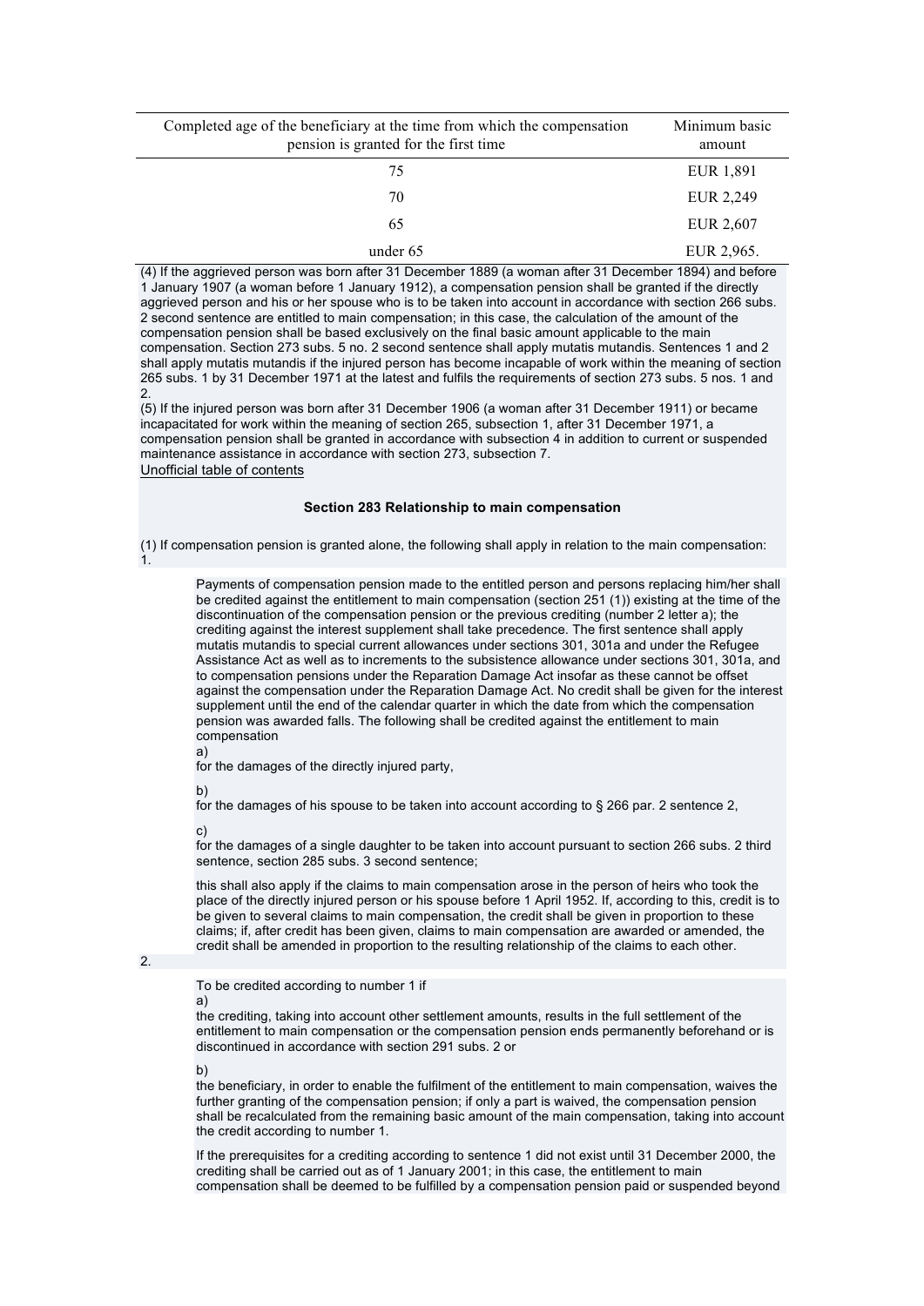| Completed age of the beneficiary at the time from which the compensation pension is granted for the first time | Minimum basic amount |
|---|---|
| 75 | EUR 1,891 |
| 70 | EUR 2,249 |
| 65 | EUR 2,607 |
| under 65 | EUR 2,965. |

(4) If the aggrieved person was born after 31 December 1889 (a woman after 31 December 1894) and before 1 January 1907 (a woman before 1 January 1912), a compensation pension shall be granted if the directly aggrieved person and his or her spouse who is to be taken into account in accordance with section 266 subs. 2 second sentence are entitled to main compensation; in this case, the calculation of the amount of the compensation pension shall be based exclusively on the final basic amount applicable to the main compensation. Section 273 subs. 5 no. 2 second sentence shall apply mutatis mutandis. Sentences 1 and 2 shall apply mutatis mutandis if the injured person has become incapable of work within the meaning of section 265 subs. 1 by 31 December 1971 at the latest and fulfils the requirements of section 273 subs. 5 nos. 1 and 2.

(5) If the injured person was born after 31 December 1906 (a woman after 31 December 1911) or became incapacitated for work within the meaning of section 265, subsection 1, after 31 December 1971, a compensation pension shall be granted in accordance with subsection 4 in addition to current or suspended maintenance assistance in accordance with section 273, subsection 7.

Unofficial table of contents

#### Section 283 Relationship to main compensation

(1) If compensation pension is granted alone, the following shall apply in relation to the main compensation:

1.

Payments of compensation pension made to the entitled person and persons replacing him/her shall be credited against the entitlement to main compensation (section 251 (1)) existing at the time of the discontinuation of the compensation pension or the previous crediting (number 2 letter a); the crediting against the interest supplement shall take precedence. The first sentence shall apply mutatis mutandis to special current allowances under sections 301, 301a and under the Refugee Assistance Act as well as to increments to the subsistence allowance under sections 301, 301a, and to compensation pensions under the Reparation Damage Act insofar as these cannot be offset against the compensation under the Reparation Damage Act. No credit shall be given for the interest supplement until the end of the calendar quarter in which the date from which the compensation pension was awarded falls. The following shall be credited against the entitlement to main compensation

a)

for the damages of the directly injured party,

b)

for the damages of his spouse to be taken into account according to § 266 par. 2 sentence 2,

c)

for the damages of a single daughter to be taken into account pursuant to section 266 subs. 2 third sentence, section 285 subs. 3 second sentence;

this shall also apply if the claims to main compensation arose in the person of heirs who took the place of the directly injured person or his spouse before 1 April 1952. If, according to this, credit is to be given to several claims to main compensation, the credit shall be given in proportion to these claims; if, after credit has been given, claims to main compensation are awarded or amended, the credit shall be amended in proportion to the resulting relationship of the claims to each other.

2.

To be credited according to number 1 if

a)

the crediting, taking into account other settlement amounts, results in the full settlement of the entitlement to main compensation or the compensation pension ends permanently beforehand or is discontinued in accordance with section 291 subs. 2 or

b)

the beneficiary, in order to enable the fulfilment of the entitlement to main compensation, waives the further granting of the compensation pension; if only a part is waived, the compensation pension shall be recalculated from the remaining basic amount of the main compensation, taking into account the credit according to number 1.

If the prerequisites for a crediting according to sentence 1 did not exist until 31 December 2000, the crediting shall be carried out as of 1 January 2001; in this case, the entitlement to main compensation shall be deemed to be fulfilled by a compensation pension paid or suspended beyond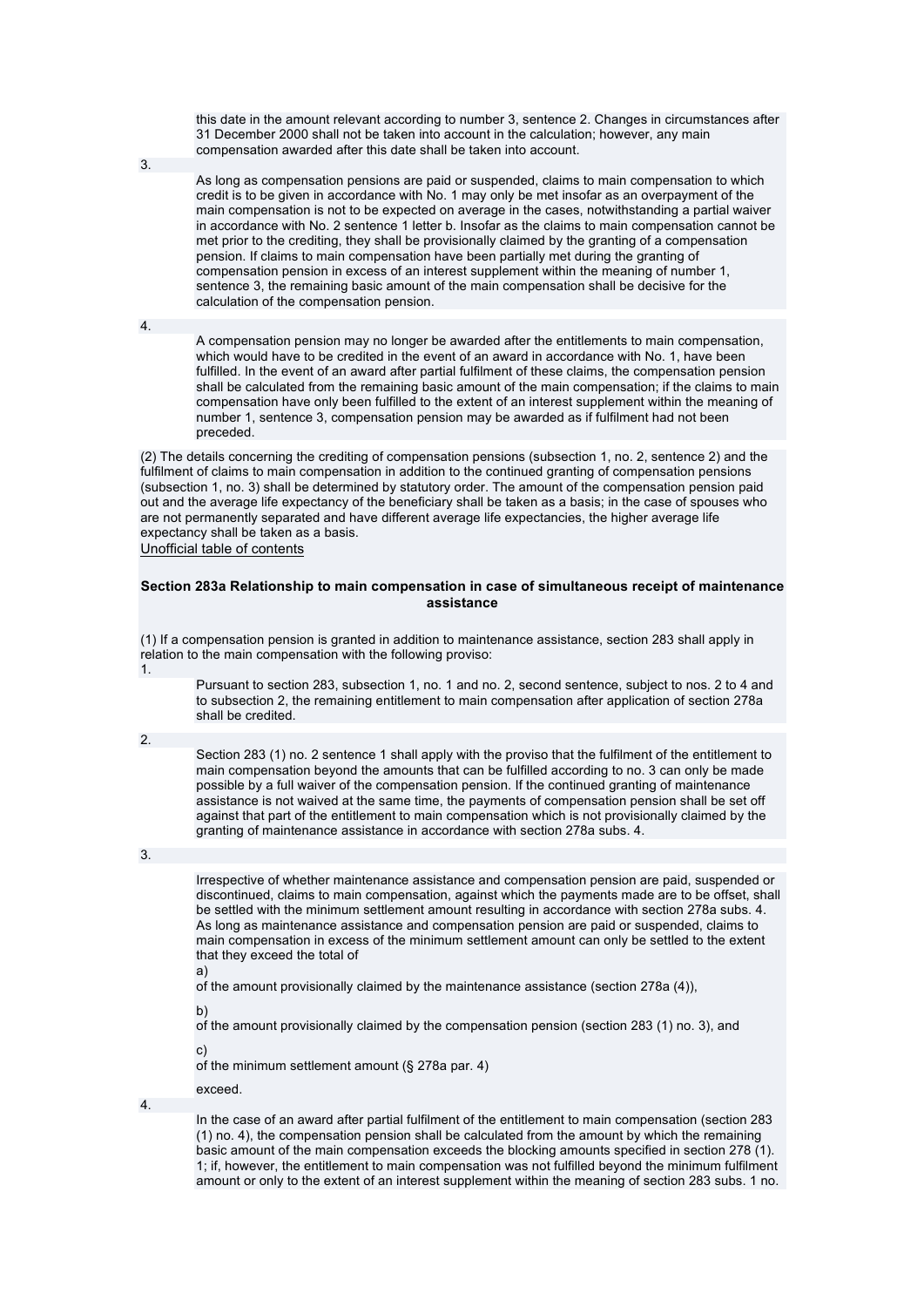this date in the amount relevant according to number 3, sentence 2. Changes in circumstances after 31 December 2000 shall not be taken into account in the calculation; however, any main compensation awarded after this date shall be taken into account.

3. As long as compensation pensions are paid or suspended, claims to main compensation to which credit is to be given in accordance with No. 1 may only be met insofar as an overpayment of the main compensation is not to be expected on average in the cases, notwithstanding a partial waiver in accordance with No. 2 sentence 1 letter b. Insofar as the claims to main compensation cannot be met prior to the crediting, they shall be provisionally claimed by the granting of a compensation pension. If claims to main compensation have been partially met during the granting of compensation pension in excess of an interest supplement within the meaning of number 1, sentence 3, the remaining basic amount of the main compensation shall be decisive for the calculation of the compensation pension.

4. A compensation pension may no longer be awarded after the entitlements to main compensation, which would have to be credited in the event of an award in accordance with No. 1, have been fulfilled. In the event of an award after partial fulfilment of these claims, the compensation pension shall be calculated from the remaining basic amount of the main compensation; if the claims to main compensation have only been fulfilled to the extent of an interest supplement within the meaning of number 1, sentence 3, compensation pension may be awarded as if fulfilment had not been preceded.

(2) The details concerning the crediting of compensation pensions (subsection 1, no. 2, sentence 2) and the fulfilment of claims to main compensation in addition to the continued granting of compensation pensions (subsection 1, no. 3) shall be determined by statutory order. The amount of the compensation pension paid out and the average life expectancy of the beneficiary shall be taken as a basis; in the case of spouses who are not permanently separated and have different average life expectancies, the higher average life expectancy shall be taken as a basis.

Unofficial table of contents

### Section 283a Relationship to main compensation in case of simultaneous receipt of maintenance assistance

(1) If a compensation pension is granted in addition to maintenance assistance, section 283 shall apply in relation to the main compensation with the following proviso:

1. Pursuant to section 283, subsection 1, no. 1 and no. 2, second sentence, subject to nos. 2 to 4 and to subsection 2, the remaining entitlement to main compensation after application of section 278a shall be credited.

2. Section 283 (1) no. 2 sentence 1 shall apply with the proviso that the fulfilment of the entitlement to main compensation beyond the amounts that can be fulfilled according to no. 3 can only be made possible by a full waiver of the compensation pension. If the continued granting of maintenance assistance is not waived at the same time, the payments of compensation pension shall be set off against that part of the entitlement to main compensation which is not provisionally claimed by the granting of maintenance assistance in accordance with section 278a subs. 4.

3. Irrespective of whether maintenance assistance and compensation pension are paid, suspended or discontinued, claims to main compensation, against which the payments made are to be offset, shall be settled with the minimum settlement amount resulting in accordance with section 278a subs. 4. As long as maintenance assistance and compensation pension are paid or suspended, claims to main compensation in excess of the minimum settlement amount can only be settled to the extent that they exceed the total of

   a) of the amount provisionally claimed by the maintenance assistance (section 278a (4)),

   b) of the amount provisionally claimed by the compensation pension (section 283 (1) no. 3), and

   c) of the minimum settlement amount (§ 278a par. 4)

   exceed.

4. In the case of an award after partial fulfilment of the entitlement to main compensation (section 283 (1) no. 4), the compensation pension shall be calculated from the amount by which the remaining basic amount of the main compensation exceeds the blocking amounts specified in section 278 (1). 1; if, however, the entitlement to main compensation was not fulfilled beyond the minimum fulfilment amount or only to the extent of an interest supplement within the meaning of section 283 subs. 1 no.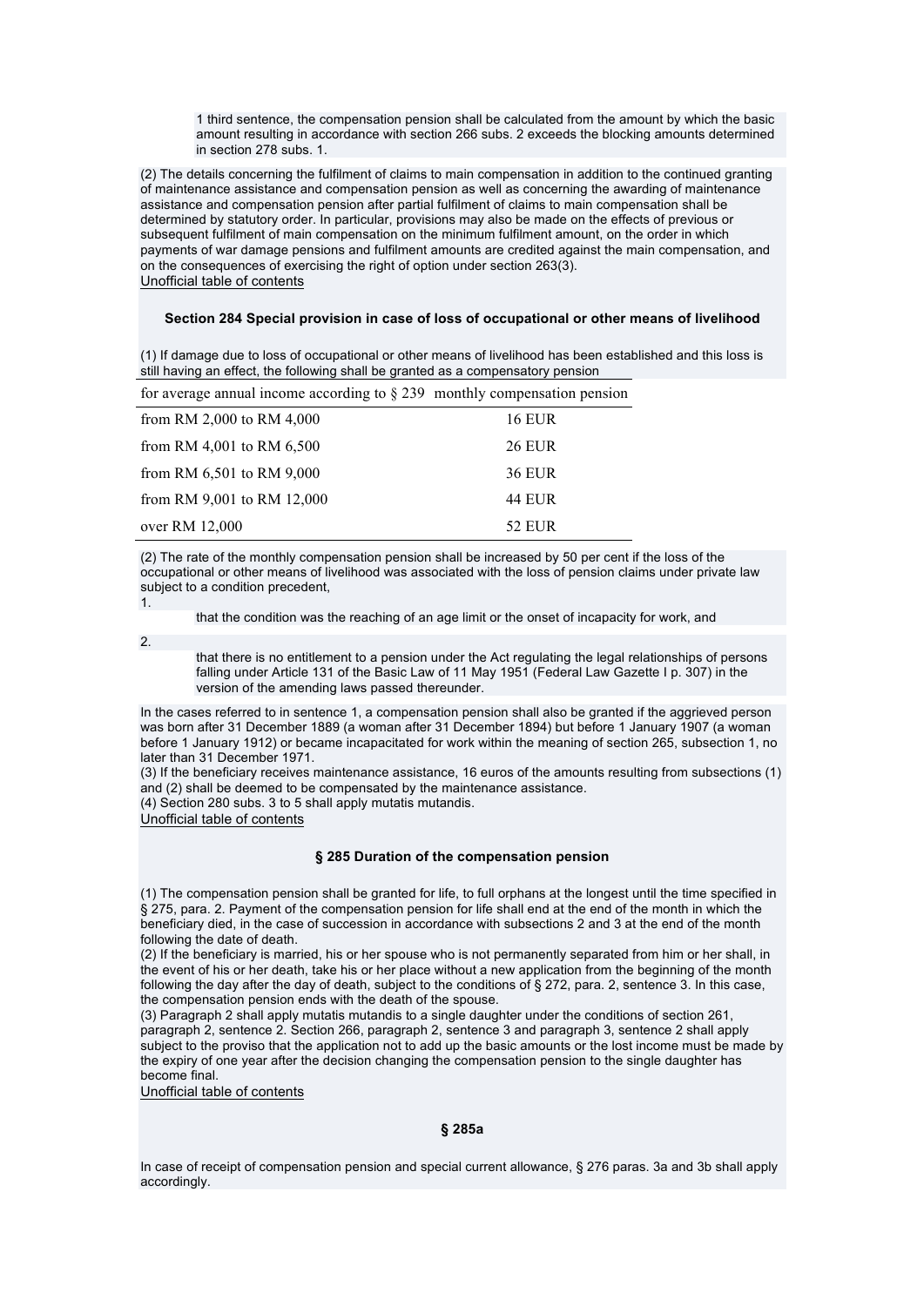1 third sentence, the compensation pension shall be calculated from the amount by which the basic amount resulting in accordance with section 266 subs. 2 exceeds the blocking amounts determined in section 278 subs. 1.

(2) The details concerning the fulfilment of claims to main compensation in addition to the continued granting of maintenance assistance and compensation pension as well as concerning the awarding of maintenance assistance and compensation pension after partial fulfilment of claims to main compensation shall be determined by statutory order. In particular, provisions may also be made on the effects of previous or subsequent fulfilment of main compensation on the minimum fulfilment amount, on the order in which payments of war damage pensions and fulfilment amounts are credited against the main compensation, and on the consequences of exercising the right of option under section 263(3).

Unofficial table of contents

### Section 284 Special provision in case of loss of occupational or other means of livelihood

(1) If damage due to loss of occupational or other means of livelihood has been established and this loss is still having an effect, the following shall be granted as a compensatory pension

| for average annual income according to § 239 | monthly compensation pension |
|---|---|
| from RM 2,000 to RM 4,000 | 16 EUR |
| from RM 4,001 to RM 6,500 | 26 EUR |
| from RM 6,501 to RM 9,000 | 36 EUR |
| from RM 9,001 to RM 12,000 | 44 EUR |
| over RM 12,000 | 52 EUR |

(2) The rate of the monthly compensation pension shall be increased by 50 per cent if the loss of the occupational or other means of livelihood was associated with the loss of pension claims under private law subject to a condition precedent,

1. that the condition was the reaching of an age limit or the onset of incapacity for work, and

2. that there is no entitlement to a pension under the Act regulating the legal relationships of persons falling under Article 131 of the Basic Law of 11 May 1951 (Federal Law Gazette I p. 307) in the version of the amending laws passed thereunder.

In the cases referred to in sentence 1, a compensation pension shall also be granted if the aggrieved person was born after 31 December 1889 (a woman after 31 December 1894) but before 1 January 1907 (a woman before 1 January 1912) or became incapacitated for work within the meaning of section 265, subsection 1, no later than 31 December 1971.

(3) If the beneficiary receives maintenance assistance, 16 euros of the amounts resulting from subsections (1) and (2) shall be deemed to be compensated by the maintenance assistance.

(4) Section 280 subs. 3 to 5 shall apply mutatis mutandis.

Unofficial table of contents

### § 285 Duration of the compensation pension

(1) The compensation pension shall be granted for life, to full orphans at the longest until the time specified in § 275, para. 2. Payment of the compensation pension for life shall end at the end of the month in which the beneficiary died, in the case of succession in accordance with subsections 2 and 3 at the end of the month following the date of death.

(2) If the beneficiary is married, his or her spouse who is not permanently separated from him or her shall, in the event of his or her death, take his or her place without a new application from the beginning of the month following the day after the day of death, subject to the conditions of § 272, para. 2, sentence 3. In this case, the compensation pension ends with the death of the spouse.

(3) Paragraph 2 shall apply mutatis mutandis to a single daughter under the conditions of section 261, paragraph 2, sentence 2. Section 266, paragraph 2, sentence 3 and paragraph 3, sentence 2 shall apply subject to the proviso that the application not to add up the basic amounts or the lost income must be made by the expiry of one year after the decision changing the compensation pension to the single daughter has become final.

Unofficial table of contents

### § 285a

In case of receipt of compensation pension and special current allowance, § 276 paras. 3a and 3b shall apply accordingly.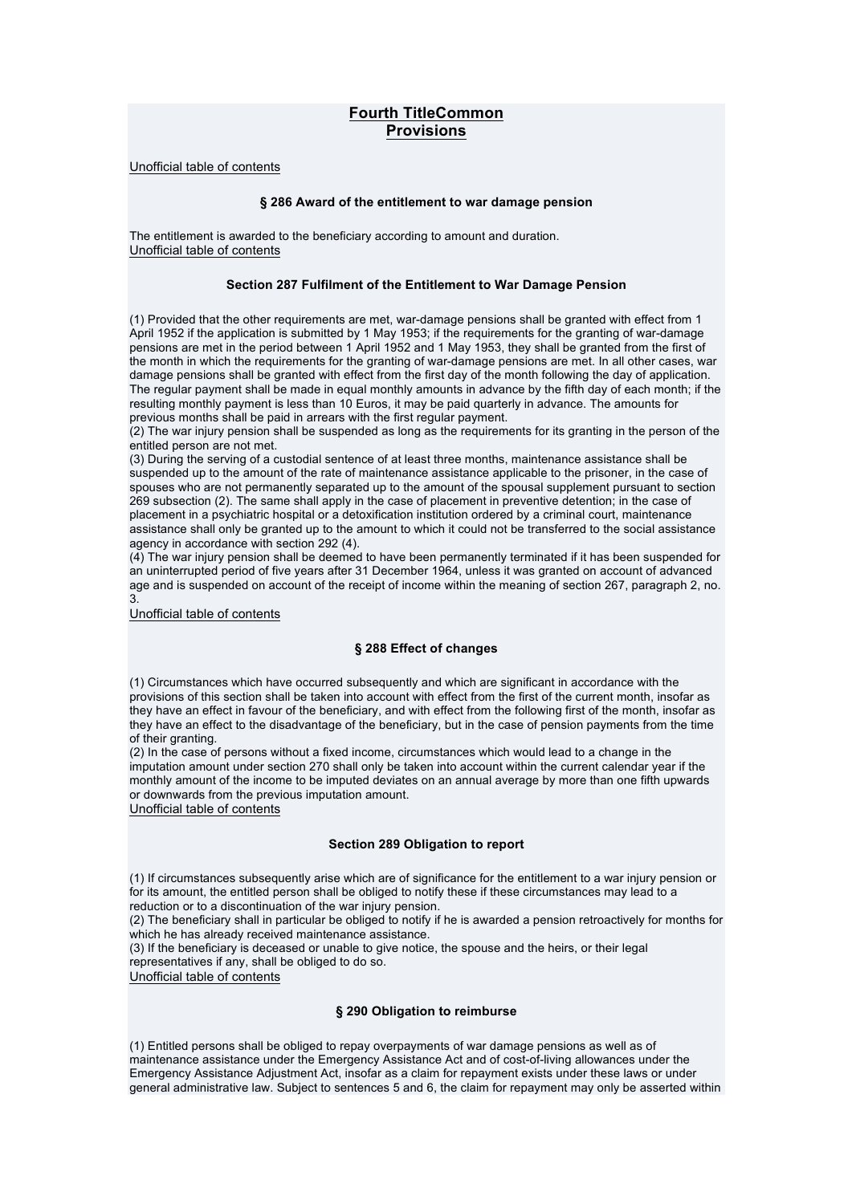## Fourth TitleCommon Provisions

Unofficial table of contents

### § 286 Award of the entitlement to war damage pension

The entitlement is awarded to the beneficiary according to amount and duration.

Unofficial table of contents

### Section 287 Fulfilment of the Entitlement to War Damage Pension

(1) Provided that the other requirements are met, war-damage pensions shall be granted with effect from 1 April 1952 if the application is submitted by 1 May 1953; if the requirements for the granting of war-damage pensions are met in the period between 1 April 1952 and 1 May 1953, they shall be granted from the first of the month in which the requirements for the granting of war-damage pensions are met. In all other cases, war damage pensions shall be granted with effect from the first day of the month following the day of application. The regular payment shall be made in equal monthly amounts in advance by the fifth day of each month; if the resulting monthly payment is less than 10 Euros, it may be paid quarterly in advance. The amounts for previous months shall be paid in arrears with the first regular payment.
(2) The war injury pension shall be suspended as long as the requirements for its granting in the person of the entitled person are not met.
(3) During the serving of a custodial sentence of at least three months, maintenance assistance shall be suspended up to the amount of the rate of maintenance assistance applicable to the prisoner, in the case of spouses who are not permanently separated up to the amount of the spousal supplement pursuant to section 269 subsection (2). The same shall apply in the case of placement in preventive detention; in the case of placement in a psychiatric hospital or a detoxification institution ordered by a criminal court, maintenance assistance shall only be granted up to the amount to which it could not be transferred to the social assistance agency in accordance with section 292 (4).
(4) The war injury pension shall be deemed to have been permanently terminated if it has been suspended for an uninterrupted period of five years after 31 December 1964, unless it was granted on account of advanced age and is suspended on account of the receipt of income within the meaning of section 267, paragraph 2, no. 3.

Unofficial table of contents

### § 288 Effect of changes

(1) Circumstances which have occurred subsequently and which are significant in accordance with the provisions of this section shall be taken into account with effect from the first of the current month, insofar as they have an effect in favour of the beneficiary, and with effect from the following first of the month, insofar as they have an effect to the disadvantage of the beneficiary, but in the case of pension payments from the time of their granting.
(2) In the case of persons without a fixed income, circumstances which would lead to a change in the imputation amount under section 270 shall only be taken into account within the current calendar year if the monthly amount of the income to be imputed deviates on an annual average by more than one fifth upwards or downwards from the previous imputation amount.

Unofficial table of contents

### Section 289 Obligation to report

(1) If circumstances subsequently arise which are of significance for the entitlement to a war injury pension or for its amount, the entitled person shall be obliged to notify these if these circumstances may lead to a reduction or to a discontinuation of the war injury pension.
(2) The beneficiary shall in particular be obliged to notify if he is awarded a pension retroactively for months for which he has already received maintenance assistance.
(3) If the beneficiary is deceased or unable to give notice, the spouse and the heirs, or their legal representatives if any, shall be obliged to do so.

Unofficial table of contents

### § 290 Obligation to reimburse

(1) Entitled persons shall be obliged to repay overpayments of war damage pensions as well as of maintenance assistance under the Emergency Assistance Act and of cost-of-living allowances under the Emergency Assistance Adjustment Act, insofar as a claim for repayment exists under these laws or under general administrative law. Subject to sentences 5 and 6, the claim for repayment may only be asserted within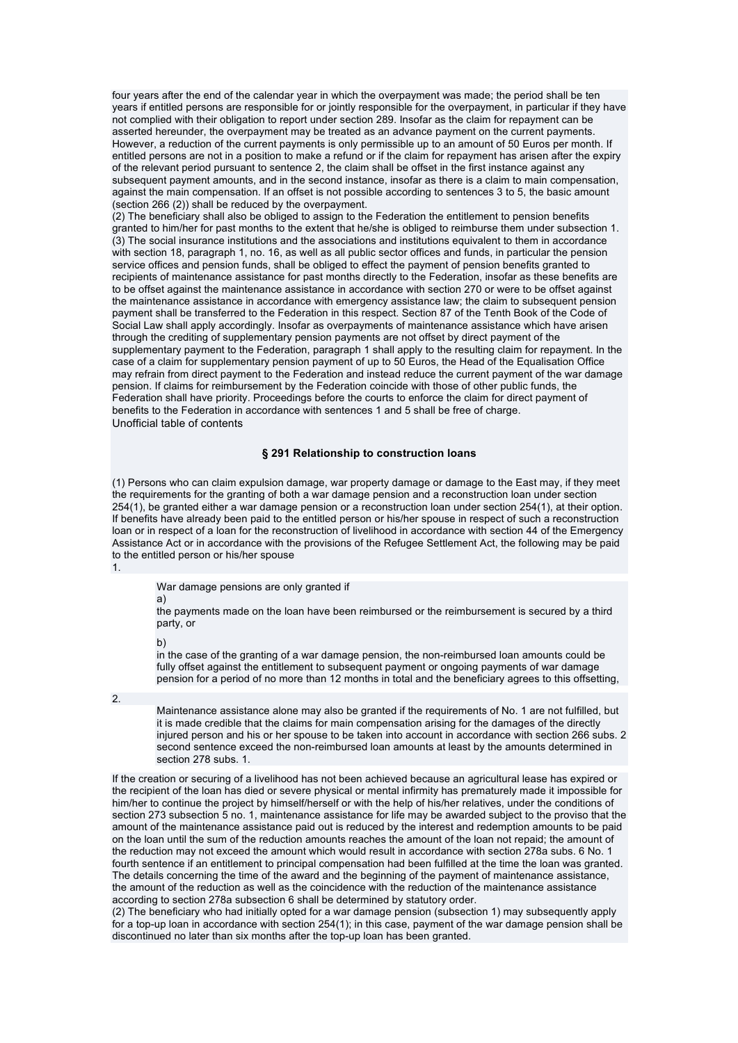four years after the end of the calendar year in which the overpayment was made; the period shall be ten years if entitled persons are responsible for or jointly responsible for the overpayment, in particular if they have not complied with their obligation to report under section 289. Insofar as the claim for repayment can be asserted hereunder, the overpayment may be treated as an advance payment on the current payments. However, a reduction of the current payments is only permissible up to an amount of 50 Euros per month. If entitled persons are not in a position to make a refund or if the claim for repayment has arisen after the expiry of the relevant period pursuant to sentence 2, the claim shall be offset in the first instance against any subsequent payment amounts, and in the second instance, insofar as there is a claim to main compensation, against the main compensation. If an offset is not possible according to sentences 3 to 5, the basic amount (section 266 (2)) shall be reduced by the overpayment.
(2) The beneficiary shall also be obliged to assign to the Federation the entitlement to pension benefits granted to him/her for past months to the extent that he/she is obliged to reimburse them under subsection 1.
(3) The social insurance institutions and the associations and institutions equivalent to them in accordance with section 18, paragraph 1, no. 16, as well as all public sector offices and funds, in particular the pension service offices and pension funds, shall be obliged to effect the payment of pension benefits granted to recipients of maintenance assistance for past months directly to the Federation, insofar as these benefits are to be offset against the maintenance assistance in accordance with section 270 or were to be offset against the maintenance assistance in accordance with emergency assistance law; the claim to subsequent pension payment shall be transferred to the Federation in this respect. Section 87 of the Tenth Book of the Code of Social Law shall apply accordingly. Insofar as overpayments of maintenance assistance which have arisen through the crediting of supplementary pension payments are not offset by direct payment of the supplementary payment to the Federation, paragraph 1 shall apply to the resulting claim for repayment. In the case of a claim for supplementary pension payment of up to 50 Euros, the Head of the Equalisation Office may refrain from direct payment to the Federation and instead reduce the current payment of the war damage pension. If claims for reimbursement by the Federation coincide with those of other public funds, the Federation shall have priority. Proceedings before the courts to enforce the claim for direct payment of benefits to the Federation in accordance with sentences 1 and 5 shall be free of charge.
Unofficial table of contents

### § 291 Relationship to construction loans

(1) Persons who can claim expulsion damage, war property damage or damage to the East may, if they meet the requirements for the granting of both a war damage pension and a reconstruction loan under section 254(1), be granted either a war damage pension or a reconstruction loan under section 254(1), at their option. If benefits have already been paid to the entitled person or his/her spouse in respect of such a reconstruction loan or in respect of a loan for the reconstruction of livelihood in accordance with section 44 of the Emergency Assistance Act or in accordance with the provisions of the Refugee Settlement Act, the following may be paid to the entitled person or his/her spouse

1. War damage pensions are only granted if

   a) the payments made on the loan have been reimbursed or the reimbursement is secured by a third party, or

   b) in the case of the granting of a war damage pension, the non-reimbursed loan amounts could be fully offset against the entitlement to subsequent payment or ongoing payments of war damage pension for a period of no more than 12 months in total and the beneficiary agrees to this offsetting,

2. Maintenance assistance alone may also be granted if the requirements of No. 1 are not fulfilled, but it is made credible that the claims for main compensation arising for the damages of the directly injured person and his or her spouse to be taken into account in accordance with section 266 subs. 2 second sentence exceed the non-reimbursed loan amounts at least by the amounts determined in section 278 subs. 1.

If the creation or securing of a livelihood has not been achieved because an agricultural lease has expired or the recipient of the loan has died or severe physical or mental infirmity has prematurely made it impossible for him/her to continue the project by himself/herself or with the help of his/her relatives, under the conditions of section 273 subsection 5 no. 1, maintenance assistance for life may be awarded subject to the proviso that the amount of the maintenance assistance paid out is reduced by the interest and redemption amounts to be paid on the loan until the sum of the reduction amounts reaches the amount of the loan not repaid; the amount of the reduction may not exceed the amount which would result in accordance with section 278a subs. 6 No. 1 fourth sentence if an entitlement to principal compensation had been fulfilled at the time the loan was granted. The details concerning the time of the award and the beginning of the payment of maintenance assistance, the amount of the reduction as well as the coincidence with the reduction of the maintenance assistance according to section 278a subsection 6 shall be determined by statutory order.
(2) The beneficiary who had initially opted for a war damage pension (subsection 1) may subsequently apply for a top-up loan in accordance with section 254(1); in this case, payment of the war damage pension shall be discontinued no later than six months after the top-up loan has been granted.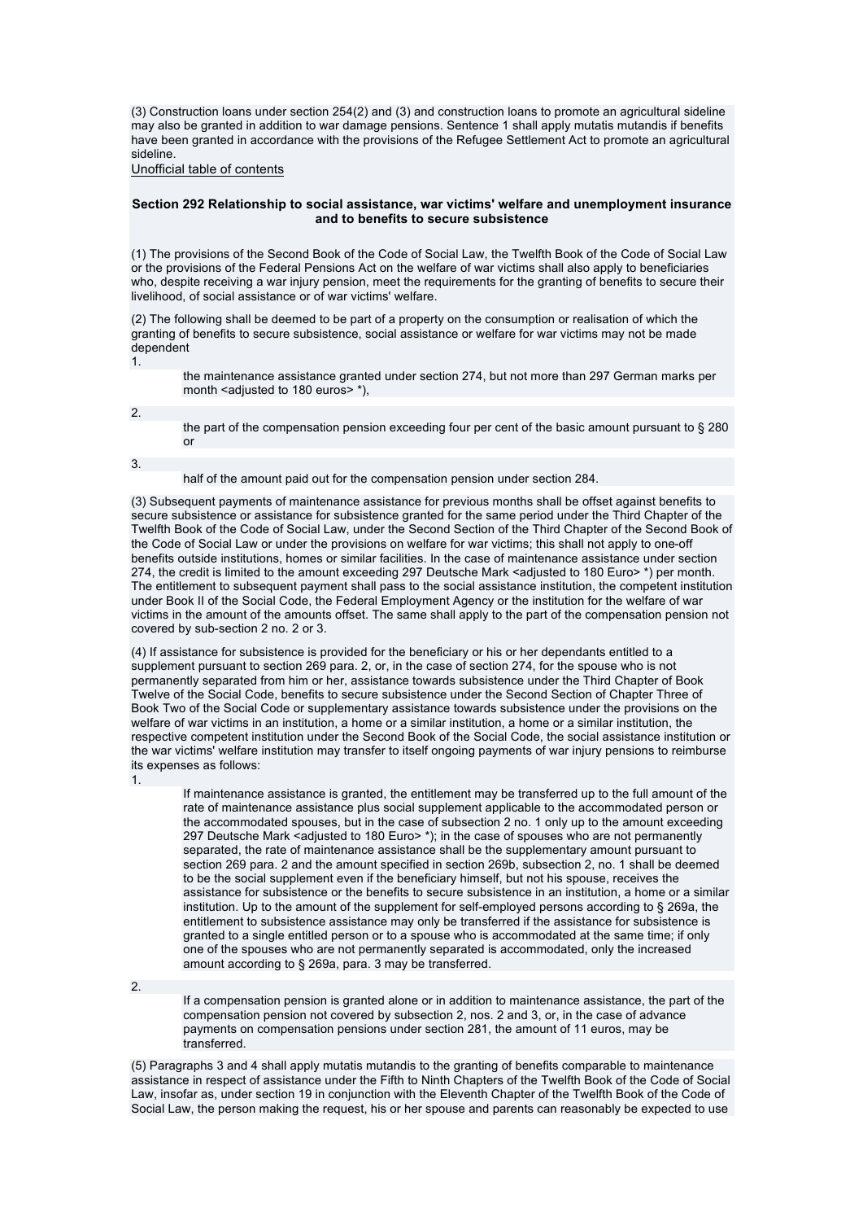(3) Construction loans under section 254(2) and (3) and construction loans to promote an agricultural sideline may also be granted in addition to war damage pensions. Sentence 1 shall apply mutatis mutandis if benefits have been granted in accordance with the provisions of the Refugee Settlement Act to promote an agricultural sideline.

Unofficial table of contents

### Section 292 Relationship to social assistance, war victims' welfare and unemployment insurance and to benefits to secure subsistence

(1) The provisions of the Second Book of the Code of Social Law, the Twelfth Book of the Code of Social Law or the provisions of the Federal Pensions Act on the welfare of war victims shall also apply to beneficiaries who, despite receiving a war injury pension, meet the requirements for the granting of benefits to secure their livelihood, of social assistance or of war victims' welfare.

(2) The following shall be deemed to be part of a property on the consumption or realisation of which the granting of benefits to secure subsistence, social assistance or welfare for war victims may not be made dependent

1. the maintenance assistance granted under section 274, but not more than 297 German marks per month <adjusted to 180 euros> *),
2. the part of the compensation pension exceeding four per cent of the basic amount pursuant to § 280 or
3. half of the amount paid out for the compensation pension under section 284.

(3) Subsequent payments of maintenance assistance for previous months shall be offset against benefits to secure subsistence or assistance for subsistence granted for the same period under the Third Chapter of the Twelfth Book of the Code of Social Law, under the Second Section of the Third Chapter of the Second Book of the Code of Social Law or under the provisions on welfare for war victims; this shall not apply to one-off benefits outside institutions, homes or similar facilities. In the case of maintenance assistance under section 274, the credit is limited to the amount exceeding 297 Deutsche Mark <adjusted to 180 Euro> *) per month. The entitlement to subsequent payment shall pass to the social assistance institution, the competent institution under Book II of the Social Code, the Federal Employment Agency or the institution for the welfare of war victims in the amount of the amounts offset. The same shall apply to the part of the compensation pension not covered by sub-section 2 no. 2 or 3.

(4) If assistance for subsistence is provided for the beneficiary or his or her dependants entitled to a supplement pursuant to section 269 para. 2, or, in the case of section 274, for the spouse who is not permanently separated from him or her, assistance towards subsistence under the Third Chapter of Book Twelve of the Social Code, benefits to secure subsistence under the Second Section of Chapter Three of Book Two of the Social Code or supplementary assistance towards subsistence under the provisions on the welfare of war victims in an institution, a home or a similar institution, a home or a similar institution, the respective competent institution under the Second Book of the Social Code, the social assistance institution or the war victims' welfare institution may transfer to itself ongoing payments of war injury pensions to reimburse its expenses as follows:

1. If maintenance assistance is granted, the entitlement may be transferred up to the full amount of the rate of maintenance assistance plus social supplement applicable to the accommodated person or the accommodated spouses, but in the case of subsection 2 no. 1 only up to the amount exceeding 297 Deutsche Mark <adjusted to 180 Euro> *); in the case of spouses who are not permanently separated, the rate of maintenance assistance shall be the supplementary amount pursuant to section 269 para. 2 and the amount specified in section 269b, subsection 2, no. 1 shall be deemed to be the social supplement even if the beneficiary himself, but not his spouse, receives the assistance for subsistence or the benefits to secure subsistence in an institution, a home or a similar institution. Up to the amount of the supplement for self-employed persons according to § 269a, the entitlement to subsistence assistance may only be transferred if the assistance for subsistence is granted to a single entitled person or to a spouse who is accommodated at the same time; if only one of the spouses who are not permanently separated is accommodated, only the increased amount according to § 269a, para. 3 may be transferred.
2. If a compensation pension is granted alone or in addition to maintenance assistance, the part of the compensation pension not covered by subsection 2, nos. 2 and 3, or, in the case of advance payments on compensation pensions under section 281, the amount of 11 euros, may be transferred.

(5) Paragraphs 3 and 4 shall apply mutatis mutandis to the granting of benefits comparable to maintenance assistance in respect of assistance under the Fifth to Ninth Chapters of the Twelfth Book of the Code of Social Law, insofar as, under section 19 in conjunction with the Eleventh Chapter of the Twelfth Book of the Code of Social Law, the person making the request, his or her spouse and parents can reasonably be expected to use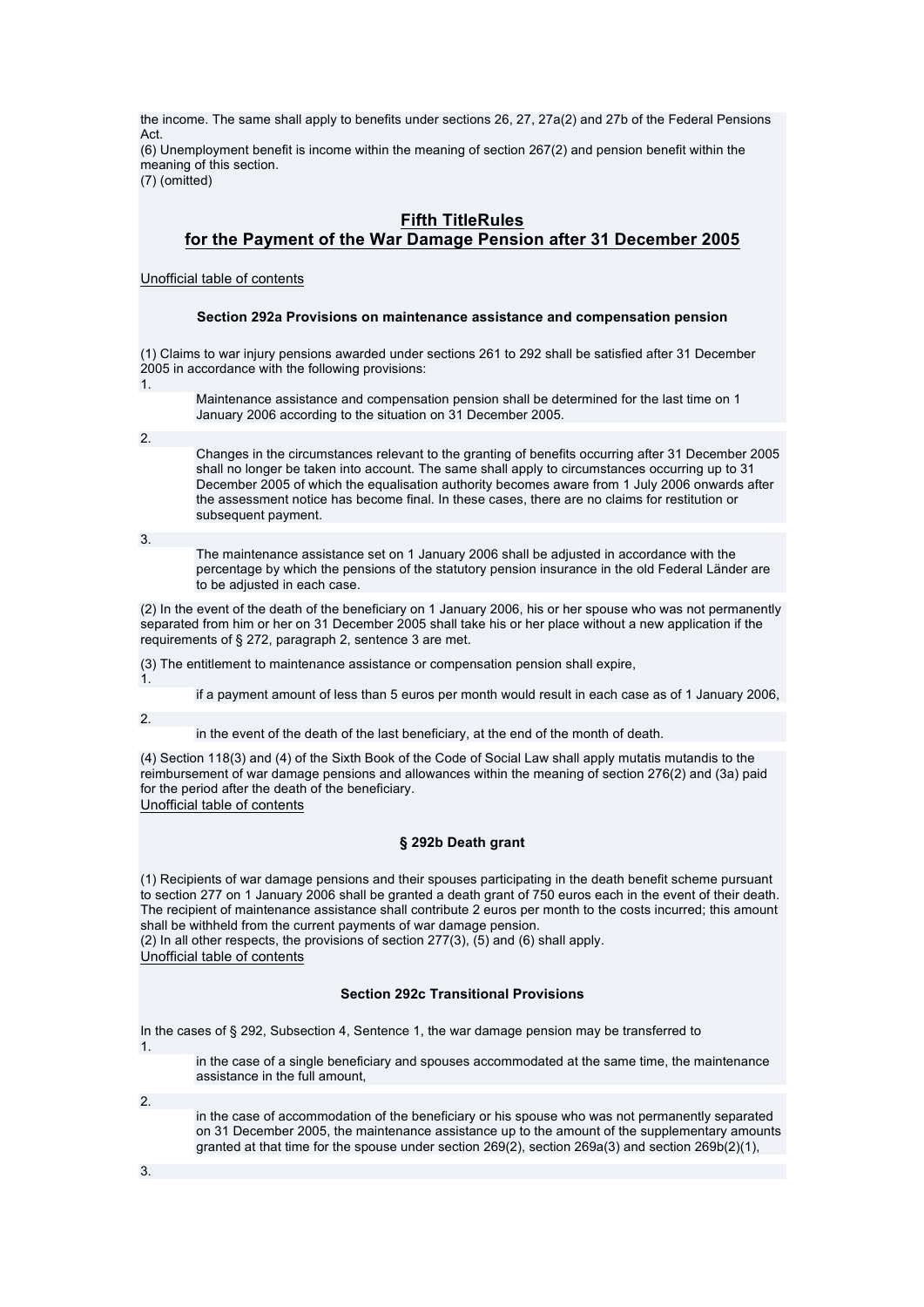the income. The same shall apply to benefits under sections 26, 27, 27a(2) and 27b of the Federal Pensions Act.
(6) Unemployment benefit is income within the meaning of section 267(2) and pension benefit within the meaning of this section.
(7) (omitted)

## Fifth TitleRules for the Payment of the War Damage Pension after 31 December 2005

Unofficial table of contents

### Section 292a Provisions on maintenance assistance and compensation pension

(1) Claims to war injury pensions awarded under sections 261 to 292 shall be satisfied after 31 December 2005 in accordance with the following provisions:

1. Maintenance assistance and compensation pension shall be determined for the last time on 1 January 2006 according to the situation on 31 December 2005.
2. Changes in the circumstances relevant to the granting of benefits occurring after 31 December 2005 shall no longer be taken into account. The same shall apply to circumstances occurring up to 31 December 2005 of which the equalisation authority becomes aware from 1 July 2006 onwards after the assessment notice has become final. In these cases, there are no claims for restitution or subsequent payment.
3. The maintenance assistance set on 1 January 2006 shall be adjusted in accordance with the percentage by which the pensions of the statutory pension insurance in the old Federal Länder are to be adjusted in each case.

(2) In the event of the death of the beneficiary on 1 January 2006, his or her spouse who was not permanently separated from him or her on 31 December 2005 shall take his or her place without a new application if the requirements of § 272, paragraph 2, sentence 3 are met.

(3) The entitlement to maintenance assistance or compensation pension shall expire,

1. if a payment amount of less than 5 euros per month would result in each case as of 1 January 2006,
2. in the event of the death of the last beneficiary, at the end of the month of death.

(4) Section 118(3) and (4) of the Sixth Book of the Code of Social Law shall apply mutatis mutandis to the reimbursement of war damage pensions and allowances within the meaning of section 276(2) and (3a) paid for the period after the death of the beneficiary.

Unofficial table of contents

### § 292b Death grant

(1) Recipients of war damage pensions and their spouses participating in the death benefit scheme pursuant to section 277 on 1 January 2006 shall be granted a death grant of 750 euros each in the event of their death. The recipient of maintenance assistance shall contribute 2 euros per month to the costs incurred; this amount shall be withheld from the current payments of war damage pension.
(2) In all other respects, the provisions of section 277(3), (5) and (6) shall apply.

Unofficial table of contents

### Section 292c Transitional Provisions

In the cases of § 292, Subsection 4, Sentence 1, the war damage pension may be transferred to

1. in the case of a single beneficiary and spouses accommodated at the same time, the maintenance assistance in the full amount,
2. in the case of accommodation of the beneficiary or his spouse who was not permanently separated on 31 December 2005, the maintenance assistance up to the amount of the supplementary amounts granted at that time for the spouse under section 269(2), section 269a(3) and section 269b(2)(1),
3.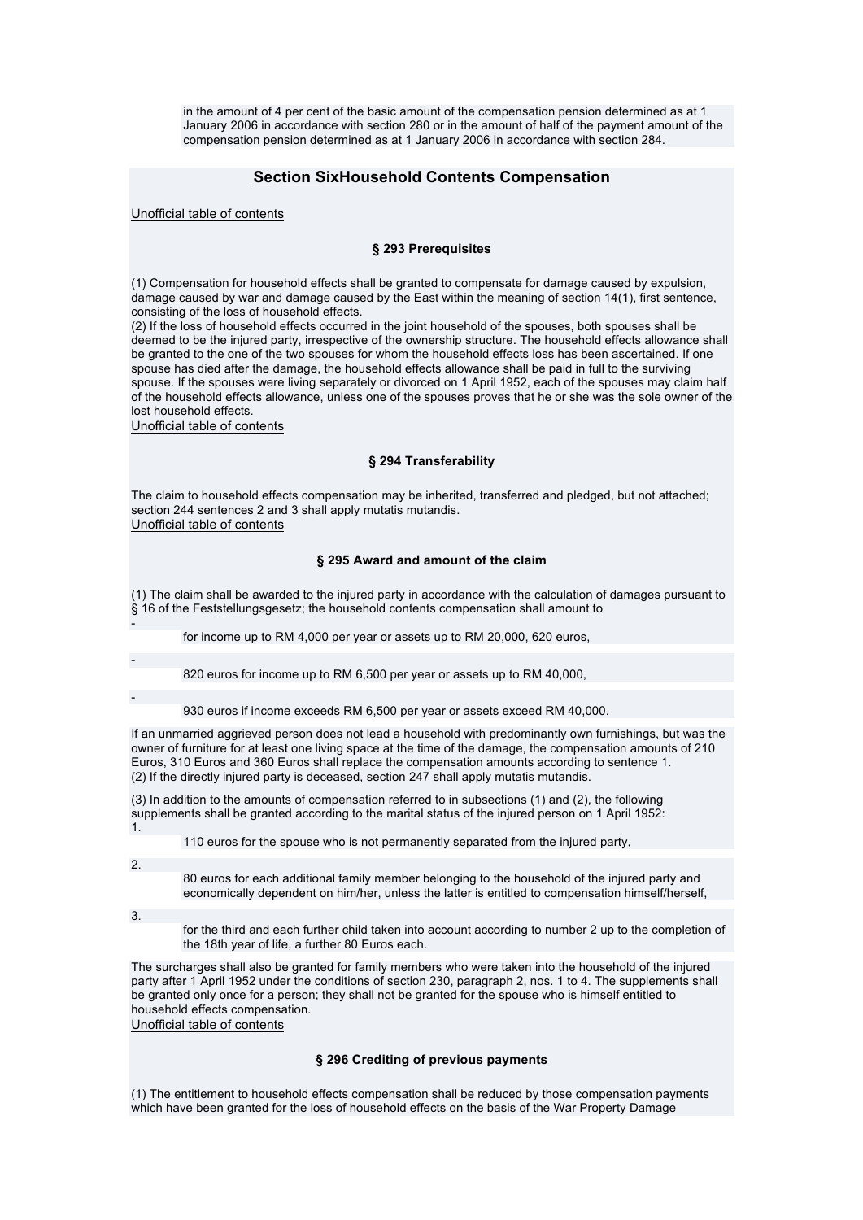in the amount of 4 per cent of the basic amount of the compensation pension determined as at 1 January 2006 in accordance with section 280 or in the amount of half of the payment amount of the compensation pension determined as at 1 January 2006 in accordance with section 284.

## Section SixHousehold Contents Compensation

Unofficial table of contents

### § 293 Prerequisites

(1) Compensation for household effects shall be granted to compensate for damage caused by expulsion, damage caused by war and damage caused by the East within the meaning of section 14(1), first sentence, consisting of the loss of household effects.
(2) If the loss of household effects occurred in the joint household of the spouses, both spouses shall be deemed to be the injured party, irrespective of the ownership structure. The household effects allowance shall be granted to the one of the two spouses for whom the household effects loss has been ascertained. If one spouse has died after the damage, the household effects allowance shall be paid in full to the surviving spouse. If the spouses were living separately or divorced on 1 April 1952, each of the spouses may claim half of the household effects allowance, unless one of the spouses proves that he or she was the sole owner of the lost household effects.
Unofficial table of contents

### § 294 Transferability

The claim to household effects compensation may be inherited, transferred and pledged, but not attached; section 244 sentences 2 and 3 shall apply mutatis mutandis.
Unofficial table of contents

### § 295 Award and amount of the claim

(1) The claim shall be awarded to the injured party in accordance with the calculation of damages pursuant to § 16 of the Feststellungsgesetz; the household contents compensation shall amount to

- for income up to RM 4,000 per year or assets up to RM 20,000, 620 euros,
- 820 euros for income up to RM 6,500 per year or assets up to RM 40,000,
- 930 euros if income exceeds RM 6,500 per year or assets exceed RM 40,000.

If an unmarried aggrieved person does not lead a household with predominantly own furnishings, but was the owner of furniture for at least one living space at the time of the damage, the compensation amounts of 210 Euros, 310 Euros and 360 Euros shall replace the compensation amounts according to sentence 1.
(2) If the directly injured party is deceased, section 247 shall apply mutatis mutandis.

(3) In addition to the amounts of compensation referred to in subsections (1) and (2), the following supplements shall be granted according to the marital status of the injured person on 1 April 1952:

1. 110 euros for the spouse who is not permanently separated from the injured party,
2. 80 euros for each additional family member belonging to the household of the injured party and economically dependent on him/her, unless the latter is entitled to compensation himself/herself,
3. for the third and each further child taken into account according to number 2 up to the completion of the 18th year of life, a further 80 Euros each.

The surcharges shall also be granted for family members who were taken into the household of the injured party after 1 April 1952 under the conditions of section 230, paragraph 2, nos. 1 to 4. The supplements shall be granted only once for a person; they shall not be granted for the spouse who is himself entitled to household effects compensation.
Unofficial table of contents

### § 296 Crediting of previous payments

(1) The entitlement to household effects compensation shall be reduced by those compensation payments which have been granted for the loss of household effects on the basis of the War Property Damage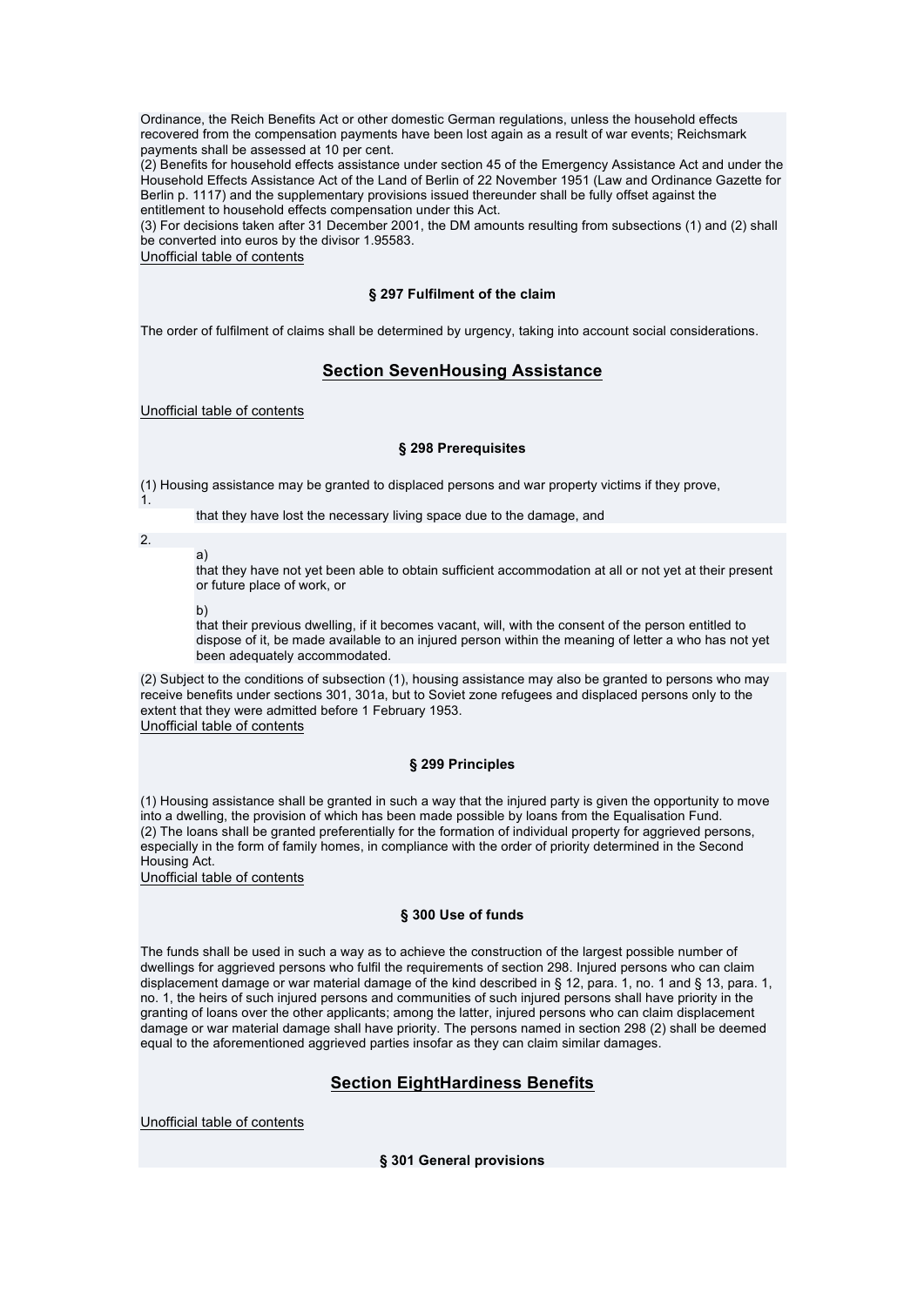Ordinance, the Reich Benefits Act or other domestic German regulations, unless the household effects recovered from the compensation payments have been lost again as a result of war events; Reichsmark payments shall be assessed at 10 per cent.
(2) Benefits for household effects assistance under section 45 of the Emergency Assistance Act and under the Household Effects Assistance Act of the Land of Berlin of 22 November 1951 (Law and Ordinance Gazette for Berlin p. 1117) and the supplementary provisions issued thereunder shall be fully offset against the entitlement to household effects compensation under this Act.
(3) For decisions taken after 31 December 2001, the DM amounts resulting from subsections (1) and (2) shall be converted into euros by the divisor 1.95583.
Unofficial table of contents

#### § 297 Fulfilment of the claim

The order of fulfilment of claims shall be determined by urgency, taking into account social considerations.

## Section SevenHousing Assistance

Unofficial table of contents

#### § 298 Prerequisites

(1) Housing assistance may be granted to displaced persons and war property victims if they prove,
1.
that they have lost the necessary living space due to the damage, and

2.
a)
that they have not yet been able to obtain sufficient accommodation at all or not yet at their present or future place of work, or

b)
that their previous dwelling, if it becomes vacant, will, with the consent of the person entitled to dispose of it, be made available to an injured person within the meaning of letter a who has not yet been adequately accommodated.

(2) Subject to the conditions of subsection (1), housing assistance may also be granted to persons who may receive benefits under sections 301, 301a, but to Soviet zone refugees and displaced persons only to the extent that they were admitted before 1 February 1953.
Unofficial table of contents

#### § 299 Principles

(1) Housing assistance shall be granted in such a way that the injured party is given the opportunity to move into a dwelling, the provision of which has been made possible by loans from the Equalisation Fund.
(2) The loans shall be granted preferentially for the formation of individual property for aggrieved persons, especially in the form of family homes, in compliance with the order of priority determined in the Second Housing Act.
Unofficial table of contents

#### § 300 Use of funds

The funds shall be used in such a way as to achieve the construction of the largest possible number of dwellings for aggrieved persons who fulfil the requirements of section 298. Injured persons who can claim displacement damage or war material damage of the kind described in § 12, para. 1, no. 1 and § 13, para. 1, no. 1, the heirs of such injured persons and communities of such injured persons shall have priority in the granting of loans over the other applicants; among the latter, injured persons who can claim displacement damage or war material damage shall have priority. The persons named in section 298 (2) shall be deemed equal to the aforementioned aggrieved parties insofar as they can claim similar damages.

## Section EightHardiness Benefits

Unofficial table of contents

#### § 301 General provisions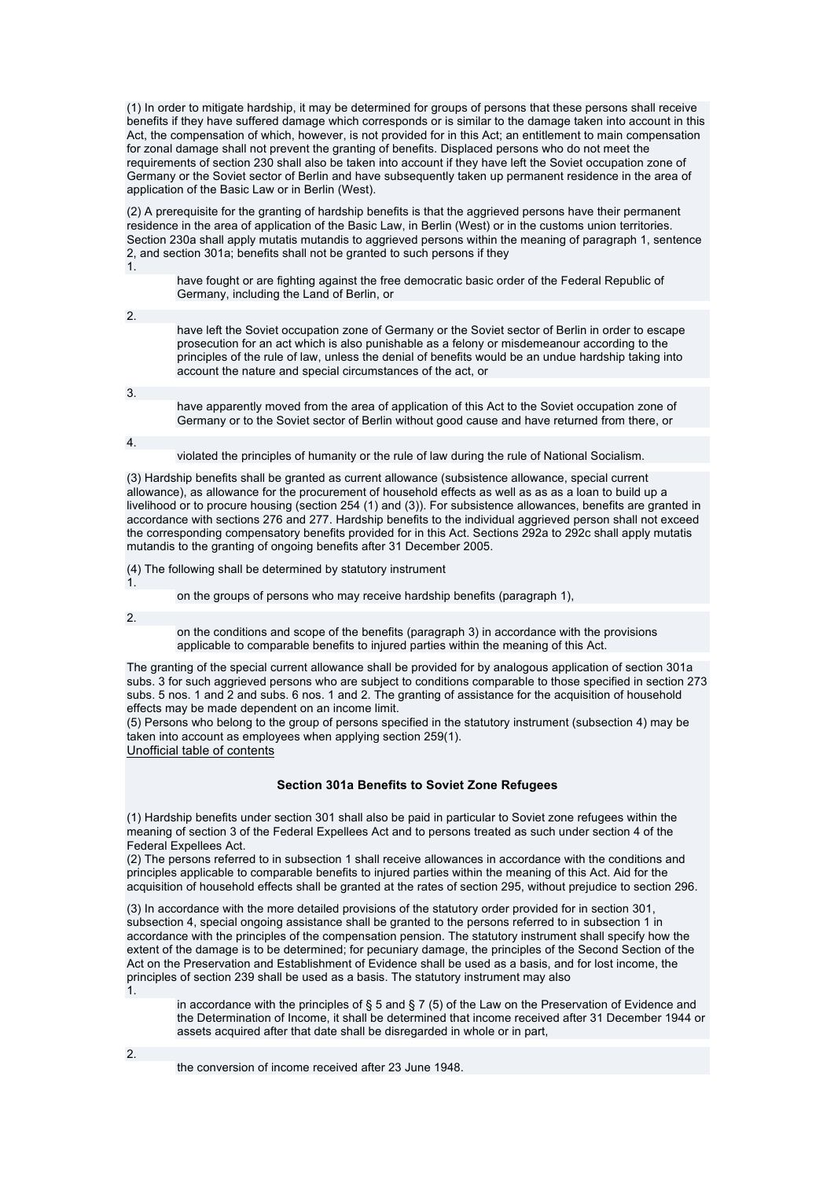(1) In order to mitigate hardship, it may be determined for groups of persons that these persons shall receive benefits if they have suffered damage which corresponds or is similar to the damage taken into account in this Act, the compensation of which, however, is not provided for in this Act; an entitlement to main compensation for zonal damage shall not prevent the granting of benefits. Displaced persons who do not meet the requirements of section 230 shall also be taken into account if they have left the Soviet occupation zone of Germany or the Soviet sector of Berlin and have subsequently taken up permanent residence in the area of application of the Basic Law or in Berlin (West).

(2) A prerequisite for the granting of hardship benefits is that the aggrieved persons have their permanent residence in the area of application of the Basic Law, in Berlin (West) or in the customs union territories. Section 230a shall apply mutatis mutandis to aggrieved persons within the meaning of paragraph 1, sentence 2, and section 301a; benefits shall not be granted to such persons if they

1. have fought or are fighting against the free democratic basic order of the Federal Republic of Germany, including the Land of Berlin, or
2. have left the Soviet occupation zone of Germany or the Soviet sector of Berlin in order to escape prosecution for an act which is also punishable as a felony or misdemeanour according to the principles of the rule of law, unless the denial of benefits would be an undue hardship taking into account the nature and special circumstances of the act, or
3. have apparently moved from the area of application of this Act to the Soviet occupation zone of Germany or to the Soviet sector of Berlin without good cause and have returned from there, or
4. violated the principles of humanity or the rule of law during the rule of National Socialism.

(3) Hardship benefits shall be granted as current allowance (subsistence allowance, special current allowance), as allowance for the procurement of household effects as well as as a loan to build up a livelihood or to procure housing (section 254 (1) and (3)). For subsistence allowances, benefits are granted in accordance with sections 276 and 277. Hardship benefits to the individual aggrieved person shall not exceed the corresponding compensatory benefits provided for in this Act. Sections 292a to 292c shall apply mutatis mutandis to the granting of ongoing benefits after 31 December 2005.

(4) The following shall be determined by statutory instrument

1. on the groups of persons who may receive hardship benefits (paragraph 1),
2. on the conditions and scope of the benefits (paragraph 3) in accordance with the provisions applicable to comparable benefits to injured parties within the meaning of this Act.

The granting of the special current allowance shall be provided for by analogous application of section 301a subs. 3 for such aggrieved persons who are subject to conditions comparable to those specified in section 273 subs. 5 nos. 1 and 2 and subs. 6 nos. 1 and 2. The granting of assistance for the acquisition of household effects may be made dependent on an income limit.

(5) Persons who belong to the group of persons specified in the statutory instrument (subsection 4) may be taken into account as employees when applying section 259(1).

Unofficial table of contents

### Section 301a Benefits to Soviet Zone Refugees

(1) Hardship benefits under section 301 shall also be paid in particular to Soviet zone refugees within the meaning of section 3 of the Federal Expellees Act and to persons treated as such under section 4 of the Federal Expellees Act.

(2) The persons referred to in subsection 1 shall receive allowances in accordance with the conditions and principles applicable to comparable benefits to injured parties within the meaning of this Act. Aid for the acquisition of household effects shall be granted at the rates of section 295, without prejudice to section 296.

(3) In accordance with the more detailed provisions of the statutory order provided for in section 301, subsection 4, special ongoing assistance shall be granted to the persons referred to in subsection 1 in accordance with the principles of the compensation pension. The statutory instrument shall specify how the extent of the damage is to be determined; for pecuniary damage, the principles of the Second Section of the Act on the Preservation and Establishment of Evidence shall be used as a basis, and for lost income, the principles of section 239 shall be used as a basis. The statutory instrument may also

1. in accordance with the principles of § 5 and § 7 (5) of the Law on the Preservation of Evidence and the Determination of Income, it shall be determined that income received after 31 December 1944 or assets acquired after that date shall be disregarded in whole or in part,
2. the conversion of income received after 23 June 1948.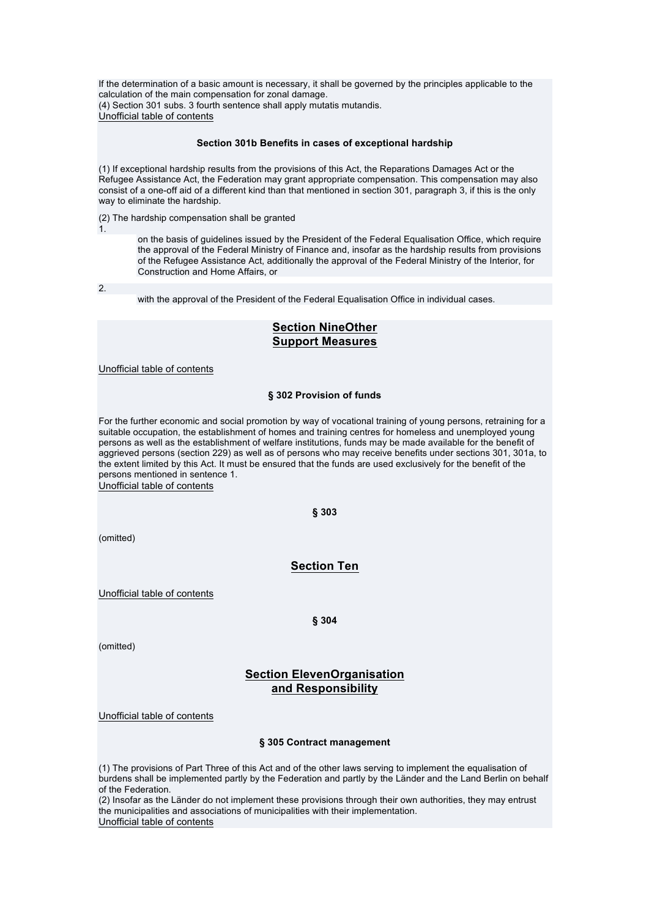If the determination of a basic amount is necessary, it shall be governed by the principles applicable to the calculation of the main compensation for zonal damage.
(4) Section 301 subs. 3 fourth sentence shall apply mutatis mutandis.
Unofficial table of contents

### Section 301b Benefits in cases of exceptional hardship

(1) If exceptional hardship results from the provisions of this Act, the Reparations Damages Act or the Refugee Assistance Act, the Federation may grant appropriate compensation. This compensation may also consist of a one-off aid of a different kind than that mentioned in section 301, paragraph 3, if this is the only way to eliminate the hardship.

(2) The hardship compensation shall be granted

1. on the basis of guidelines issued by the President of the Federal Equalisation Office, which require the approval of the Federal Ministry of Finance and, insofar as the hardship results from provisions of the Refugee Assistance Act, additionally the approval of the Federal Ministry of the Interior, for Construction and Home Affairs, or
2. with the approval of the President of the Federal Equalisation Office in individual cases.

## Section NineOther Support Measures

Unofficial table of contents

### § 302 Provision of funds

For the further economic and social promotion by way of vocational training of young persons, retraining for a suitable occupation, the establishment of homes and training centres for homeless and unemployed young persons as well as the establishment of welfare institutions, funds may be made available for the benefit of aggrieved persons (section 229) as well as of persons who may receive benefits under sections 301, 301a, to the extent limited by this Act. It must be ensured that the funds are used exclusively for the benefit of the persons mentioned in sentence 1.
Unofficial table of contents

### § 303

(omitted)

## Section Ten

Unofficial table of contents

### § 304

(omitted)

## Section ElevenOrganisation and Responsibility

Unofficial table of contents

### § 305 Contract management

(1) The provisions of Part Three of this Act and of the other laws serving to implement the equalisation of burdens shall be implemented partly by the Federation and partly by the Länder and the Land Berlin on behalf of the Federation.
(2) Insofar as the Länder do not implement these provisions through their own authorities, they may entrust the municipalities and associations of municipalities with their implementation.
Unofficial table of contents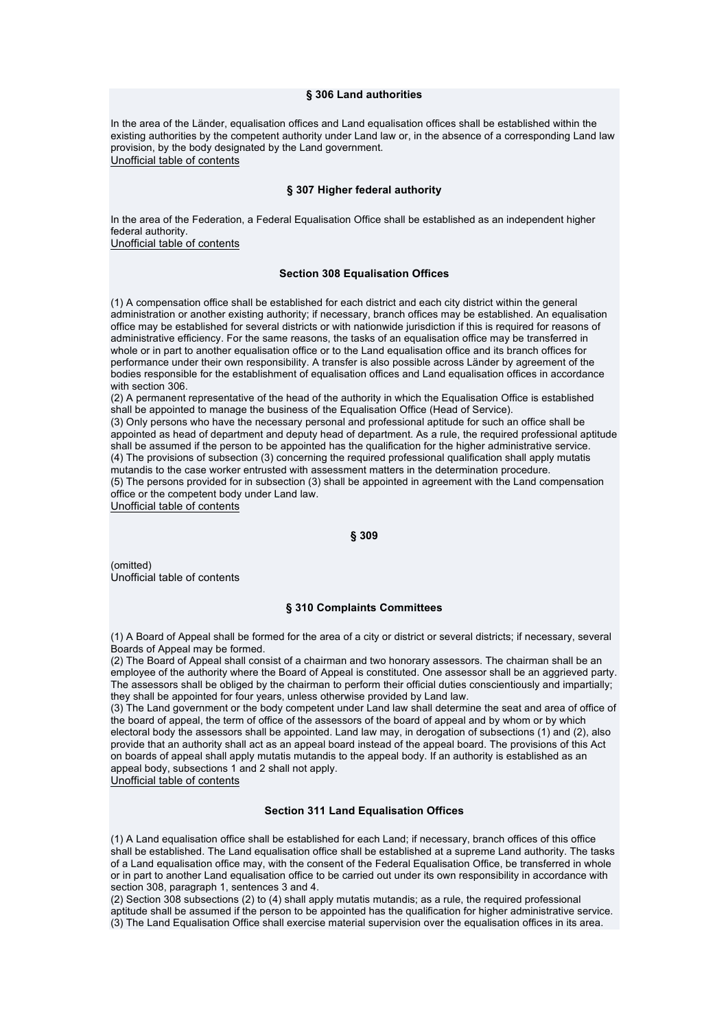### § 306 Land authorities

In the area of the Länder, equalisation offices and Land equalisation offices shall be established within the existing authorities by the competent authority under Land law or, in the absence of a corresponding Land law provision, by the body designated by the Land government.

Unofficial table of contents

### § 307 Higher federal authority

In the area of the Federation, a Federal Equalisation Office shall be established as an independent higher federal authority.

Unofficial table of contents

### Section 308 Equalisation Offices

(1) A compensation office shall be established for each district and each city district within the general administration or another existing authority; if necessary, branch offices may be established. An equalisation office may be established for several districts or with nationwide jurisdiction if this is required for reasons of administrative efficiency. For the same reasons, the tasks of an equalisation office may be transferred in whole or in part to another equalisation office or to the Land equalisation office and its branch offices for performance under their own responsibility. A transfer is also possible across Länder by agreement of the bodies responsible for the establishment of equalisation offices and Land equalisation offices in accordance with section 306.
(2) A permanent representative of the head of the authority in which the Equalisation Office is established shall be appointed to manage the business of the Equalisation Office (Head of Service).
(3) Only persons who have the necessary personal and professional aptitude for such an office shall be appointed as head of department and deputy head of department. As a rule, the required professional aptitude shall be assumed if the person to be appointed has the qualification for the higher administrative service.
(4) The provisions of subsection (3) concerning the required professional qualification shall apply mutatis mutandis to the case worker entrusted with assessment matters in the determination procedure.
(5) The persons provided for in subsection (3) shall be appointed in agreement with the Land compensation office or the competent body under Land law.

Unofficial table of contents

### § 309

(omitted)

Unofficial table of contents

### § 310 Complaints Committees

(1) A Board of Appeal shall be formed for the area of a city or district or several districts; if necessary, several Boards of Appeal may be formed.
(2) The Board of Appeal shall consist of a chairman and two honorary assessors. The chairman shall be an employee of the authority where the Board of Appeal is constituted. One assessor shall be an aggrieved party. The assessors shall be obliged by the chairman to perform their official duties conscientiously and impartially; they shall be appointed for four years, unless otherwise provided by Land law.
(3) The Land government or the body competent under Land law shall determine the seat and area of office of the board of appeal, the term of office of the assessors of the board of appeal and by whom or by which electoral body the assessors shall be appointed. Land law may, in derogation of subsections (1) and (2), also provide that an authority shall act as an appeal board instead of the appeal board. The provisions of this Act on boards of appeal shall apply mutatis mutandis to the appeal body. If an authority is established as an appeal body, subsections 1 and 2 shall not apply.

Unofficial table of contents

### Section 311 Land Equalisation Offices

(1) A Land equalisation office shall be established for each Land; if necessary, branch offices of this office shall be established. The Land equalisation office shall be established at a supreme Land authority. The tasks of a Land equalisation office may, with the consent of the Federal Equalisation Office, be transferred in whole or in part to another Land equalisation office to be carried out under its own responsibility in accordance with section 308, paragraph 1, sentences 3 and 4.
(2) Section 308 subsections (2) to (4) shall apply mutatis mutandis; as a rule, the required professional aptitude shall be assumed if the person to be appointed has the qualification for higher administrative service.
(3) The Land Equalisation Office shall exercise material supervision over the equalisation offices in its area.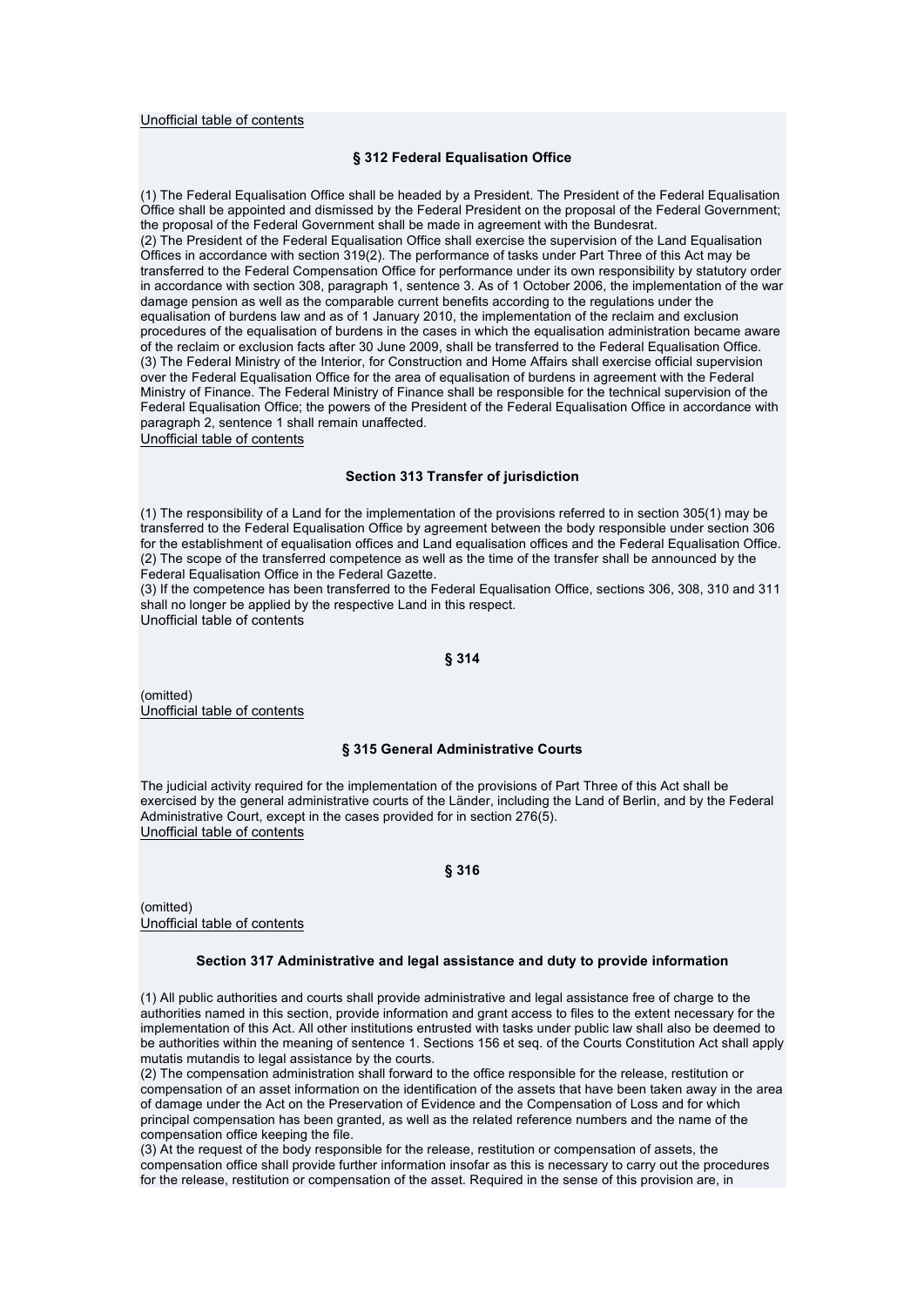Unofficial table of contents

### § 312 Federal Equalisation Office

(1) The Federal Equalisation Office shall be headed by a President. The President of the Federal Equalisation Office shall be appointed and dismissed by the Federal President on the proposal of the Federal Government; the proposal of the Federal Government shall be made in agreement with the Bundesrat.
(2) The President of the Federal Equalisation Office shall exercise the supervision of the Land Equalisation Offices in accordance with section 319(2). The performance of tasks under Part Three of this Act may be transferred to the Federal Compensation Office for performance under its own responsibility by statutory order in accordance with section 308, paragraph 1, sentence 3. As of 1 October 2006, the implementation of the war damage pension as well as the comparable current benefits according to the regulations under the equalisation of burdens law and as of 1 January 2010, the implementation of the reclaim and exclusion procedures of the equalisation of burdens in the cases in which the equalisation administration became aware of the reclaim or exclusion facts after 30 June 2009, shall be transferred to the Federal Equalisation Office.
(3) The Federal Ministry of the Interior, for Construction and Home Affairs shall exercise official supervision over the Federal Equalisation Office for the area of equalisation of burdens in agreement with the Federal Ministry of Finance. The Federal Ministry of Finance shall be responsible for the technical supervision of the Federal Equalisation Office; the powers of the President of the Federal Equalisation Office in accordance with paragraph 2, sentence 1 shall remain unaffected.
Unofficial table of contents

### Section 313 Transfer of jurisdiction

(1) The responsibility of a Land for the implementation of the provisions referred to in section 305(1) may be transferred to the Federal Equalisation Office by agreement between the body responsible under section 306 for the establishment of equalisation offices and Land equalisation offices and the Federal Equalisation Office.
(2) The scope of the transferred competence as well as the time of the transfer shall be announced by the Federal Equalisation Office in the Federal Gazette.
(3) If the competence has been transferred to the Federal Equalisation Office, sections 306, 308, 310 and 311 shall no longer be applied by the respective Land in this respect.
Unofficial table of contents

### § 314

(omitted)
Unofficial table of contents

### § 315 General Administrative Courts

The judicial activity required for the implementation of the provisions of Part Three of this Act shall be exercised by the general administrative courts of the Länder, including the Land of Berlin, and by the Federal Administrative Court, except in the cases provided for in section 276(5).
Unofficial table of contents

### § 316

(omitted)
Unofficial table of contents

### Section 317 Administrative and legal assistance and duty to provide information

(1) All public authorities and courts shall provide administrative and legal assistance free of charge to the authorities named in this section, provide information and grant access to files to the extent necessary for the implementation of this Act. All other institutions entrusted with tasks under public law shall also be deemed to be authorities within the meaning of sentence 1. Sections 156 et seq. of the Courts Constitution Act shall apply mutatis mutandis to legal assistance by the courts.
(2) The compensation administration shall forward to the office responsible for the release, restitution or compensation of an asset information on the identification of the assets that have been taken away in the area of damage under the Act on the Preservation of Evidence and the Compensation of Loss and for which principal compensation has been granted, as well as the related reference numbers and the name of the compensation office keeping the file.
(3) At the request of the body responsible for the release, restitution or compensation of assets, the compensation office shall provide further information insofar as this is necessary to carry out the procedures for the release, restitution or compensation of the asset. Required in the sense of this provision are, in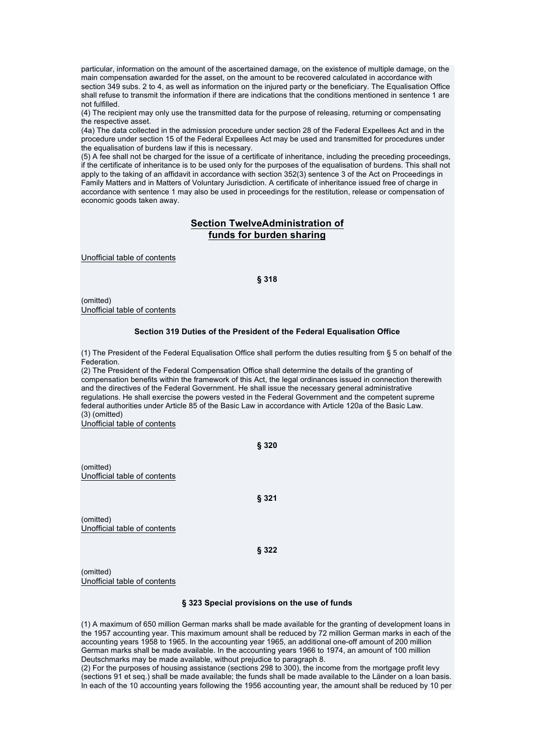particular, information on the amount of the ascertained damage, on the existence of multiple damage, on the main compensation awarded for the asset, on the amount to be recovered calculated in accordance with section 349 subs. 2 to 4, as well as information on the injured party or the beneficiary. The Equalisation Office shall refuse to transmit the information if there are indications that the conditions mentioned in sentence 1 are not fulfilled.
(4) The recipient may only use the transmitted data for the purpose of releasing, returning or compensating the respective asset.
(4a) The data collected in the admission procedure under section 28 of the Federal Expellees Act and in the procedure under section 15 of the Federal Expellees Act may be used and transmitted for procedures under the equalisation of burdens law if this is necessary.
(5) A fee shall not be charged for the issue of a certificate of inheritance, including the preceding proceedings, if the certificate of inheritance is to be used only for the purposes of the equalisation of burdens. This shall not apply to the taking of an affidavit in accordance with section 352(3) sentence 3 of the Act on Proceedings in Family Matters and in Matters of Voluntary Jurisdiction. A certificate of inheritance issued free of charge in accordance with sentence 1 may also be used in proceedings for the restitution, release or compensation of economic goods taken away.

## Section TwelveAdministration of funds for burden sharing

Unofficial table of contents

**§ 318**

(omitted)
Unofficial table of contents

### Section 319 Duties of the President of the Federal Equalisation Office

(1) The President of the Federal Equalisation Office shall perform the duties resulting from § 5 on behalf of the Federation.
(2) The President of the Federal Compensation Office shall determine the details of the granting of compensation benefits within the framework of this Act, the legal ordinances issued in connection therewith and the directives of the Federal Government. He shall issue the necessary general administrative regulations. He shall exercise the powers vested in the Federal Government and the competent supreme federal authorities under Article 85 of the Basic Law in accordance with Article 120a of the Basic Law.
(3) (omitted)
Unofficial table of contents

**§ 320**

(omitted)
Unofficial table of contents

**§ 321**

(omitted)
Unofficial table of contents

**§ 322**

(omitted)
Unofficial table of contents

### § 323 Special provisions on the use of funds

(1) A maximum of 650 million German marks shall be made available for the granting of development loans in the 1957 accounting year. This maximum amount shall be reduced by 72 million German marks in each of the accounting years 1958 to 1965. In the accounting year 1965, an additional one-off amount of 200 million German marks shall be made available. In the accounting years 1966 to 1974, an amount of 100 million Deutschmarks may be made available, without prejudice to paragraph 8.
(2) For the purposes of housing assistance (sections 298 to 300), the income from the mortgage profit levy (sections 91 et seq.) shall be made available; the funds shall be made available to the Länder on a loan basis. In each of the 10 accounting years following the 1956 accounting year, the amount shall be reduced by 10 per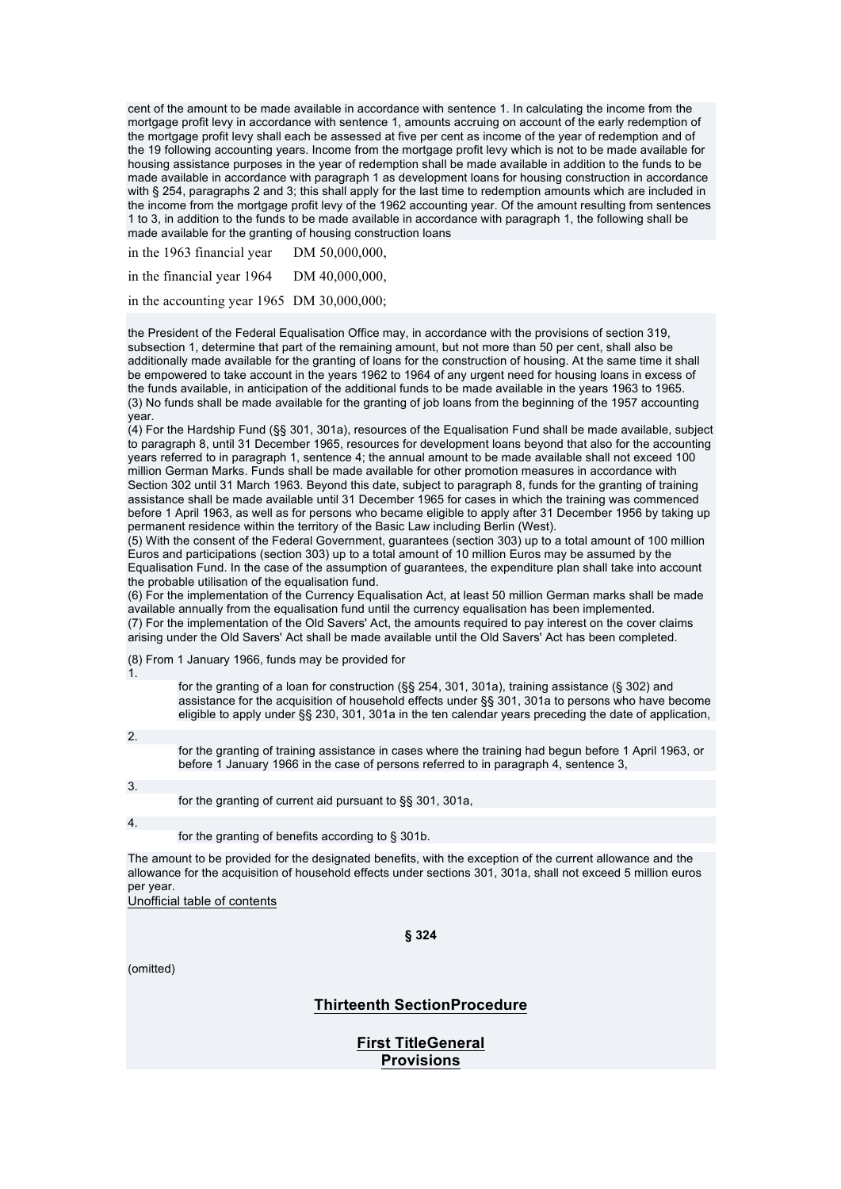cent of the amount to be made available in accordance with sentence 1. In calculating the income from the mortgage profit levy in accordance with sentence 1, amounts accruing on account of the early redemption of the mortgage profit levy shall each be assessed at five per cent as income of the year of redemption and of the 19 following accounting years. Income from the mortgage profit levy which is not to be made available for housing assistance purposes in the year of redemption shall be made available in addition to the funds to be made available in accordance with paragraph 1 as development loans for housing construction in accordance with § 254, paragraphs 2 and 3; this shall apply for the last time to redemption amounts which are included in the income from the mortgage profit levy of the 1962 accounting year. Of the amount resulting from sentences 1 to 3, in addition to the funds to be made available in accordance with paragraph 1, the following shall be made available for the granting of housing construction loans

| | |
|---|---|
| in the 1963 financial year | DM 50,000,000, |
| in the financial year 1964 | DM 40,000,000, |
| in the accounting year 1965 | DM 30,000,000; |

the President of the Federal Equalisation Office may, in accordance with the provisions of section 319, subsection 1, determine that part of the remaining amount, but not more than 50 per cent, shall also be additionally made available for the granting of loans for the construction of housing. At the same time it shall be empowered to take account in the years 1962 to 1964 of any urgent need for housing loans in excess of the funds available, in anticipation of the additional funds to be made available in the years 1963 to 1965.

(3) No funds shall be made available for the granting of job loans from the beginning of the 1957 accounting year.

(4) For the Hardship Fund (§§ 301, 301a), resources of the Equalisation Fund shall be made available, subject to paragraph 8, until 31 December 1965, resources for development loans beyond that also for the accounting years referred to in paragraph 1, sentence 4; the annual amount to be made available shall not exceed 100 million German Marks. Funds shall be made available for other promotion measures in accordance with Section 302 until 31 March 1963. Beyond this date, subject to paragraph 8, funds for the granting of training assistance shall be made available until 31 December 1965 for cases in which the training was commenced before 1 April 1963, as well as for persons who became eligible to apply after 31 December 1956 by taking up permanent residence within the territory of the Basic Law including Berlin (West).

(5) With the consent of the Federal Government, guarantees (section 303) up to a total amount of 100 million Euros and participations (section 303) up to a total amount of 10 million Euros may be assumed by the Equalisation Fund. In the case of the assumption of guarantees, the expenditure plan shall take into account the probable utilisation of the equalisation fund.

(6) For the implementation of the Currency Equalisation Act, at least 50 million German marks shall be made available annually from the equalisation fund until the currency equalisation has been implemented.

(7) For the implementation of the Old Savers' Act, the amounts required to pay interest on the cover claims arising under the Old Savers' Act shall be made available until the Old Savers' Act has been completed.

(8) From 1 January 1966, funds may be provided for

1. for the granting of a loan for construction (§§ 254, 301, 301a), training assistance (§ 302) and assistance for the acquisition of household effects under §§ 301, 301a to persons who have become eligible to apply under §§ 230, 301, 301a in the ten calendar years preceding the date of application,
2. for the granting of training assistance in cases where the training had begun before 1 April 1963, or before 1 January 1966 in the case of persons referred to in paragraph 4, sentence 3,
3. for the granting of current aid pursuant to §§ 301, 301a,
4. for the granting of benefits according to § 301b.

The amount to be provided for the designated benefits, with the exception of the current allowance and the allowance for the acquisition of household effects under sections 301, 301a, shall not exceed 5 million euros per year.

Unofficial table of contents

### § 324

(omitted)

## Thirteenth SectionProcedure

### First TitleGeneral Provisions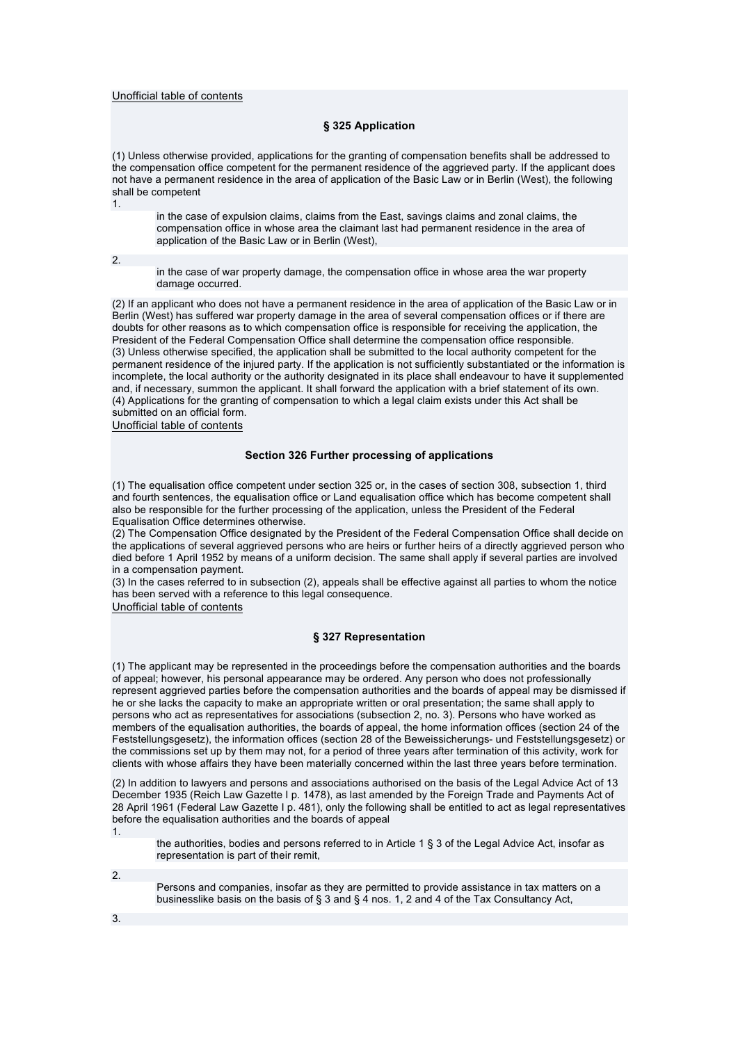Unofficial table of contents

### § 325 Application

(1) Unless otherwise provided, applications for the granting of compensation benefits shall be addressed to the compensation office competent for the permanent residence of the aggrieved party. If the applicant does not have a permanent residence in the area of application of the Basic Law or in Berlin (West), the following shall be competent

1. in the case of expulsion claims, claims from the East, savings claims and zonal claims, the compensation office in whose area the claimant last had permanent residence in the area of application of the Basic Law or in Berlin (West),

2. in the case of war property damage, the compensation office in whose area the war property damage occurred.

(2) If an applicant who does not have a permanent residence in the area of application of the Basic Law or in Berlin (West) has suffered war property damage in the area of several compensation offices or if there are doubts for other reasons as to which compensation office is responsible for receiving the application, the President of the Federal Compensation Office shall determine the compensation office responsible.
(3) Unless otherwise specified, the application shall be submitted to the local authority competent for the permanent residence of the injured party. If the application is not sufficiently substantiated or the information is incomplete, the local authority or the authority designated in its place shall endeavour to have it supplemented and, if necessary, summon the applicant. It shall forward the application with a brief statement of its own.
(4) Applications for the granting of compensation to which a legal claim exists under this Act shall be submitted on an official form.

Unofficial table of contents

### Section 326 Further processing of applications

(1) The equalisation office competent under section 325 or, in the cases of section 308, subsection 1, third and fourth sentences, the equalisation office or Land equalisation office which has become competent shall also be responsible for the further processing of the application, unless the President of the Federal Equalisation Office determines otherwise.
(2) The Compensation Office designated by the President of the Federal Compensation Office shall decide on the applications of several aggrieved persons who are heirs or further heirs of a directly aggrieved person who died before 1 April 1952 by means of a uniform decision. The same shall apply if several parties are involved in a compensation payment.
(3) In the cases referred to in subsection (2), appeals shall be effective against all parties to whom the notice has been served with a reference to this legal consequence.

Unofficial table of contents

### § 327 Representation

(1) The applicant may be represented in the proceedings before the compensation authorities and the boards of appeal; however, his personal appearance may be ordered. Any person who does not professionally represent aggrieved parties before the compensation authorities and the boards of appeal may be dismissed if he or she lacks the capacity to make an appropriate written or oral presentation; the same shall apply to persons who act as representatives for associations (subsection 2, no. 3). Persons who have worked as members of the equalisation authorities, the boards of appeal, the home information offices (section 24 of the Feststellungsgesetz), the information offices (section 28 of the Beweissicherungs- und Feststellungsgesetz) or the commissions set up by them may not, for a period of three years after termination of this activity, work for clients with whose affairs they have been materially concerned within the last three years before termination.

(2) In addition to lawyers and persons and associations authorised on the basis of the Legal Advice Act of 13 December 1935 (Reich Law Gazette I p. 1478), as last amended by the Foreign Trade and Payments Act of 28 April 1961 (Federal Law Gazette I p. 481), only the following shall be entitled to act as legal representatives before the equalisation authorities and the boards of appeal

1. the authorities, bodies and persons referred to in Article 1 § 3 of the Legal Advice Act, insofar as representation is part of their remit,

2. Persons and companies, insofar as they are permitted to provide assistance in tax matters on a businesslike basis on the basis of § 3 and § 4 nos. 1, 2 and 4 of the Tax Consultancy Act,

3.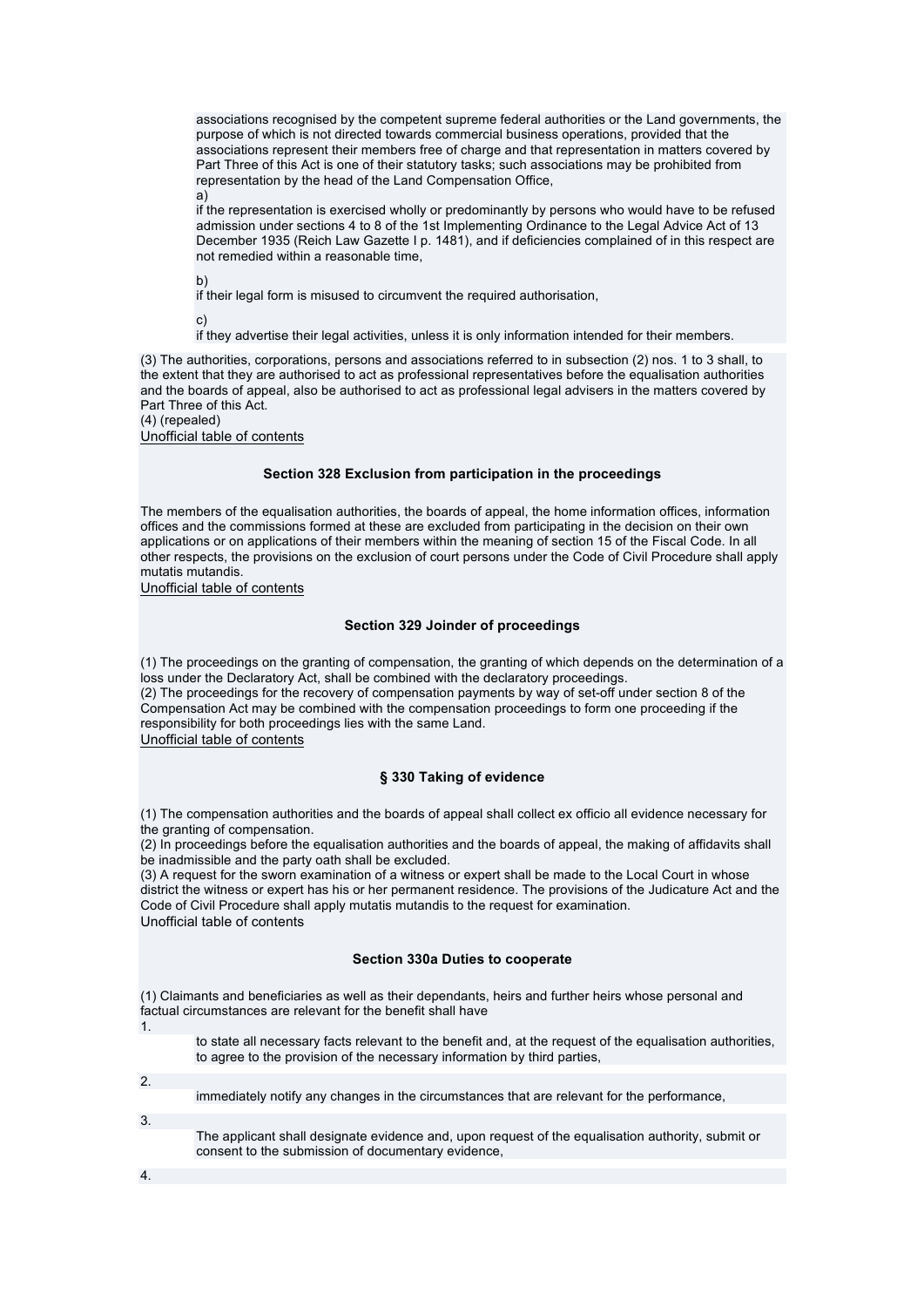associations recognised by the competent supreme federal authorities or the Land governments, the purpose of which is not directed towards commercial business operations, provided that the associations represent their members free of charge and that representation in matters covered by Part Three of this Act is one of their statutory tasks; such associations may be prohibited from representation by the head of the Land Compensation Office,

a)

if the representation is exercised wholly or predominantly by persons who would have to be refused admission under sections 4 to 8 of the 1st Implementing Ordinance to the Legal Advice Act of 13 December 1935 (Reich Law Gazette I p. 1481), and if deficiencies complained of in this respect are not remedied within a reasonable time,

b)

if their legal form is misused to circumvent the required authorisation,

c)

if they advertise their legal activities, unless it is only information intended for their members.

(3) The authorities, corporations, persons and associations referred to in subsection (2) nos. 1 to 3 shall, to the extent that they are authorised to act as professional representatives before the equalisation authorities and the boards of appeal, also be authorised to act as professional legal advisers in the matters covered by Part Three of this Act.

(4) (repealed)

Unofficial table of contents

### Section 328 Exclusion from participation in the proceedings

The members of the equalisation authorities, the boards of appeal, the home information offices, information offices and the commissions formed at these are excluded from participating in the decision on their own applications or on applications of their members within the meaning of section 15 of the Fiscal Code. In all other respects, the provisions on the exclusion of court persons under the Code of Civil Procedure shall apply mutatis mutandis.

Unofficial table of contents

### Section 329 Joinder of proceedings

(1) The proceedings on the granting of compensation, the granting of which depends on the determination of a loss under the Declaratory Act, shall be combined with the declaratory proceedings.

(2) The proceedings for the recovery of compensation payments by way of set-off under section 8 of the Compensation Act may be combined with the compensation proceedings to form one proceeding if the responsibility for both proceedings lies with the same Land.

Unofficial table of contents

### § 330 Taking of evidence

(1) The compensation authorities and the boards of appeal shall collect ex officio all evidence necessary for the granting of compensation.

(2) In proceedings before the equalisation authorities and the boards of appeal, the making of affidavits shall be inadmissible and the party oath shall be excluded.

(3) A request for the sworn examination of a witness or expert shall be made to the Local Court in whose district the witness or expert has his or her permanent residence. The provisions of the Judicature Act and the Code of Civil Procedure shall apply mutatis mutandis to the request for examination.

Unofficial table of contents

### Section 330a Duties to cooperate

(1) Claimants and beneficiaries as well as their dependants, heirs and further heirs whose personal and factual circumstances are relevant for the benefit shall have

1.

to state all necessary facts relevant to the benefit and, at the request of the equalisation authorities, to agree to the provision of the necessary information by third parties,

2.

immediately notify any changes in the circumstances that are relevant for the performance,

3.

The applicant shall designate evidence and, upon request of the equalisation authority, submit or consent to the submission of documentary evidence,

4.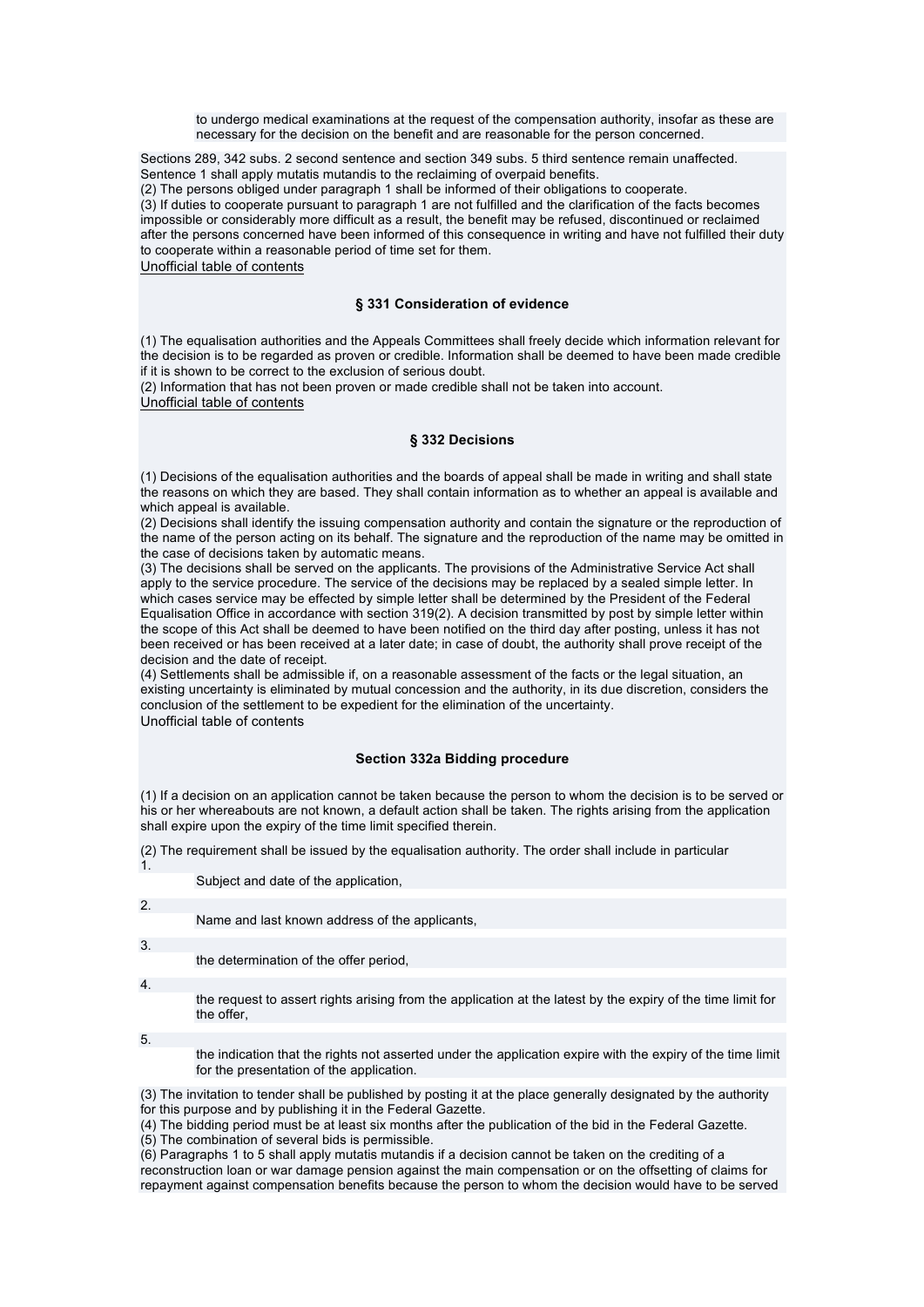to undergo medical examinations at the request of the compensation authority, insofar as these are necessary for the decision on the benefit and are reasonable for the person concerned.

Sections 289, 342 subs. 2 second sentence and section 349 subs. 5 third sentence remain unaffected. Sentence 1 shall apply mutatis mutandis to the reclaiming of overpaid benefits.
(2) The persons obliged under paragraph 1 shall be informed of their obligations to cooperate.
(3) If duties to cooperate pursuant to paragraph 1 are not fulfilled and the clarification of the facts becomes impossible or considerably more difficult as a result, the benefit may be refused, discontinued or reclaimed after the persons concerned have been informed of this consequence in writing and have not fulfilled their duty to cooperate within a reasonable period of time set for them.
Unofficial table of contents

### § 331 Consideration of evidence

(1) The equalisation authorities and the Appeals Committees shall freely decide which information relevant for the decision is to be regarded as proven or credible. Information shall be deemed to have been made credible if it is shown to be correct to the exclusion of serious doubt.
(2) Information that has not been proven or made credible shall not be taken into account.
Unofficial table of contents

### § 332 Decisions

(1) Decisions of the equalisation authorities and the boards of appeal shall be made in writing and shall state the reasons on which they are based. They shall contain information as to whether an appeal is available and which appeal is available.
(2) Decisions shall identify the issuing compensation authority and contain the signature or the reproduction of the name of the person acting on its behalf. The signature and the reproduction of the name may be omitted in the case of decisions taken by automatic means.
(3) The decisions shall be served on the applicants. The provisions of the Administrative Service Act shall apply to the service procedure. The service of the decisions may be replaced by a sealed simple letter. In which cases service may be effected by simple letter shall be determined by the President of the Federal Equalisation Office in accordance with section 319(2). A decision transmitted by post by simple letter within the scope of this Act shall be deemed to have been notified on the third day after posting, unless it has not been received or has been received at a later date; in case of doubt, the authority shall prove receipt of the decision and the date of receipt.
(4) Settlements shall be admissible if, on a reasonable assessment of the facts or the legal situation, an existing uncertainty is eliminated by mutual concession and the authority, in its due discretion, considers the conclusion of the settlement to be expedient for the elimination of the uncertainty.
Unofficial table of contents

### Section 332a Bidding procedure

(1) If a decision on an application cannot be taken because the person to whom the decision is to be served or his or her whereabouts are not known, a default action shall be taken. The rights arising from the application shall expire upon the expiry of the time limit specified therein.

(2) The requirement shall be issued by the equalisation authority. The order shall include in particular

1. Subject and date of the application,
2. Name and last known address of the applicants,
3. the determination of the offer period,
4. the request to assert rights arising from the application at the latest by the expiry of the time limit for the offer,
5. the indication that the rights not asserted under the application expire with the expiry of the time limit for the presentation of the application.

(3) The invitation to tender shall be published by posting it at the place generally designated by the authority for this purpose and by publishing it in the Federal Gazette.
(4) The bidding period must be at least six months after the publication of the bid in the Federal Gazette.
(5) The combination of several bids is permissible.
(6) Paragraphs 1 to 5 shall apply mutatis mutandis if a decision cannot be taken on the crediting of a reconstruction loan or war damage pension against the main compensation or on the offsetting of claims for repayment against compensation benefits because the person to whom the decision would have to be served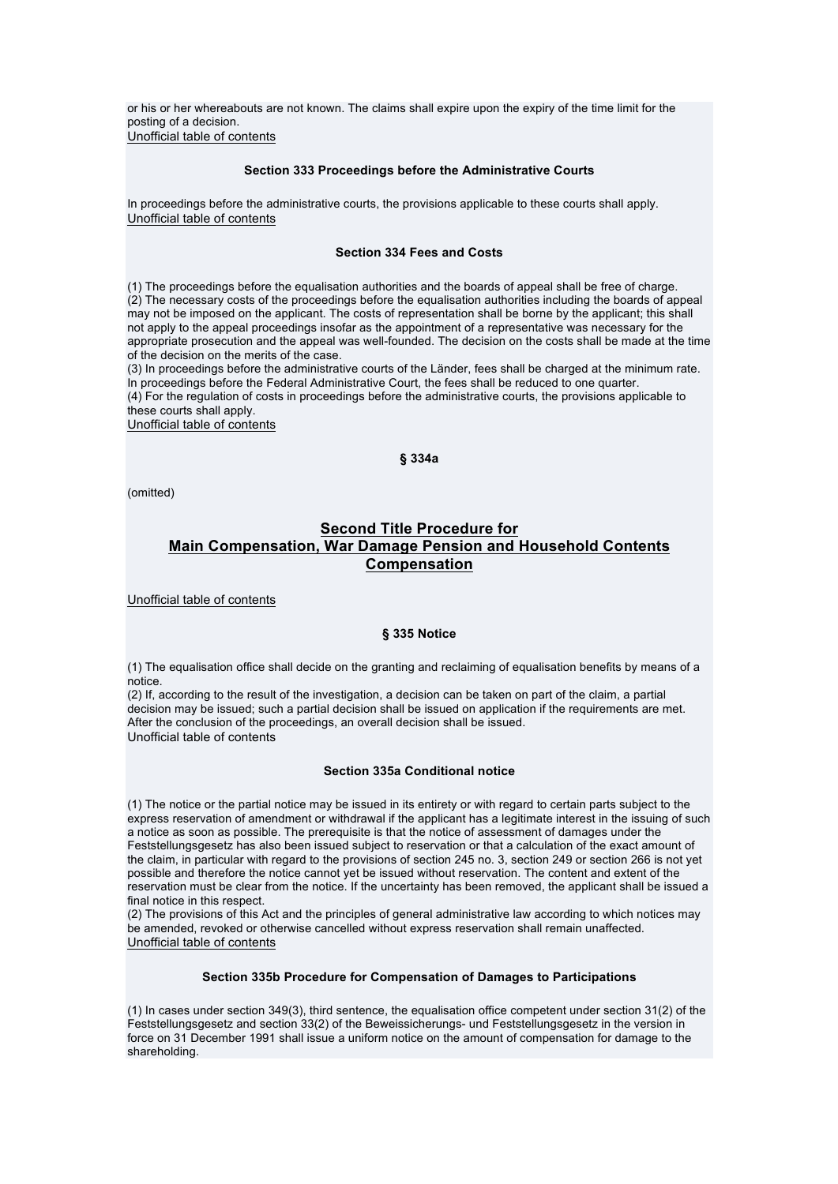or his or her whereabouts are not known. The claims shall expire upon the expiry of the time limit for the posting of a decision.
Unofficial table of contents

### Section 333 Proceedings before the Administrative Courts

In proceedings before the administrative courts, the provisions applicable to these courts shall apply.
Unofficial table of contents

### Section 334 Fees and Costs

(1) The proceedings before the equalisation authorities and the boards of appeal shall be free of charge.
(2) The necessary costs of the proceedings before the equalisation authorities including the boards of appeal may not be imposed on the applicant. The costs of representation shall be borne by the applicant; this shall not apply to the appeal proceedings insofar as the appointment of a representative was necessary for the appropriate prosecution and the appeal was well-founded. The decision on the costs shall be made at the time of the decision on the merits of the case.
(3) In proceedings before the administrative courts of the Länder, fees shall be charged at the minimum rate. In proceedings before the Federal Administrative Court, the fees shall be reduced to one quarter.
(4) For the regulation of costs in proceedings before the administrative courts, the provisions applicable to these courts shall apply.
Unofficial table of contents

### § 334a

(omitted)

## Second Title Procedure for Main Compensation, War Damage Pension and Household Contents Compensation

Unofficial table of contents

### § 335 Notice

(1) The equalisation office shall decide on the granting and reclaiming of equalisation benefits by means of a notice.
(2) If, according to the result of the investigation, a decision can be taken on part of the claim, a partial decision may be issued; such a partial decision shall be issued on application if the requirements are met. After the conclusion of the proceedings, an overall decision shall be issued.
Unofficial table of contents

### Section 335a Conditional notice

(1) The notice or the partial notice may be issued in its entirety or with regard to certain parts subject to the express reservation of amendment or withdrawal if the applicant has a legitimate interest in the issuing of such a notice as soon as possible. The prerequisite is that the notice of assessment of damages under the Feststellungsgesetz has also been issued subject to reservation or that a calculation of the exact amount of the claim, in particular with regard to the provisions of section 245 no. 3, section 249 or section 266 is not yet possible and therefore the notice cannot yet be issued without reservation. The content and extent of the reservation must be clear from the notice. If the uncertainty has been removed, the applicant shall be issued a final notice in this respect.
(2) The provisions of this Act and the principles of general administrative law according to which notices may be amended, revoked or otherwise cancelled without express reservation shall remain unaffected.
Unofficial table of contents

### Section 335b Procedure for Compensation of Damages to Participations

(1) In cases under section 349(3), third sentence, the equalisation office competent under section 31(2) of the Feststellungsgesetz and section 33(2) of the Beweissicherungs- und Feststellungsgesetz in the version in force on 31 December 1991 shall issue a uniform notice on the amount of compensation for damage to the shareholding.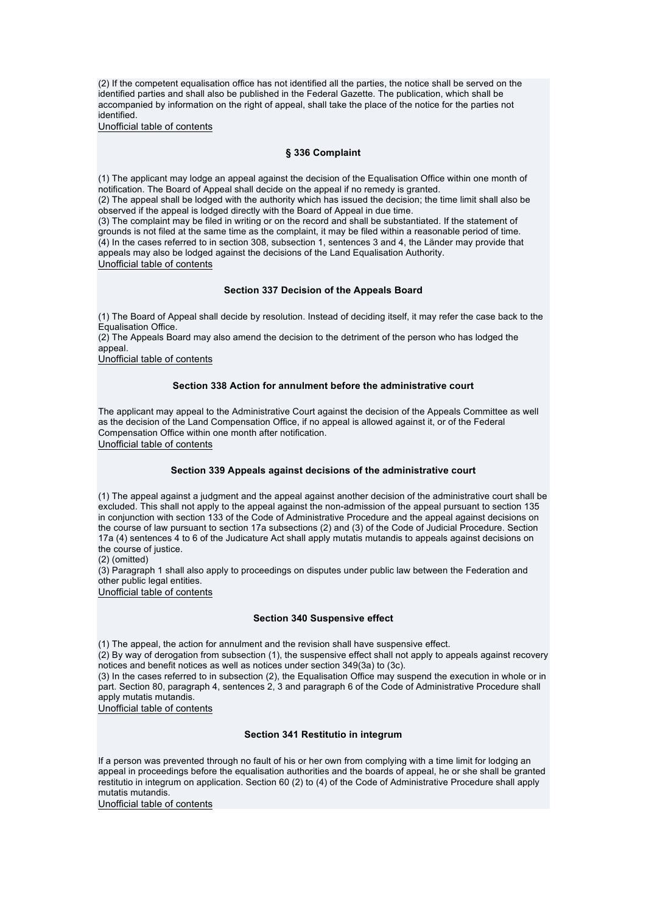(2) If the competent equalisation office has not identified all the parties, the notice shall be served on the identified parties and shall also be published in the Federal Gazette. The publication, which shall be accompanied by information on the right of appeal, shall take the place of the notice for the parties not identified.

Unofficial table of contents

### § 336 Complaint

(1) The applicant may lodge an appeal against the decision of the Equalisation Office within one month of notification. The Board of Appeal shall decide on the appeal if no remedy is granted.
(2) The appeal shall be lodged with the authority which has issued the decision; the time limit shall also be observed if the appeal is lodged directly with the Board of Appeal in due time.
(3) The complaint may be filed in writing or on the record and shall be substantiated. If the statement of grounds is not filed at the same time as the complaint, it may be filed within a reasonable period of time.
(4) In the cases referred to in section 308, subsection 1, sentences 3 and 4, the Länder may provide that appeals may also be lodged against the decisions of the Land Equalisation Authority.

Unofficial table of contents

### Section 337 Decision of the Appeals Board

(1) The Board of Appeal shall decide by resolution. Instead of deciding itself, it may refer the case back to the Equalisation Office.
(2) The Appeals Board may also amend the decision to the detriment of the person who has lodged the appeal.

Unofficial table of contents

### Section 338 Action for annulment before the administrative court

The applicant may appeal to the Administrative Court against the decision of the Appeals Committee as well as the decision of the Land Compensation Office, if no appeal is allowed against it, or of the Federal Compensation Office within one month after notification.

Unofficial table of contents

### Section 339 Appeals against decisions of the administrative court

(1) The appeal against a judgment and the appeal against another decision of the administrative court shall be excluded. This shall not apply to the appeal against the non-admission of the appeal pursuant to section 135 in conjunction with section 133 of the Code of Administrative Procedure and the appeal against decisions on the course of law pursuant to section 17a subsections (2) and (3) of the Code of Judicial Procedure. Section 17a (4) sentences 4 to 6 of the Judicature Act shall apply mutatis mutandis to appeals against decisions on the course of justice.
(2) (omitted)
(3) Paragraph 1 shall also apply to proceedings on disputes under public law between the Federation and other public legal entities.

Unofficial table of contents

### Section 340 Suspensive effect

(1) The appeal, the action for annulment and the revision shall have suspensive effect.
(2) By way of derogation from subsection (1), the suspensive effect shall not apply to appeals against recovery notices and benefit notices as well as notices under section 349(3a) to (3c).
(3) In the cases referred to in subsection (2), the Equalisation Office may suspend the execution in whole or in part. Section 80, paragraph 4, sentences 2, 3 and paragraph 6 of the Code of Administrative Procedure shall apply mutatis mutandis.

Unofficial table of contents

### Section 341 Restitutio in integrum

If a person was prevented through no fault of his or her own from complying with a time limit for lodging an appeal in proceedings before the equalisation authorities and the boards of appeal, he or she shall be granted restitutio in integrum on application. Section 60 (2) to (4) of the Code of Administrative Procedure shall apply mutatis mutandis.

Unofficial table of contents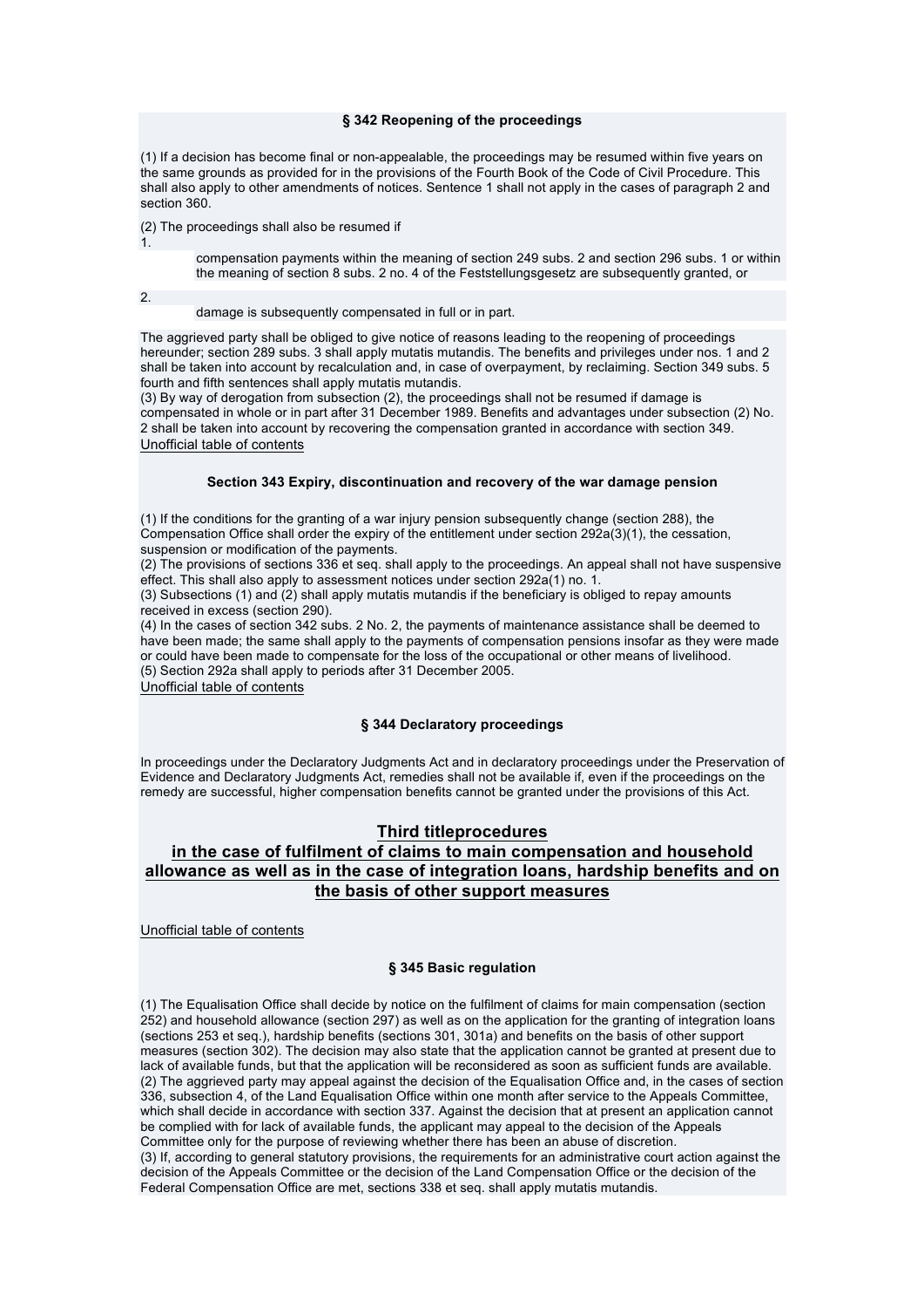### § 342 Reopening of the proceedings

(1) If a decision has become final or non-appealable, the proceedings may be resumed within five years on the same grounds as provided for in the provisions of the Fourth Book of the Code of Civil Procedure. This shall also apply to other amendments of notices. Sentence 1 shall not apply in the cases of paragraph 2 and section 360.

(2) The proceedings shall also be resumed if

1. compensation payments within the meaning of section 249 subs. 2 and section 296 subs. 1 or within the meaning of section 8 subs. 2 no. 4 of the Feststellungsgesetz are subsequently granted, or

2. damage is subsequently compensated in full or in part.

The aggrieved party shall be obliged to give notice of reasons leading to the reopening of proceedings hereunder; section 289 subs. 3 shall apply mutatis mutandis. The benefits and privileges under nos. 1 and 2 shall be taken into account by recalculation and, in case of overpayment, by reclaiming. Section 349 subs. 5 fourth and fifth sentences shall apply mutatis mutandis.
(3) By way of derogation from subsection (2), the proceedings shall not be resumed if damage is compensated in whole or in part after 31 December 1989. Benefits and advantages under subsection (2) No. 2 shall be taken into account by recovering the compensation granted in accordance with section 349.
Unofficial table of contents

### Section 343 Expiry, discontinuation and recovery of the war damage pension

(1) If the conditions for the granting of a war injury pension subsequently change (section 288), the Compensation Office shall order the expiry of the entitlement under section 292a(3)(1), the cessation, suspension or modification of the payments.
(2) The provisions of sections 336 et seq. shall apply to the proceedings. An appeal shall not have suspensive effect. This shall also apply to assessment notices under section 292a(1) no. 1.
(3) Subsections (1) and (2) shall apply mutatis mutandis if the beneficiary is obliged to repay amounts received in excess (section 290).
(4) In the cases of section 342 subs. 2 No. 2, the payments of maintenance assistance shall be deemed to have been made; the same shall apply to the payments of compensation pensions insofar as they were made or could have been made to compensate for the loss of the occupational or other means of livelihood.
(5) Section 292a shall apply to periods after 31 December 2005.
Unofficial table of contents

### § 344 Declaratory proceedings

In proceedings under the Declaratory Judgments Act and in declaratory proceedings under the Preservation of Evidence and Declaratory Judgments Act, remedies shall not be available if, even if the proceedings on the remedy are successful, higher compensation benefits cannot be granted under the provisions of this Act.

## Third titleprocedures in the case of fulfilment of claims to main compensation and household allowance as well as in the case of integration loans, hardship benefits and on the basis of other support measures

Unofficial table of contents

### § 345 Basic regulation

(1) The Equalisation Office shall decide by notice on the fulfilment of claims for main compensation (section 252) and household allowance (section 297) as well as on the application for the granting of integration loans (sections 253 et seq.), hardship benefits (sections 301, 301a) and benefits on the basis of other support measures (section 302). The decision may also state that the application cannot be granted at present due to lack of available funds, but that the application will be reconsidered as soon as sufficient funds are available.
(2) The aggrieved party may appeal against the decision of the Equalisation Office and, in the cases of section 336, subsection 4, of the Land Equalisation Office within one month after service to the Appeals Committee, which shall decide in accordance with section 337. Against the decision that at present an application cannot be complied with for lack of available funds, the applicant may appeal to the decision of the Appeals Committee only for the purpose of reviewing whether there has been an abuse of discretion.
(3) If, according to general statutory provisions, the requirements for an administrative court action against the decision of the Appeals Committee or the decision of the Land Compensation Office or the decision of the Federal Compensation Office are met, sections 338 et seq. shall apply mutatis mutandis.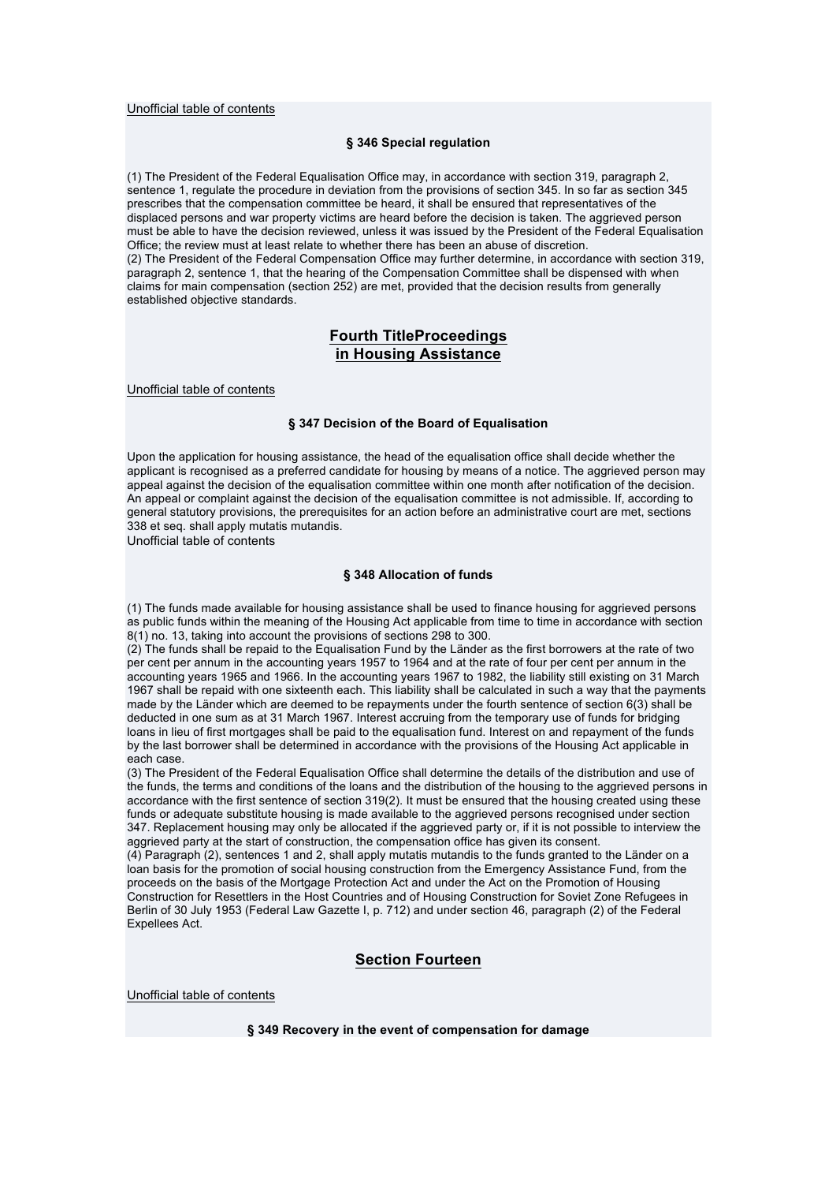Unofficial table of contents

#### § 346 Special regulation

(1) The President of the Federal Equalisation Office may, in accordance with section 319, paragraph 2, sentence 1, regulate the procedure in deviation from the provisions of section 345. In so far as section 345 prescribes that the compensation committee be heard, it shall be ensured that representatives of the displaced persons and war property victims are heard before the decision is taken. The aggrieved person must be able to have the decision reviewed, unless it was issued by the President of the Federal Equalisation Office; the review must at least relate to whether there has been an abuse of discretion.
(2) The President of the Federal Compensation Office may further determine, in accordance with section 319, paragraph 2, sentence 1, that the hearing of the Compensation Committee shall be dispensed with when claims for main compensation (section 252) are met, provided that the decision results from generally established objective standards.

## Fourth TitleProceedings in Housing Assistance

Unofficial table of contents

#### § 347 Decision of the Board of Equalisation

Upon the application for housing assistance, the head of the equalisation office shall decide whether the applicant is recognised as a preferred candidate for housing by means of a notice. The aggrieved person may appeal against the decision of the equalisation committee within one month after notification of the decision. An appeal or complaint against the decision of the equalisation committee is not admissible. If, according to general statutory provisions, the prerequisites for an action before an administrative court are met, sections 338 et seq. shall apply mutatis mutandis.
Unofficial table of contents

#### § 348 Allocation of funds

(1) The funds made available for housing assistance shall be used to finance housing for aggrieved persons as public funds within the meaning of the Housing Act applicable from time to time in accordance with section 8(1) no. 13, taking into account the provisions of sections 298 to 300.
(2) The funds shall be repaid to the Equalisation Fund by the Länder as the first borrowers at the rate of two per cent per annum in the accounting years 1957 to 1964 and at the rate of four per cent per annum in the accounting years 1965 and 1966. In the accounting years 1967 to 1982, the liability still existing on 31 March 1967 shall be repaid with one sixteenth each. This liability shall be calculated in such a way that the payments made by the Länder which are deemed to be repayments under the fourth sentence of section 6(3) shall be deducted in one sum as at 31 March 1967. Interest accruing from the temporary use of funds for bridging loans in lieu of first mortgages shall be paid to the equalisation fund. Interest on and repayment of the funds by the last borrower shall be determined in accordance with the provisions of the Housing Act applicable in each case.
(3) The President of the Federal Equalisation Office shall determine the details of the distribution and use of the funds, the terms and conditions of the loans and the distribution of the housing to the aggrieved persons in accordance with the first sentence of section 319(2). It must be ensured that the housing created using these funds or adequate substitute housing is made available to the aggrieved persons recognised under section 347. Replacement housing may only be allocated if the aggrieved party or, if it is not possible to interview the aggrieved party at the start of construction, the compensation office has given its consent.
(4) Paragraph (2), sentences 1 and 2, shall apply mutatis mutandis to the funds granted to the Länder on a loan basis for the promotion of social housing construction from the Emergency Assistance Fund, from the proceeds on the basis of the Mortgage Protection Act and under the Act on the Promotion of Housing Construction for Resettlers in the Host Countries and of Housing Construction for Soviet Zone Refugees in Berlin of 30 July 1953 (Federal Law Gazette I, p. 712) and under section 46, paragraph (2) of the Federal Expellees Act.

## Section Fourteen

Unofficial table of contents

#### § 349 Recovery in the event of compensation for damage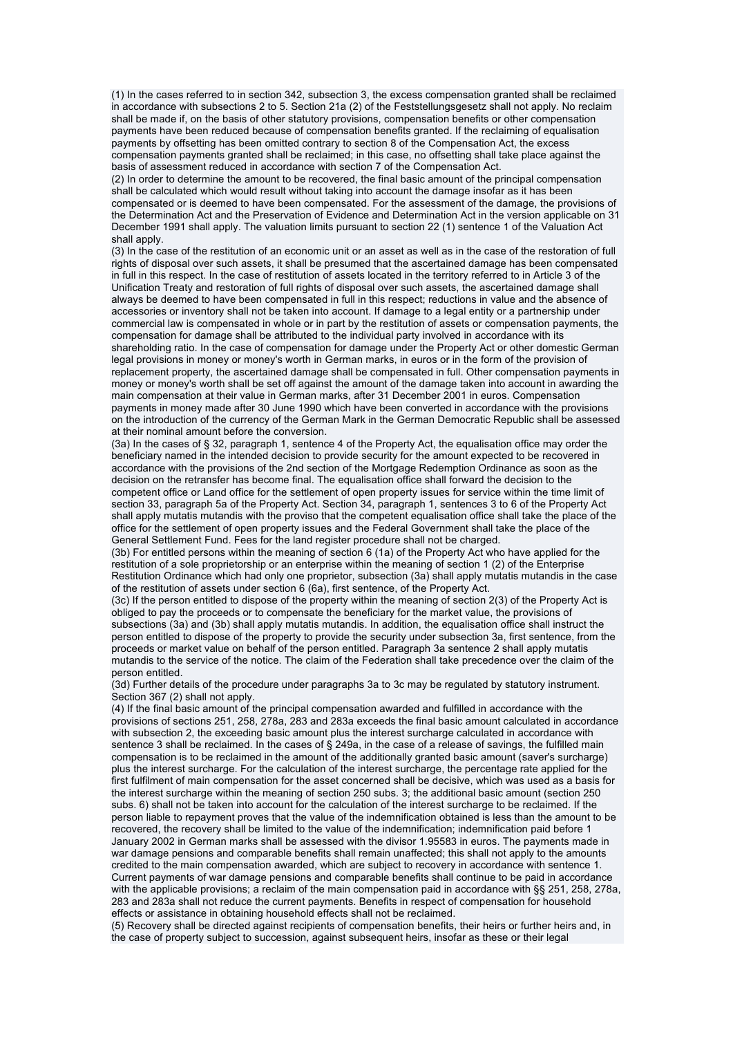(1) In the cases referred to in section 342, subsection 3, the excess compensation granted shall be reclaimed in accordance with subsections 2 to 5. Section 21a (2) of the Feststellungsgesetz shall not apply. No reclaim shall be made if, on the basis of other statutory provisions, compensation benefits or other compensation payments have been reduced because of compensation benefits granted. If the reclaiming of equalisation payments by offsetting has been omitted contrary to section 8 of the Compensation Act, the excess compensation payments granted shall be reclaimed; in this case, no offsetting shall take place against the basis of assessment reduced in accordance with section 7 of the Compensation Act.

(2) In order to determine the amount to be recovered, the final basic amount of the principal compensation shall be calculated which would result without taking into account the damage insofar as it has been compensated or is deemed to have been compensated. For the assessment of the damage, the provisions of the Determination Act and the Preservation of Evidence and Determination Act in the version applicable on 31 December 1991 shall apply. The valuation limits pursuant to section 22 (1) sentence 1 of the Valuation Act shall apply.

(3) In the case of the restitution of an economic unit or an asset as well as in the case of the restoration of full rights of disposal over such assets, it shall be presumed that the ascertained damage has been compensated in full in this respect. In the case of restitution of assets located in the territory referred to in Article 3 of the Unification Treaty and restoration of full rights of disposal over such assets, the ascertained damage shall always be deemed to have been compensated in full in this respect; reductions in value and the absence of accessories or inventory shall not be taken into account. If damage to a legal entity or a partnership under commercial law is compensated in whole or in part by the restitution of assets or compensation payments, the compensation for damage shall be attributed to the individual party involved in accordance with its shareholding ratio. In the case of compensation for damage under the Property Act or other domestic German legal provisions in money or money's worth in German marks, in euros or in the form of the provision of replacement property, the ascertained damage shall be compensated in full. Other compensation payments in money or money's worth shall be set off against the amount of the damage taken into account in awarding the main compensation at their value in German marks, after 31 December 2001 in euros. Compensation payments in money made after 30 June 1990 which have been converted in accordance with the provisions on the introduction of the currency of the German Mark in the German Democratic Republic shall be assessed at their nominal amount before the conversion.

(3a) In the cases of § 32, paragraph 1, sentence 4 of the Property Act, the equalisation office may order the beneficiary named in the intended decision to provide security for the amount expected to be recovered in accordance with the provisions of the 2nd section of the Mortgage Redemption Ordinance as soon as the decision on the retransfer has become final. The equalisation office shall forward the decision to the competent office or Land office for the settlement of open property issues for service within the time limit of section 33, paragraph 5a of the Property Act. Section 34, paragraph 1, sentences 3 to 6 of the Property Act shall apply mutatis mutandis with the proviso that the competent equalisation office shall take the place of the office for the settlement of open property issues and the Federal Government shall take the place of the General Settlement Fund. Fees for the land register procedure shall not be charged.

(3b) For entitled persons within the meaning of section 6 (1a) of the Property Act who have applied for the restitution of a sole proprietorship or an enterprise within the meaning of section 1 (2) of the Enterprise Restitution Ordinance which had only one proprietor, subsection (3a) shall apply mutatis mutandis in the case of the restitution of assets under section 6 (6a), first sentence, of the Property Act.

(3c) If the person entitled to dispose of the property within the meaning of section 2(3) of the Property Act is obliged to pay the proceeds or to compensate the beneficiary for the market value, the provisions of subsections (3a) and (3b) shall apply mutatis mutandis. In addition, the equalisation office shall instruct the person entitled to dispose of the property to provide the security under subsection 3a, first sentence, from the proceeds or market value on behalf of the person entitled. Paragraph 3a sentence 2 shall apply mutatis mutandis to the service of the notice. The claim of the Federation shall take precedence over the claim of the person entitled.

(3d) Further details of the procedure under paragraphs 3a to 3c may be regulated by statutory instrument. Section 367 (2) shall not apply.

(4) If the final basic amount of the principal compensation awarded and fulfilled in accordance with the provisions of sections 251, 258, 278a, 283 and 283a exceeds the final basic amount calculated in accordance with subsection 2, the exceeding basic amount plus the interest surcharge calculated in accordance with sentence 3 shall be reclaimed. In the cases of § 249a, in the case of a release of savings, the fulfilled main compensation is to be reclaimed in the amount of the additionally granted basic amount (saver's surcharge) plus the interest surcharge. For the calculation of the interest surcharge, the percentage rate applied for the first fulfilment of main compensation for the asset concerned shall be decisive, which was used as a basis for the interest surcharge within the meaning of section 250 subs. 3; the additional basic amount (section 250 subs. 6) shall not be taken into account for the calculation of the interest surcharge to be reclaimed. If the person liable to repayment proves that the value of the indemnification obtained is less than the amount to be recovered, the recovery shall be limited to the value of the indemnification; indemnification paid before 1 January 2002 in German marks shall be assessed with the divisor 1.95583 in euros. The payments made in war damage pensions and comparable benefits shall remain unaffected; this shall not apply to the amounts credited to the main compensation awarded, which are subject to recovery in accordance with sentence 1. Current payments of war damage pensions and comparable benefits shall continue to be paid in accordance with the applicable provisions; a reclaim of the main compensation paid in accordance with §§ 251, 258, 278a, 283 and 283a shall not reduce the current payments. Benefits in respect of compensation for household effects or assistance in obtaining household effects shall not be reclaimed.

(5) Recovery shall be directed against recipients of compensation benefits, their heirs or further heirs and, in the case of property subject to succession, against subsequent heirs, insofar as these or their legal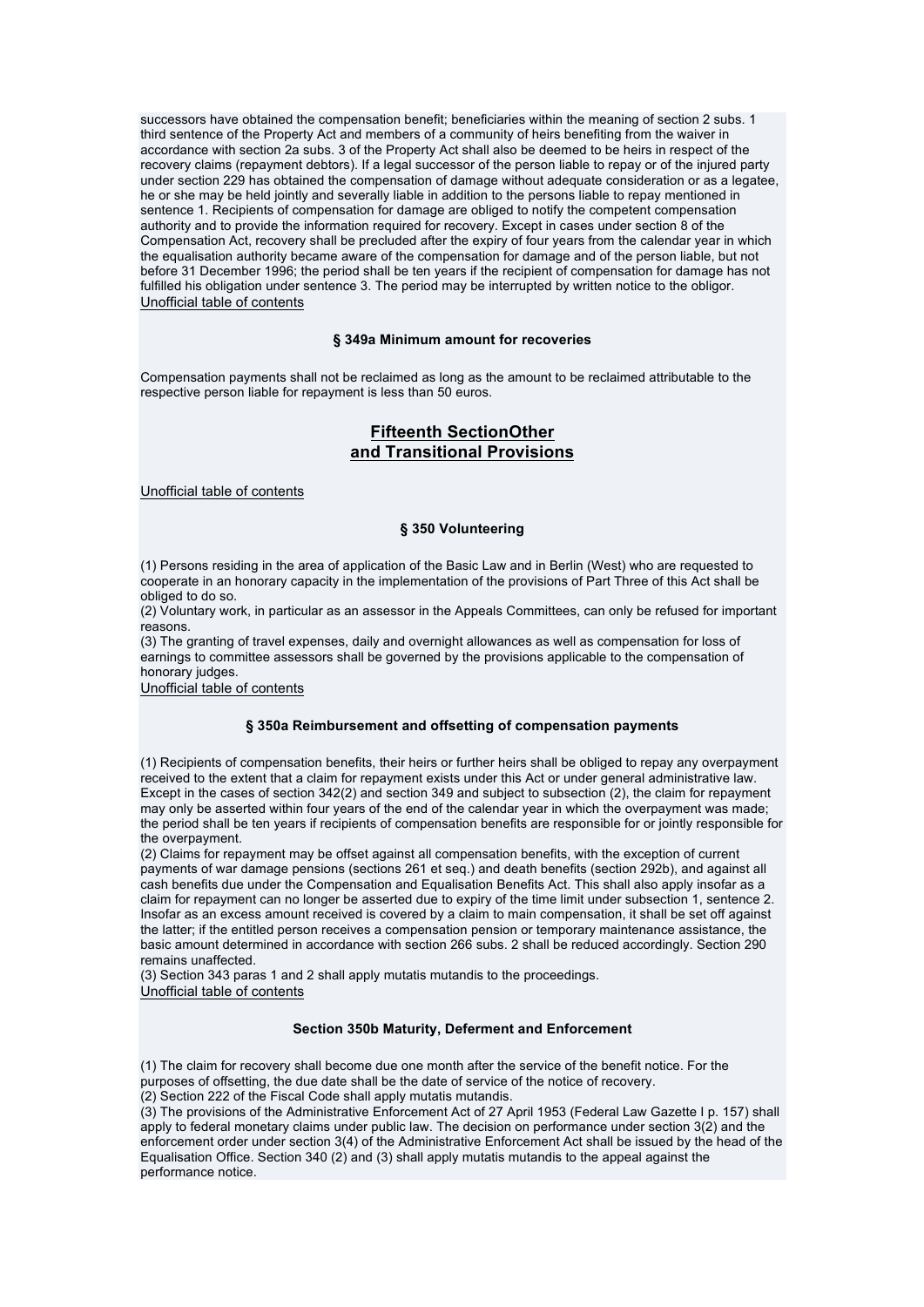successors have obtained the compensation benefit; beneficiaries within the meaning of section 2 subs. 1 third sentence of the Property Act and members of a community of heirs benefiting from the waiver in accordance with section 2a subs. 3 of the Property Act shall also be deemed to be heirs in respect of the recovery claims (repayment debtors). If a legal successor of the person liable to repay or of the injured party under section 229 has obtained the compensation of damage without adequate consideration or as a legatee, he or she may be held jointly and severally liable in addition to the persons liable to repay mentioned in sentence 1. Recipients of compensation for damage are obliged to notify the competent compensation authority and to provide the information required for recovery. Except in cases under section 8 of the Compensation Act, recovery shall be precluded after the expiry of four years from the calendar year in which the equalisation authority became aware of the compensation for damage and of the person liable, but not before 31 December 1996; the period shall be ten years if the recipient of compensation for damage has not fulfilled his obligation under sentence 3. The period may be interrupted by written notice to the obligor.
Unofficial table of contents

### § 349a Minimum amount for recoveries

Compensation payments shall not be reclaimed as long as the amount to be reclaimed attributable to the respective person liable for repayment is less than 50 euros.

## Fifteenth SectionOther and Transitional Provisions

Unofficial table of contents

### § 350 Volunteering

(1) Persons residing in the area of application of the Basic Law and in Berlin (West) who are requested to cooperate in an honorary capacity in the implementation of the provisions of Part Three of this Act shall be obliged to do so.
(2) Voluntary work, in particular as an assessor in the Appeals Committees, can only be refused for important reasons.
(3) The granting of travel expenses, daily and overnight allowances as well as compensation for loss of earnings to committee assessors shall be governed by the provisions applicable to the compensation of honorary judges.
Unofficial table of contents

### § 350a Reimbursement and offsetting of compensation payments

(1) Recipients of compensation benefits, their heirs or further heirs shall be obliged to repay any overpayment received to the extent that a claim for repayment exists under this Act or under general administrative law. Except in the cases of section 342(2) and section 349 and subject to subsection (2), the claim for repayment may only be asserted within four years of the end of the calendar year in which the overpayment was made; the period shall be ten years if recipients of compensation benefits are responsible for or jointly responsible for the overpayment.
(2) Claims for repayment may be offset against all compensation benefits, with the exception of current payments of war damage pensions (sections 261 et seq.) and death benefits (section 292b), and against all cash benefits due under the Compensation and Equalisation Benefits Act. This shall also apply insofar as a claim for repayment can no longer be asserted due to expiry of the time limit under subsection 1, sentence 2. Insofar as an excess amount received is covered by a claim to main compensation, it shall be set off against the latter; if the entitled person receives a compensation pension or temporary maintenance assistance, the basic amount determined in accordance with section 266 subs. 2 shall be reduced accordingly. Section 290 remains unaffected.
(3) Section 343 paras 1 and 2 shall apply mutatis mutandis to the proceedings.
Unofficial table of contents

### Section 350b Maturity, Deferment and Enforcement

(1) The claim for recovery shall become due one month after the service of the benefit notice. For the purposes of offsetting, the due date shall be the date of service of the notice of recovery.
(2) Section 222 of the Fiscal Code shall apply mutatis mutandis.
(3) The provisions of the Administrative Enforcement Act of 27 April 1953 (Federal Law Gazette I p. 157) shall apply to federal monetary claims under public law. The decision on performance under section 3(2) and the enforcement order under section 3(4) of the Administrative Enforcement Act shall be issued by the head of the Equalisation Office. Section 340 (2) and (3) shall apply mutatis mutandis to the appeal against the performance notice.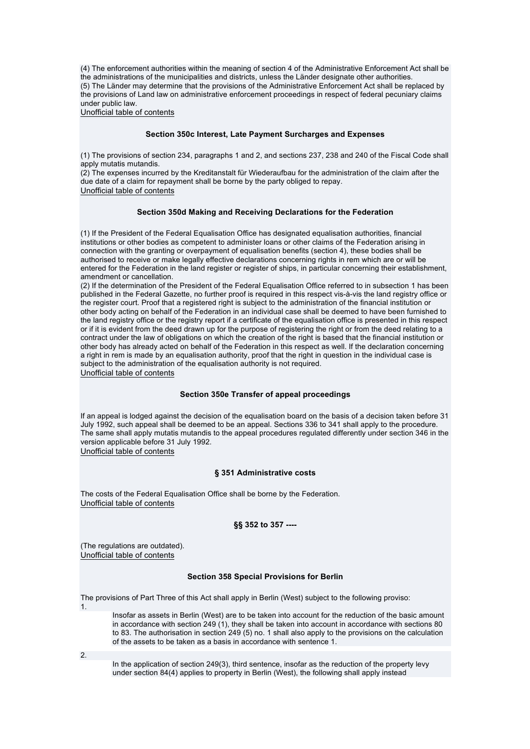(4) The enforcement authorities within the meaning of section 4 of the Administrative Enforcement Act shall be the administrations of the municipalities and districts, unless the Länder designate other authorities.
(5) The Länder may determine that the provisions of the Administrative Enforcement Act shall be replaced by the provisions of Land law on administrative enforcement proceedings in respect of federal pecuniary claims under public law.
Unofficial table of contents

### Section 350c Interest, Late Payment Surcharges and Expenses

(1) The provisions of section 234, paragraphs 1 and 2, and sections 237, 238 and 240 of the Fiscal Code shall apply mutatis mutandis.
(2) The expenses incurred by the Kreditanstalt für Wiederaufbau for the administration of the claim after the due date of a claim for repayment shall be borne by the party obliged to repay.
Unofficial table of contents

### Section 350d Making and Receiving Declarations for the Federation

(1) If the President of the Federal Equalisation Office has designated equalisation authorities, financial institutions or other bodies as competent to administer loans or other claims of the Federation arising in connection with the granting or overpayment of equalisation benefits (section 4), these bodies shall be authorised to receive or make legally effective declarations concerning rights in rem which are or will be entered for the Federation in the land register or register of ships, in particular concerning their establishment, amendment or cancellation.
(2) If the determination of the President of the Federal Equalisation Office referred to in subsection 1 has been published in the Federal Gazette, no further proof is required in this respect vis-à-vis the land registry office or the register court. Proof that a registered right is subject to the administration of the financial institution or other body acting on behalf of the Federation in an individual case shall be deemed to have been furnished to the land registry office or the registry report if a certificate of the equalisation office is presented in this respect or if it is evident from the deed drawn up for the purpose of registering the right or from the deed relating to a contract under the law of obligations on which the creation of the right is based that the financial institution or other body has already acted on behalf of the Federation in this respect as well. If the declaration concerning a right in rem is made by an equalisation authority, proof that the right in question in the individual case is subject to the administration of the equalisation authority is not required.
Unofficial table of contents

### Section 350e Transfer of appeal proceedings

If an appeal is lodged against the decision of the equalisation board on the basis of a decision taken before 31 July 1992, such appeal shall be deemed to be an appeal. Sections 336 to 341 shall apply to the procedure. The same shall apply mutatis mutandis to the appeal procedures regulated differently under section 346 in the version applicable before 31 July 1992.
Unofficial table of contents

### § 351 Administrative costs

The costs of the Federal Equalisation Office shall be borne by the Federation.
Unofficial table of contents

### §§ 352 to 357 ----

(The regulations are outdated).
Unofficial table of contents

### Section 358 Special Provisions for Berlin

The provisions of Part Three of this Act shall apply in Berlin (West) subject to the following proviso:

1. Insofar as assets in Berlin (West) are to be taken into account for the reduction of the basic amount in accordance with section 249 (1), they shall be taken into account in accordance with sections 80 to 83. The authorisation in section 249 (5) no. 1 shall also apply to the provisions on the calculation of the assets to be taken as a basis in accordance with sentence 1.

2. In the application of section 249(3), third sentence, insofar as the reduction of the property levy under section 84(4) applies to property in Berlin (West), the following shall apply instead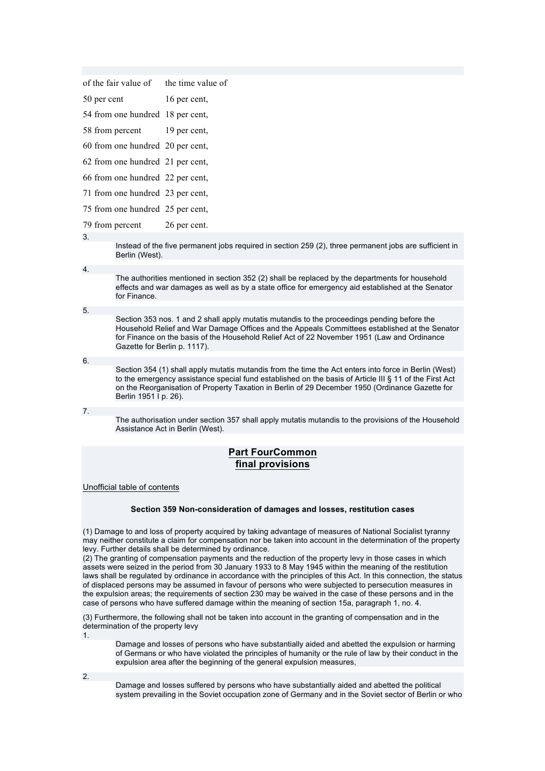| of the fair value of | the time value of |
| --- | --- |
| 50 per cent | 16 per cent, |
| 54 from one hundred | 18 per cent, |
| 58 from percent | 19 per cent, |
| 60 from one hundred | 20 per cent, |
| 62 from one hundred | 21 per cent, |
| 66 from one hundred | 22 per cent, |
| 71 from one hundred | 23 per cent, |
| 75 from one hundred | 25 per cent, |
| 79 from percent | 26 per cent. |

3.
Instead of the five permanent jobs required in section 259 (2), three permanent jobs are sufficient in Berlin (West).

4.
The authorities mentioned in section 352 (2) shall be replaced by the departments for household effects and war damages as well as by a state office for emergency aid established at the Senator for Finance.

5.
Section 353 nos. 1 and 2 shall apply mutatis mutandis to the proceedings pending before the Household Relief and War Damage Offices and the Appeals Committees established at the Senator for Finance on the basis of the Household Relief Act of 22 November 1951 (Law and Ordinance Gazette for Berlin p. 1117).

6.
Section 354 (1) shall apply mutatis mutandis from the time the Act enters into force in Berlin (West) to the emergency assistance special fund established on the basis of Article III § 11 of the First Act on the Reorganisation of Property Taxation in Berlin of 29 December 1950 (Ordinance Gazette for Berlin 1951 I p. 26).

7.
The authorisation under section 357 shall apply mutatis mutandis to the provisions of the Household Assistance Act in Berlin (West).

## Part FourCommon final provisions

Unofficial table of contents

### Section 359 Non-consideration of damages and losses, restitution cases

(1) Damage to and loss of property acquired by taking advantage of measures of National Socialist tyranny may neither constitute a claim for compensation nor be taken into account in the determination of the property levy. Further details shall be determined by ordinance.
(2) The granting of compensation payments and the reduction of the property levy in those cases in which assets were seized in the period from 30 January 1933 to 8 May 1945 within the meaning of the restitution laws shall be regulated by ordinance in accordance with the principles of this Act. In this connection, the status of displaced persons may be assumed in favour of persons who were subjected to persecution measures in the expulsion areas; the requirements of section 230 may be waived in the case of these persons and in the case of persons who have suffered damage within the meaning of section 15a, paragraph 1, no. 4.

(3) Furthermore, the following shall not be taken into account in the granting of compensation and in the determination of the property levy

1.
Damage and losses of persons who have substantially aided and abetted the expulsion or harming of Germans or who have violated the principles of humanity or the rule of law by their conduct in the expulsion area after the beginning of the general expulsion measures,

2.
Damage and losses suffered by persons who have substantially aided and abetted the political system prevailing in the Soviet occupation zone of Germany and in the Soviet sector of Berlin or who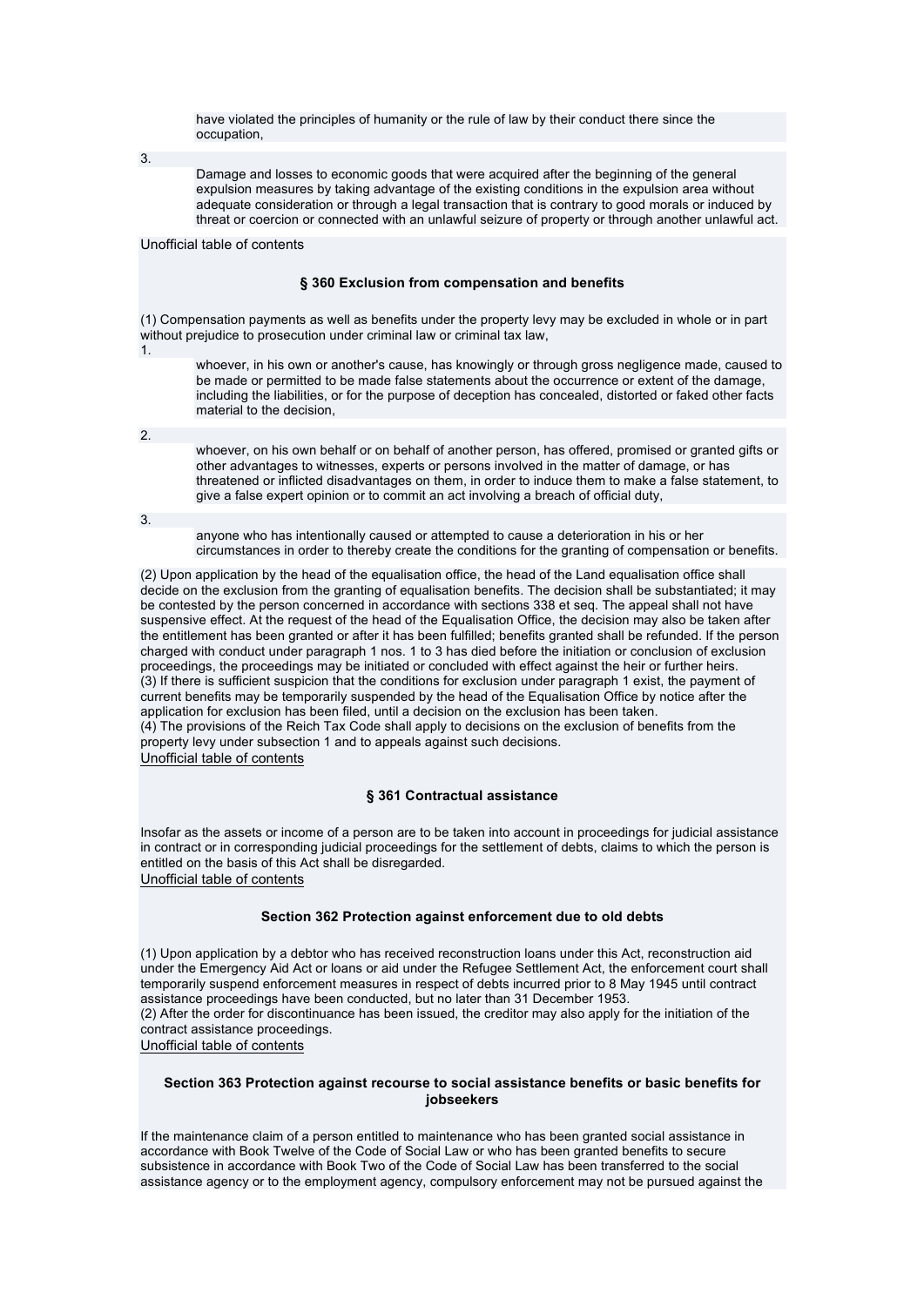have violated the principles of humanity or the rule of law by their conduct there since the occupation,

3. Damage and losses to economic goods that were acquired after the beginning of the general expulsion measures by taking advantage of the existing conditions in the expulsion area without adequate consideration or through a legal transaction that is contrary to good morals or induced by threat or coercion or connected with an unlawful seizure of property or through another unlawful act.

Unofficial table of contents

### § 360 Exclusion from compensation and benefits

(1) Compensation payments as well as benefits under the property levy may be excluded in whole or in part without prejudice to prosecution under criminal law or criminal tax law,

1. whoever, in his own or another's cause, has knowingly or through gross negligence made, caused to be made or permitted to be made false statements about the occurrence or extent of the damage, including the liabilities, or for the purpose of deception has concealed, distorted or faked other facts material to the decision,

2. whoever, on his own behalf or on behalf of another person, has offered, promised or granted gifts or other advantages to witnesses, experts or persons involved in the matter of damage, or has threatened or inflicted disadvantages on them, in order to induce them to make a false statement, to give a false expert opinion or to commit an act involving a breach of official duty,

3. anyone who has intentionally caused or attempted to cause a deterioration in his or her circumstances in order to thereby create the conditions for the granting of compensation or benefits.

(2) Upon application by the head of the equalisation office, the head of the Land equalisation office shall decide on the exclusion from the granting of equalisation benefits. The decision shall be substantiated; it may be contested by the person concerned in accordance with sections 338 et seq. The appeal shall not have suspensive effect. At the request of the head of the Equalisation Office, the decision may also be taken after the entitlement has been granted or after it has been fulfilled; benefits granted shall be refunded. If the person charged with conduct under paragraph 1 nos. 1 to 3 has died before the initiation or conclusion of exclusion proceedings, the proceedings may be initiated or concluded with effect against the heir or further heirs.
(3) If there is sufficient suspicion that the conditions for exclusion under paragraph 1 exist, the payment of current benefits may be temporarily suspended by the head of the Equalisation Office by notice after the application for exclusion has been filed, until a decision on the exclusion has been taken.
(4) The provisions of the Reich Tax Code shall apply to decisions on the exclusion of benefits from the property levy under subsection 1 and to appeals against such decisions.

Unofficial table of contents

### § 361 Contractual assistance

Insofar as the assets or income of a person are to be taken into account in proceedings for judicial assistance in contract or in corresponding judicial proceedings for the settlement of debts, claims to which the person is entitled on the basis of this Act shall be disregarded.

Unofficial table of contents

### Section 362 Protection against enforcement due to old debts

(1) Upon application by a debtor who has received reconstruction loans under this Act, reconstruction aid under the Emergency Aid Act or loans or aid under the Refugee Settlement Act, the enforcement court shall temporarily suspend enforcement measures in respect of debts incurred prior to 8 May 1945 until contract assistance proceedings have been conducted, but no later than 31 December 1953.
(2) After the order for discontinuance has been issued, the creditor may also apply for the initiation of the contract assistance proceedings.

Unofficial table of contents

### Section 363 Protection against recourse to social assistance benefits or basic benefits for jobseekers

If the maintenance claim of a person entitled to maintenance who has been granted social assistance in accordance with Book Twelve of the Code of Social Law or who has been granted benefits to secure subsistence in accordance with Book Two of the Code of Social Law has been transferred to the social assistance agency or to the employment agency, compulsory enforcement may not be pursued against the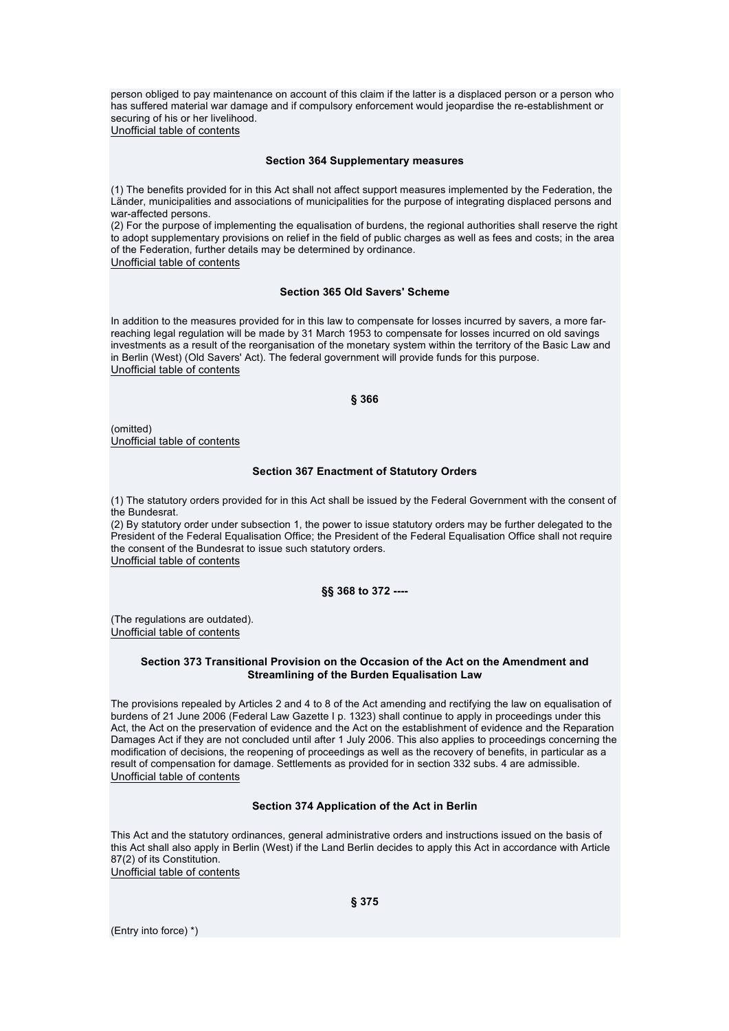person obliged to pay maintenance on account of this claim if the latter is a displaced person or a person who has suffered material war damage and if compulsory enforcement would jeopardise the re-establishment or securing of his or her livelihood.
Unofficial table of contents

### Section 364 Supplementary measures

(1) The benefits provided for in this Act shall not affect support measures implemented by the Federation, the Länder, municipalities and associations of municipalities for the purpose of integrating displaced persons and war-affected persons.
(2) For the purpose of implementing the equalisation of burdens, the regional authorities shall reserve the right to adopt supplementary provisions on relief in the field of public charges as well as fees and costs; in the area of the Federation, further details may be determined by ordinance.
Unofficial table of contents

### Section 365 Old Savers' Scheme

In addition to the measures provided for in this law to compensate for losses incurred by savers, a more far-reaching legal regulation will be made by 31 March 1953 to compensate for losses incurred on old savings investments as a result of the reorganisation of the monetary system within the territory of the Basic Law and in Berlin (West) (Old Savers' Act). The federal government will provide funds for this purpose.
Unofficial table of contents

### § 366

(omitted)
Unofficial table of contents

### Section 367 Enactment of Statutory Orders

(1) The statutory orders provided for in this Act shall be issued by the Federal Government with the consent of the Bundesrat.
(2) By statutory order under subsection 1, the power to issue statutory orders may be further delegated to the President of the Federal Equalisation Office; the President of the Federal Equalisation Office shall not require the consent of the Bundesrat to issue such statutory orders.
Unofficial table of contents

### §§ 368 to 372 ----

(The regulations are outdated).
Unofficial table of contents

### Section 373 Transitional Provision on the Occasion of the Act on the Amendment and Streamlining of the Burden Equalisation Law

The provisions repealed by Articles 2 and 4 to 8 of the Act amending and rectifying the law on equalisation of burdens of 21 June 2006 (Federal Law Gazette I p. 1323) shall continue to apply in proceedings under this Act, the Act on the preservation of evidence and the Act on the establishment of evidence and the Reparation Damages Act if they are not concluded until after 1 July 2006. This also applies to proceedings concerning the modification of decisions, the reopening of proceedings as well as the recovery of benefits, in particular as a result of compensation for damage. Settlements as provided for in section 332 subs. 4 are admissible.
Unofficial table of contents

### Section 374 Application of the Act in Berlin

This Act and the statutory ordinances, general administrative orders and instructions issued on the basis of this Act shall also apply in Berlin (West) if the Land Berlin decides to apply this Act in accordance with Article 87(2) of its Constitution.
Unofficial table of contents

### § 375

(Entry into force) *)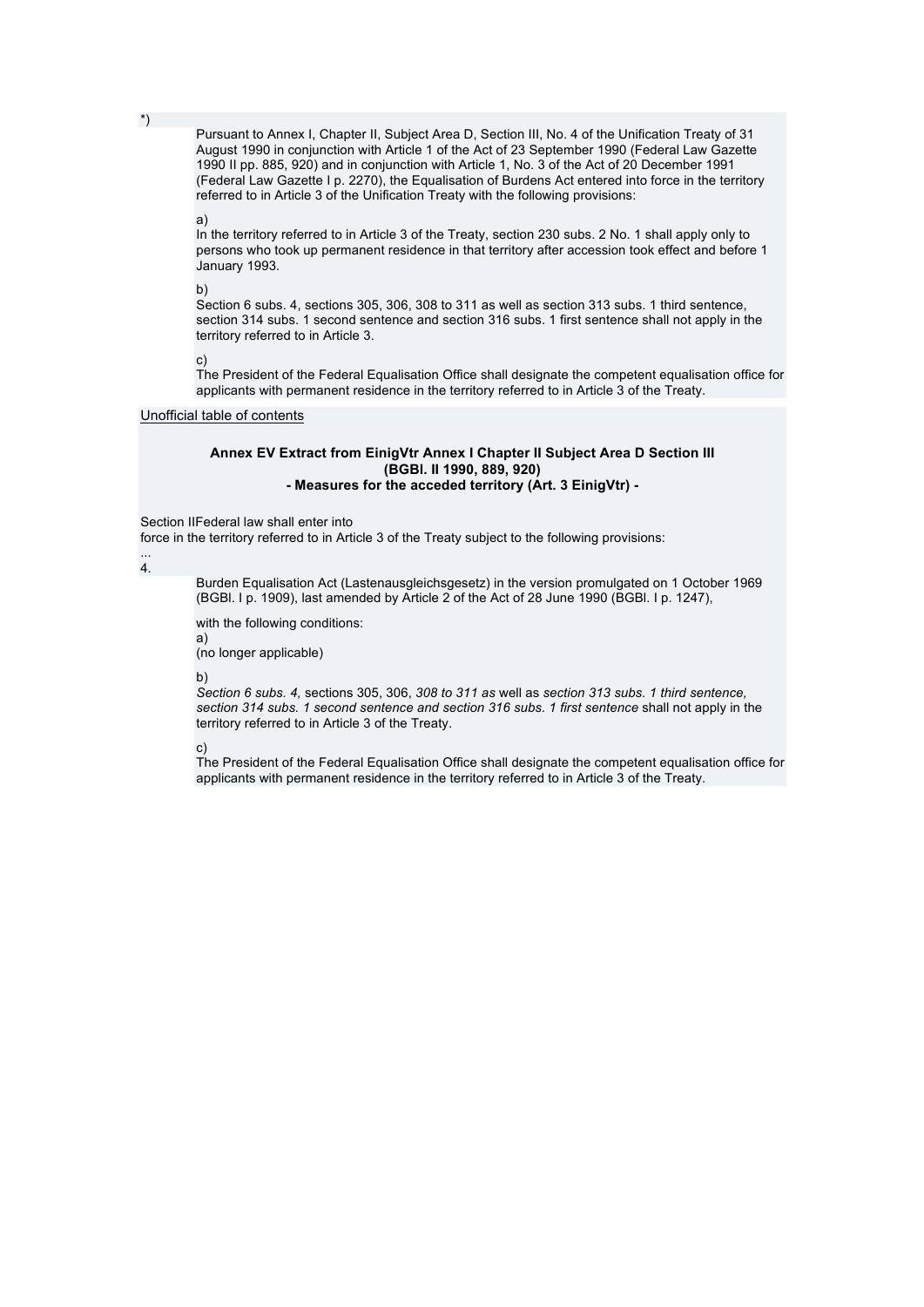*)

Pursuant to Annex I, Chapter II, Subject Area D, Section III, No. 4 of the Unification Treaty of 31 August 1990 in conjunction with Article 1 of the Act of 23 September 1990 (Federal Law Gazette 1990 II pp. 885, 920) and in conjunction with Article 1, No. 3 of the Act of 20 December 1991 (Federal Law Gazette I p. 2270), the Equalisation of Burdens Act entered into force in the territory referred to in Article 3 of the Unification Treaty with the following provisions:

a)
In the territory referred to in Article 3 of the Treaty, section 230 subs. 2 No. 1 shall apply only to persons who took up permanent residence in that territory after accession took effect and before 1 January 1993.

b)
Section 6 subs. 4, sections 305, 306, 308 to 311 as well as section 313 subs. 1 third sentence, section 314 subs. 1 second sentence and section 316 subs. 1 first sentence shall not apply in the territory referred to in Article 3.

c)
The President of the Federal Equalisation Office shall designate the competent equalisation office for applicants with permanent residence in the territory referred to in Article 3 of the Treaty.

Unofficial table of contents

### Annex EV Extract from EinigVtr Annex I Chapter II Subject Area D Section III (BGBl. II 1990, 889, 920) - Measures for the acceded territory (Art. 3 EinigVtr) -

Section IIFederal law shall enter into
force in the territory referred to in Article 3 of the Treaty subject to the following provisions:

...

4.

Burden Equalisation Act (Lastenausgleichsgesetz) in the version promulgated on 1 October 1969 (BGBl. I p. 1909), last amended by Article 2 of the Act of 28 June 1990 (BGBl. I p. 1247),

with the following conditions:

a)
(no longer applicable)

b)
*Section 6 subs. 4,* sections 305, 306, *308 to 311 as* well as *section 313 subs. 1 third sentence, section 314 subs. 1 second sentence and section 316 subs. 1 first sentence* shall not apply in the territory referred to in Article 3 of the Treaty.

c)
The President of the Federal Equalisation Office shall designate the competent equalisation office for applicants with permanent residence in the territory referred to in Article 3 of the Treaty.